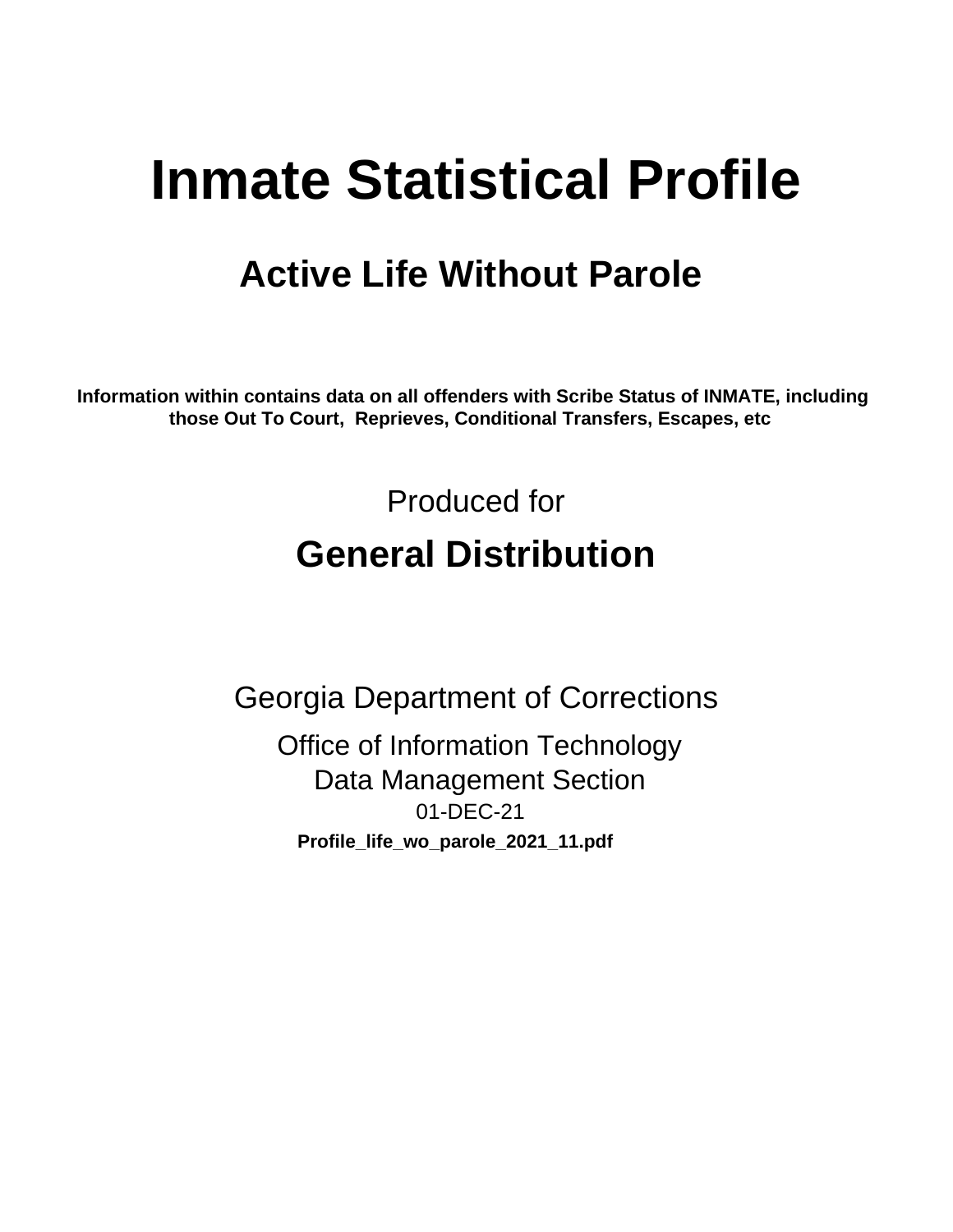# Inmate Statistical Profile

## Active Life Without Parole

**Information within contains data on all offenders with Scribe Status of INMATE, including those Out To Court, Reprieves, Conditional Transfers, Escapes, etc**

Produced for

## General Distribution

Georgia Department of Corrections

Office of Information Technology
Data Management Section
01-DEC-21

**Profile_life_wo_parole_2021_11.pdf**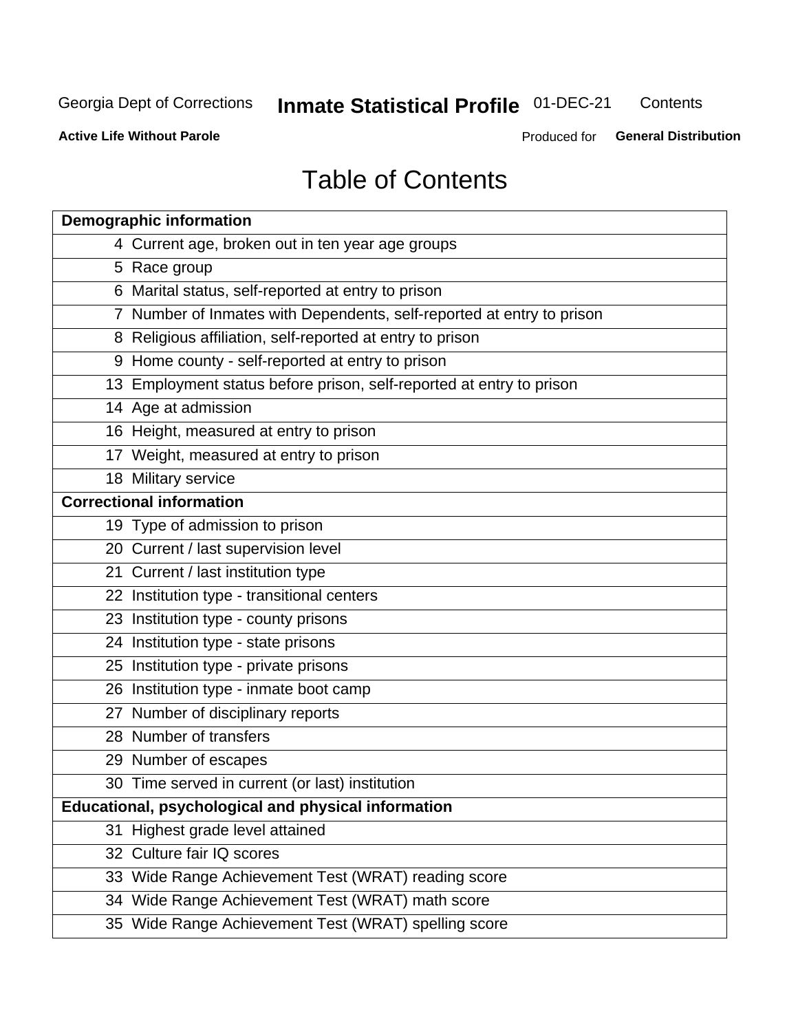# Table of Contents

| | |
|---|---|
| **Demographic information** | |
| 4 | Current age, broken out in ten year age groups |
| 5 | Race group |
| 6 | Marital status, self-reported at entry to prison |
| 7 | Number of Inmates with Dependents, self-reported at entry to prison |
| 8 | Religious affiliation, self-reported at entry to prison |
| 9 | Home county - self-reported at entry to prison |
| 13 | Employment status before prison, self-reported at entry to prison |
| 14 | Age at admission |
| 16 | Height, measured at entry to prison |
| 17 | Weight, measured at entry to prison |
| 18 | Military service |
| **Correctional information** | |
| 19 | Type of admission to prison |
| 20 | Current / last supervision level |
| 21 | Current / last institution type |
| 22 | Institution type - transitional centers |
| 23 | Institution type - county prisons |
| 24 | Institution type - state prisons |
| 25 | Institution type - private prisons |
| 26 | Institution type - inmate boot camp |
| 27 | Number of disciplinary reports |
| 28 | Number of transfers |
| 29 | Number of escapes |
| 30 | Time served in current (or last) institution |
| **Educational, psychological and physical information** | |
| 31 | Highest grade level attained |
| 32 | Culture fair IQ scores |
| 33 | Wide Range Achievement Test (WRAT) reading score |
| 34 | Wide Range Achievement Test (WRAT) math score |
| 35 | Wide Range Achievement Test (WRAT) spelling score |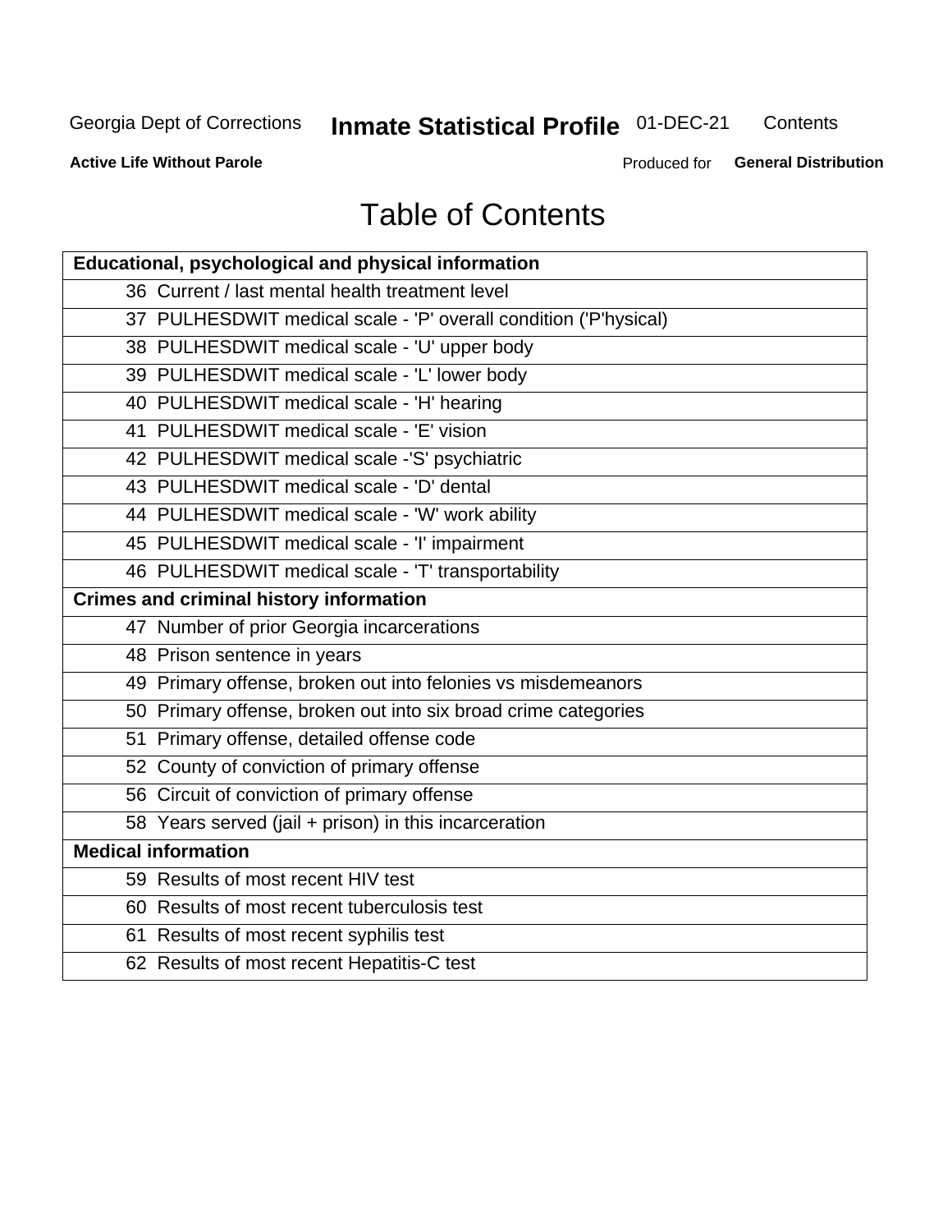# Table of Contents

| Educational, psychological and physical information |
|---|
| 36 Current / last mental health treatment level |
| 37 PULHESDWIT medical scale - 'P' overall condition ('P'hysical) |
| 38 PULHESDWIT medical scale - 'U' upper body |
| 39 PULHESDWIT medical scale - 'L' lower body |
| 40 PULHESDWIT medical scale - 'H' hearing |
| 41 PULHESDWIT medical scale - 'E' vision |
| 42 PULHESDWIT medical scale -'S' psychiatric |
| 43 PULHESDWIT medical scale - 'D' dental |
| 44 PULHESDWIT medical scale - 'W' work ability |
| 45 PULHESDWIT medical scale - 'I' impairment |
| 46 PULHESDWIT medical scale - 'T' transportability |
| **Crimes and criminal history information** |
| 47 Number of prior Georgia incarcerations |
| 48 Prison sentence in years |
| 49 Primary offense, broken out into felonies vs misdemeanors |
| 50 Primary offense, broken out into six broad crime categories |
| 51 Primary offense, detailed offense code |
| 52 County of conviction of primary offense |
| 56 Circuit of conviction of primary offense |
| 58 Years served (jail + prison) in this incarceration |
| **Medical information** |
| 59 Results of most recent HIV test |
| 60 Results of most recent tuberculosis test |
| 61 Results of most recent syphilis test |
| 62 Results of most recent Hepatitis-C test |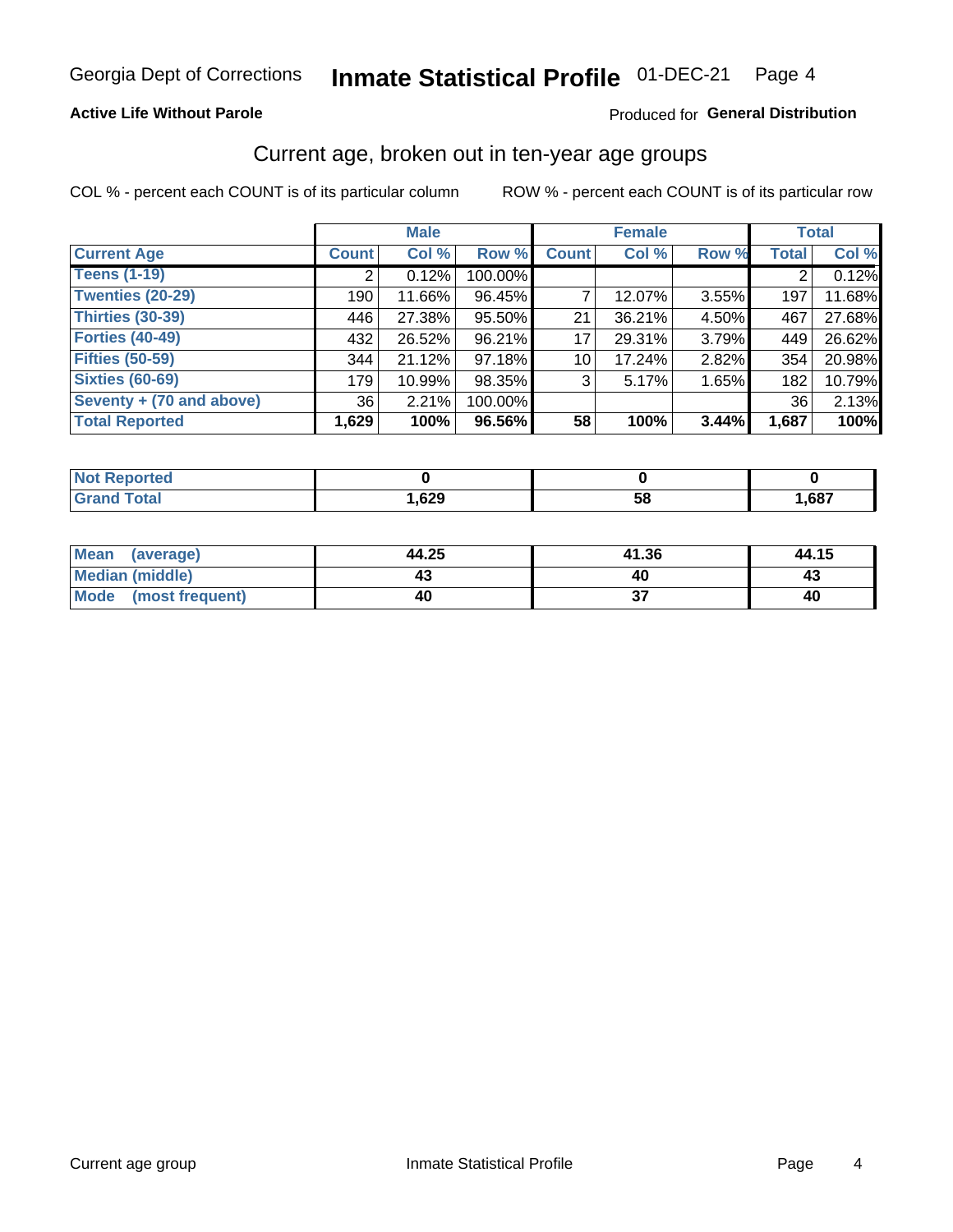Georgia Dept of Corrections **Inmate Statistical Profile** 01-DEC-21

**Active Life Without Parole**

Produced for **General Distribution**

## Current age, broken out in ten-year age groups

COL % - percent each COUNT is of its particular column

ROW % - percent each COUNT is of its particular row

| | Male | | | Female | | | Total | |
|---|---|---|---|---|---|---|---|---|
| **Current Age** | **Count** | **Col %** | **Row %** | **Count** | **Col %** | **Row %** | **Total** | **Col %** |
| **Teens (1-19)** | 2 | 0.12% | 100.00% | | | | 2 | 0.12% |
| **Twenties (20-29)** | 190 | 11.66% | 96.45% | 7 | 12.07% | 3.55% | 197 | 11.68% |
| **Thirties (30-39)** | 446 | 27.38% | 95.50% | 21 | 36.21% | 4.50% | 467 | 27.68% |
| **Forties (40-49)** | 432 | 26.52% | 96.21% | 17 | 29.31% | 3.79% | 449 | 26.62% |
| **Fifties (50-59)** | 344 | 21.12% | 97.18% | 10 | 17.24% | 2.82% | 354 | 20.98% |
| **Sixties (60-69)** | 179 | 10.99% | 98.35% | 3 | 5.17% | 1.65% | 182 | 10.79% |
| **Seventy + (70 and above)** | 36 | 2.21% | 100.00% | | | | 36 | 2.13% |
| **Total Reported** | **1,629** | **100%** | **96.56%** | **58** | **100%** | **3.44%** | **1,687** | **100%** |

| | Male | Female | Total |
|---|---|---|---|
| **Not Reported** | **0** | **0** | **0** |
| **Grand Total** | **1,629** | **58** | **1,687** |

| | Male | Female | Total |
|---|---|---|---|
| **Mean (average)** | **44.25** | **41.36** | **44.15** |
| **Median (middle)** | **43** | **40** | **43** |
| **Mode (most frequent)** | **40** | **37** | **40** |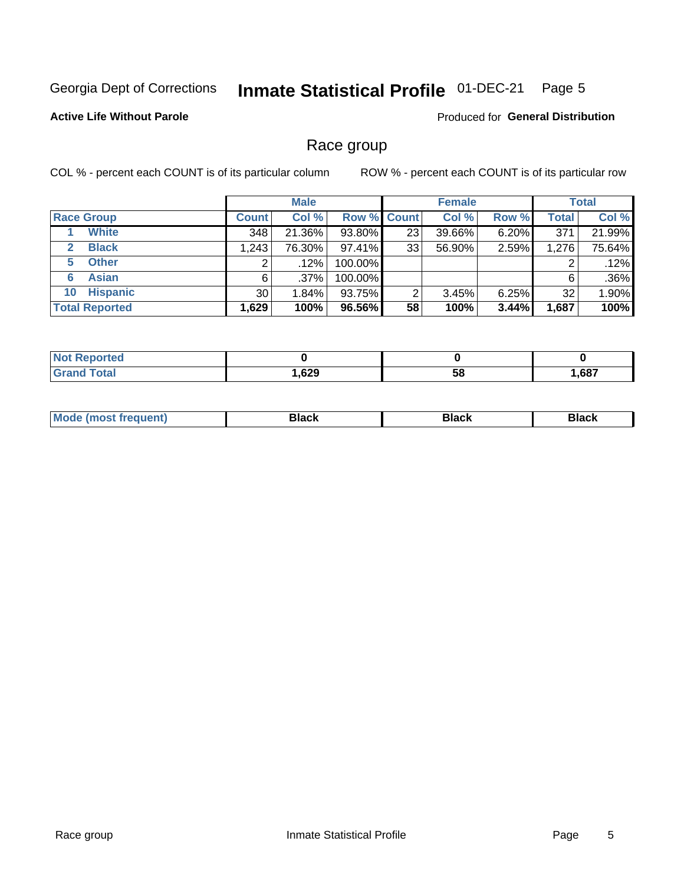Georgia Dept of Corrections **Inmate Statistical Profile** 01-DEC-21

**Active Life Without Parole**

Produced for **General Distribution**

## Race group

COL % - percent each COUNT is of its particular column

ROW % - percent each COUNT is of its particular row

| | Male | | | Female | | | Total | |
|---|---|---|---|---|---|---|---|---|
| **Race Group** | **Count** | **Col %** | **Row %** | **Count** | **Col %** | **Row %** | **Total** | **Col %** |
| 1 **White** | 348 | 21.36% | 93.80% | 23 | 39.66% | 6.20% | 371 | 21.99% |
| 2 **Black** | 1,243 | 76.30% | 97.41% | 33 | 56.90% | 2.59% | 1,276 | 75.64% |
| 5 **Other** | 2 | .12% | 100.00% | | | | 2 | .12% |
| 6 **Asian** | 6 | .37% | 100.00% | | | | 6 | .36% |
| 10 **Hispanic** | 30 | 1.84% | 93.75% | 2 | 3.45% | 6.25% | 32 | 1.90% |
| **Total Reported** | **1,629** | **100%** | **96.56%** | **58** | **100%** | **3.44%** | **1,687** | **100%** |

| | Male | Female | Total |
|---|---|---|---|
| **Not Reported** | **0** | **0** | **0** |
| **Grand Total** | **1,629** | **58** | **1,687** |

| | Male | Female | Total |
|---|---|---|---|
| **Mode (most frequent)** | **Black** | **Black** | **Black** |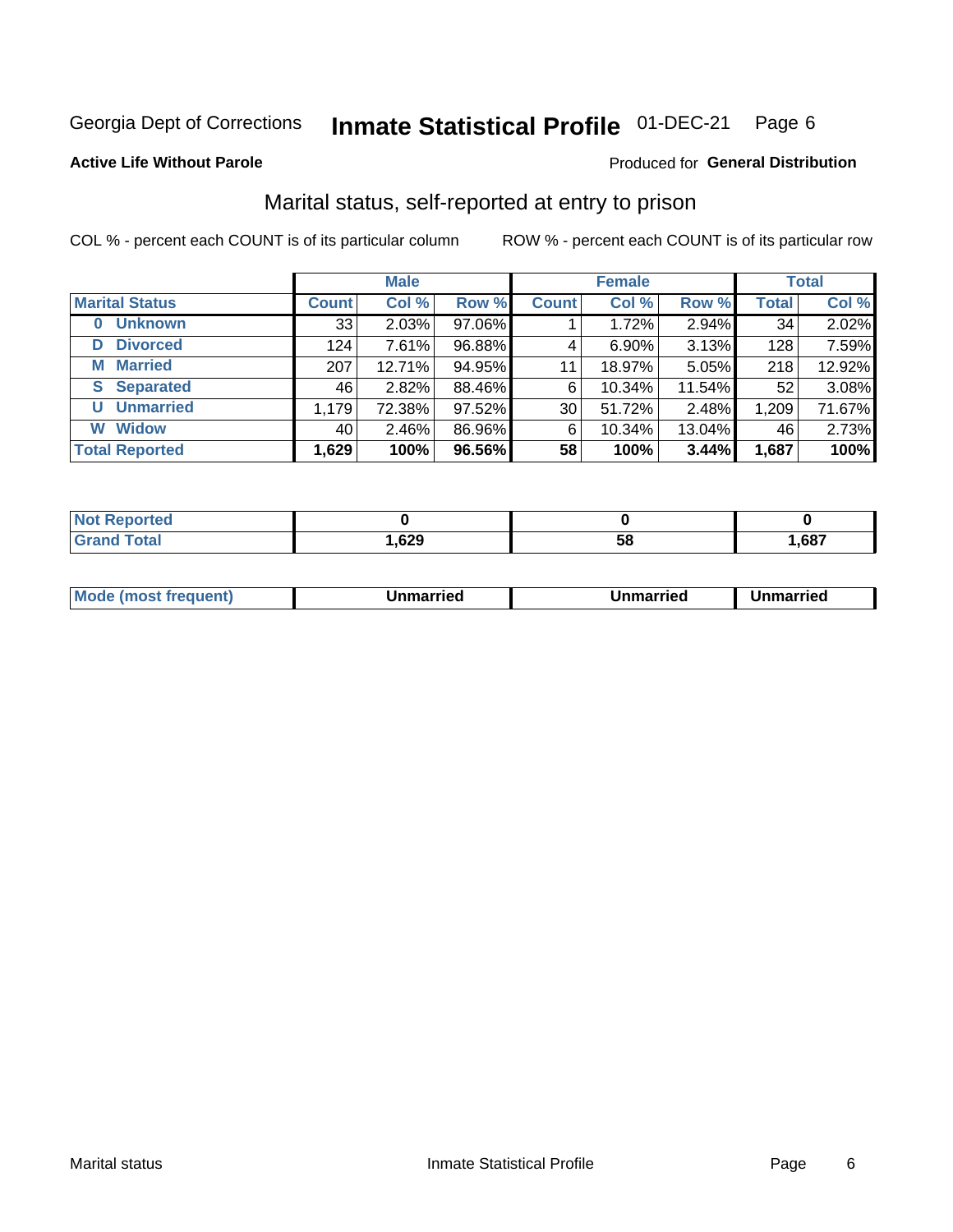Georgia Dept of Corrections **Inmate Statistical Profile** 01-DEC-21

**Active Life Without Parole**

Produced for **General Distribution**

## Marital status, self-reported at entry to prison

COL % - percent each COUNT is of its particular column

ROW % - percent each COUNT is of its particular row

| | Male | | | Female | | | Total | |
|---|---|---|---|---|---|---|---|---|
| **Marital Status** | **Count** | **Col %** | **Row %** | **Count** | **Col %** | **Row %** | **Total** | **Col %** |
| **0 Unknown** | 33 | 2.03% | 97.06% | 1 | 1.72% | 2.94% | 34 | 2.02% |
| **D Divorced** | 124 | 7.61% | 96.88% | 4 | 6.90% | 3.13% | 128 | 7.59% |
| **M Married** | 207 | 12.71% | 94.95% | 11 | 18.97% | 5.05% | 218 | 12.92% |
| **S Separated** | 46 | 2.82% | 88.46% | 6 | 10.34% | 11.54% | 52 | 3.08% |
| **U Unmarried** | 1,179 | 72.38% | 97.52% | 30 | 51.72% | 2.48% | 1,209 | 71.67% |
| **W Widow** | 40 | 2.46% | 86.96% | 6 | 10.34% | 13.04% | 46 | 2.73% |
| **Total Reported** | **1,629** | **100%** | **96.56%** | **58** | **100%** | **3.44%** | **1,687** | **100%** |

| | Male | Female | Total |
|---|---|---|---|
| **Not Reported** | **0** | **0** | **0** |
| **Grand Total** | **1,629** | **58** | **1,687** |

| | Male | Female | Total |
|---|---|---|---|
| **Mode (most frequent)** | **Unmarried** | **Unmarried** | **Unmarried** |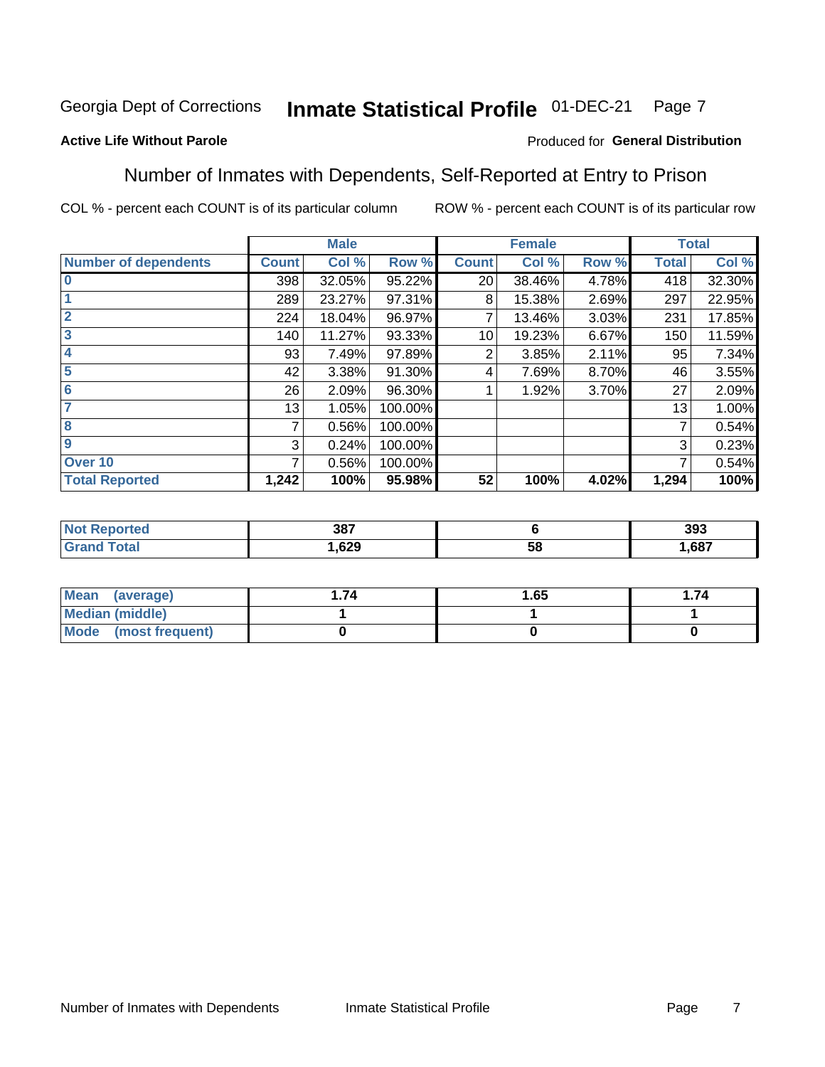Georgia Dept of Corrections **Inmate Statistical Profile** 01-DEC-21

**Active Life Without Parole**

Produced for **General Distribution**

## Number of Inmates with Dependents, Self-Reported at Entry to Prison

COL % - percent each COUNT is of its particular column

ROW % - percent each COUNT is of its particular row

| | Male | | | Female | | | Total | |
|---|---|---|---|---|---|---|---|---|
| **Number of dependents** | **Count** | **Col %** | **Row %** | **Count** | **Col %** | **Row %** | **Total** | **Col %** |
| **0** | 398 | 32.05% | 95.22% | 20 | 38.46% | 4.78% | 418 | 32.30% |
| **1** | 289 | 23.27% | 97.31% | 8 | 15.38% | 2.69% | 297 | 22.95% |
| **2** | 224 | 18.04% | 96.97% | 7 | 13.46% | 3.03% | 231 | 17.85% |
| **3** | 140 | 11.27% | 93.33% | 10 | 19.23% | 6.67% | 150 | 11.59% |
| **4** | 93 | 7.49% | 97.89% | 2 | 3.85% | 2.11% | 95 | 7.34% |
| **5** | 42 | 3.38% | 91.30% | 4 | 7.69% | 8.70% | 46 | 3.55% |
| **6** | 26 | 2.09% | 96.30% | 1 | 1.92% | 3.70% | 27 | 2.09% |
| **7** | 13 | 1.05% | 100.00% | | | | 13 | 1.00% |
| **8** | 7 | 0.56% | 100.00% | | | | 7 | 0.54% |
| **9** | 3 | 0.24% | 100.00% | | | | 3 | 0.23% |
| **Over 10** | 7 | 0.56% | 100.00% | | | | 7 | 0.54% |
| **Total Reported** | **1,242** | **100%** | **95.98%** | **52** | **100%** | **4.02%** | **1,294** | **100%** |

| | Male | Female | Total |
|---|---|---|---|
| **Not Reported** | **387** | **6** | **393** |
| **Grand Total** | **1,629** | **58** | **1,687** |

| | Male | Female | Total |
|---|---|---|---|
| **Mean (average)** | **1.74** | **1.65** | **1.74** |
| **Median (middle)** | **1** | **1** | **1** |
| **Mode (most frequent)** | **0** | **0** | **0** |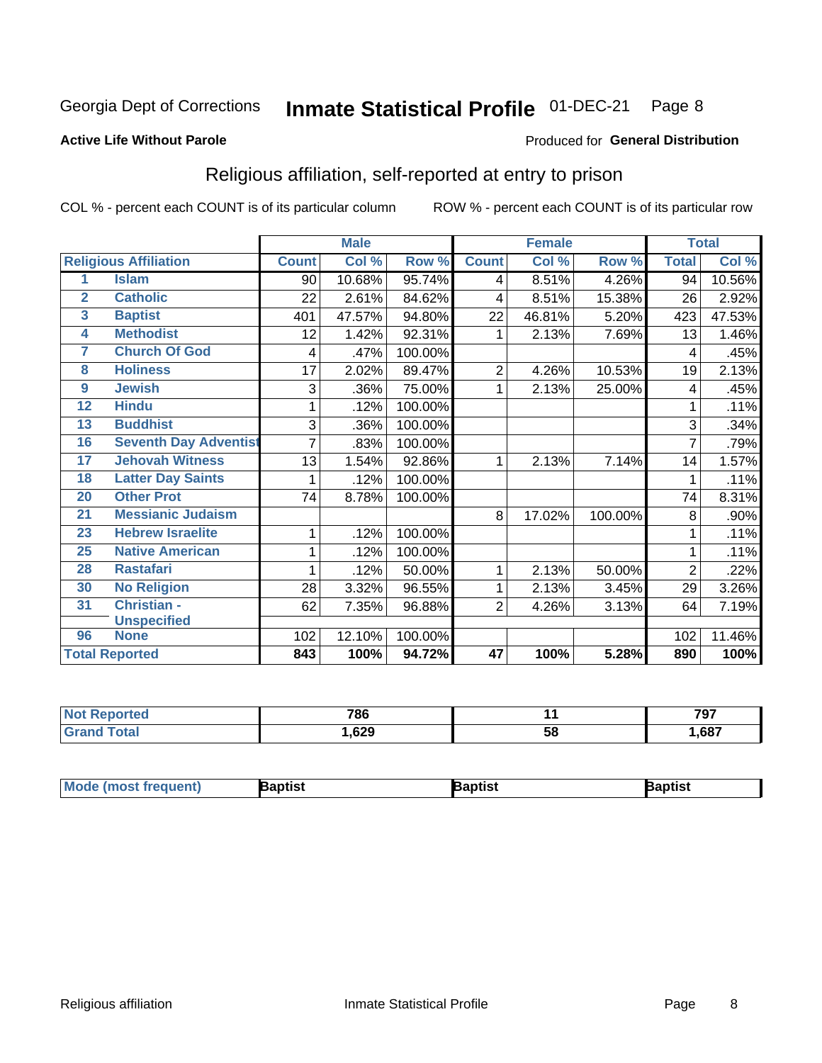Georgia Dept of Corrections **Inmate Statistical Profile** 01-DEC-21

**Active Life Without Parole**

Produced for **General Distribution**

## Religious affiliation, self-reported at entry to prison

COL % - percent each COUNT is of its particular column ROW % - percent each COUNT is of its particular row

| | | Male | | | Female | | | Total | |
|---|---|---|---|---|---|---|---|---|---|
| **Religious Affiliation** | | **Count** | **Col %** | **Row %** | **Count** | **Col %** | **Row %** | **Total** | **Col %** |
| 1 | Islam | 90 | 10.68% | 95.74% | 4 | 8.51% | 4.26% | 94 | 10.56% |
| 2 | Catholic | 22 | 2.61% | 84.62% | 4 | 8.51% | 15.38% | 26 | 2.92% |
| 3 | Baptist | 401 | 47.57% | 94.80% | 22 | 46.81% | 5.20% | 423 | 47.53% |
| 4 | Methodist | 12 | 1.42% | 92.31% | 1 | 2.13% | 7.69% | 13 | 1.46% |
| 7 | Church Of God | 4 | .47% | 100.00% | | | | 4 | .45% |
| 8 | Holiness | 17 | 2.02% | 89.47% | 2 | 4.26% | 10.53% | 19 | 2.13% |
| 9 | Jewish | 3 | .36% | 75.00% | 1 | 2.13% | 25.00% | 4 | .45% |
| 12 | Hindu | 1 | .12% | 100.00% | | | | 1 | .11% |
| 13 | Buddhist | 3 | .36% | 100.00% | | | | 3 | .34% |
| 16 | Seventh Day Adventist | 7 | .83% | 100.00% | | | | 7 | .79% |
| 17 | Jehovah Witness | 13 | 1.54% | 92.86% | 1 | 2.13% | 7.14% | 14 | 1.57% |
| 18 | Latter Day Saints | 1 | .12% | 100.00% | | | | 1 | .11% |
| 20 | Other Prot | 74 | 8.78% | 100.00% | | | | 74 | 8.31% |
| 21 | Messianic Judaism | | | | 8 | 17.02% | 100.00% | 8 | .90% |
| 23 | Hebrew Israelite | 1 | .12% | 100.00% | | | | 1 | .11% |
| 25 | Native American | 1 | .12% | 100.00% | | | | 1 | .11% |
| 28 | Rastafari | 1 | .12% | 50.00% | 1 | 2.13% | 50.00% | 2 | .22% |
| 30 | No Religion | 28 | 3.32% | 96.55% | 1 | 2.13% | 3.45% | 29 | 3.26% |
| 31 | Christian - Unspecified | 62 | 7.35% | 96.88% | 2 | 4.26% | 3.13% | 64 | 7.19% |
| 96 | None | 102 | 12.10% | 100.00% | | | | 102 | 11.46% |
| **Total Reported** | | **843** | **100%** | **94.72%** | **47** | **100%** | **5.28%** | **890** | **100%** |

| | Male | Female | Total |
|---|---|---|---|
| Not Reported | 786 | 11 | 797 |
| Grand Total | 1,629 | 58 | 1,687 |

| | Male | Female | Total |
|---|---|---|---|
| Mode (most frequent) | Baptist | Baptist | Baptist |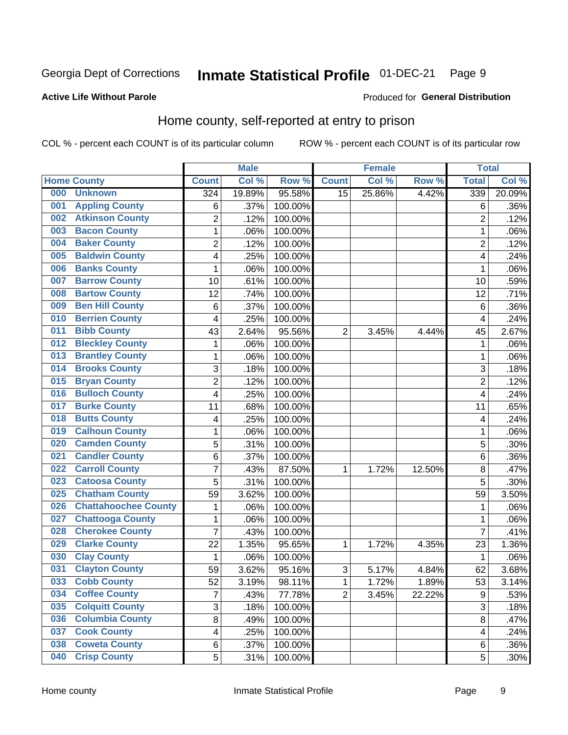Georgia Dept of Corrections **Inmate Statistical Profile** 01-DEC-21

**Active Life Without Parole**

Produced for **General Distribution**

## Home county, self-reported at entry to prison

COL % - percent each COUNT is of its particular column

ROW % - percent each COUNT is of its particular row

| Home County | Male | | | Female | | | Total | |
|---|---|---|---|---|---|---|---|---|
| | Count | Col % | Row % | Count | Col % | Row % | Total | Col % |
| 000 Unknown | 324 | 19.89% | 95.58% | 15 | 25.86% | 4.42% | 339 | 20.09% |
| 001 Appling County | 6 | .37% | 100.00% | | | | 6 | .36% |
| 002 Atkinson County | 2 | .12% | 100.00% | | | | 2 | .12% |
| 003 Bacon County | 1 | .06% | 100.00% | | | | 1 | .06% |
| 004 Baker County | 2 | .12% | 100.00% | | | | 2 | .12% |
| 005 Baldwin County | 4 | .25% | 100.00% | | | | 4 | .24% |
| 006 Banks County | 1 | .06% | 100.00% | | | | 1 | .06% |
| 007 Barrow County | 10 | .61% | 100.00% | | | | 10 | .59% |
| 008 Bartow County | 12 | .74% | 100.00% | | | | 12 | .71% |
| 009 Ben Hill County | 6 | .37% | 100.00% | | | | 6 | .36% |
| 010 Berrien County | 4 | .25% | 100.00% | | | | 4 | .24% |
| 011 Bibb County | 43 | 2.64% | 95.56% | 2 | 3.45% | 4.44% | 45 | 2.67% |
| 012 Bleckley County | 1 | .06% | 100.00% | | | | 1 | .06% |
| 013 Brantley County | 1 | .06% | 100.00% | | | | 1 | .06% |
| 014 Brooks County | 3 | .18% | 100.00% | | | | 3 | .18% |
| 015 Bryan County | 2 | .12% | 100.00% | | | | 2 | .12% |
| 016 Bulloch County | 4 | .25% | 100.00% | | | | 4 | .24% |
| 017 Burke County | 11 | .68% | 100.00% | | | | 11 | .65% |
| 018 Butts County | 4 | .25% | 100.00% | | | | 4 | .24% |
| 019 Calhoun County | 1 | .06% | 100.00% | | | | 1 | .06% |
| 020 Camden County | 5 | .31% | 100.00% | | | | 5 | .30% |
| 021 Candler County | 6 | .37% | 100.00% | | | | 6 | .36% |
| 022 Carroll County | 7 | .43% | 87.50% | 1 | 1.72% | 12.50% | 8 | .47% |
| 023 Catoosa County | 5 | .31% | 100.00% | | | | 5 | .30% |
| 025 Chatham County | 59 | 3.62% | 100.00% | | | | 59 | 3.50% |
| 026 Chattahoochee County | 1 | .06% | 100.00% | | | | 1 | .06% |
| 027 Chattooga County | 1 | .06% | 100.00% | | | | 1 | .06% |
| 028 Cherokee County | 7 | .43% | 100.00% | | | | 7 | .41% |
| 029 Clarke County | 22 | 1.35% | 95.65% | 1 | 1.72% | 4.35% | 23 | 1.36% |
| 030 Clay County | 1 | .06% | 100.00% | | | | 1 | .06% |
| 031 Clayton County | 59 | 3.62% | 95.16% | 3 | 5.17% | 4.84% | 62 | 3.68% |
| 033 Cobb County | 52 | 3.19% | 98.11% | 1 | 1.72% | 1.89% | 53 | 3.14% |
| 034 Coffee County | 7 | .43% | 77.78% | 2 | 3.45% | 22.22% | 9 | .53% |
| 035 Colquitt County | 3 | .18% | 100.00% | | | | 3 | .18% |
| 036 Columbia County | 8 | .49% | 100.00% | | | | 8 | .47% |
| 037 Cook County | 4 | .25% | 100.00% | | | | 4 | .24% |
| 038 Coweta County | 6 | .37% | 100.00% | | | | 6 | .36% |
| 040 Crisp County | 5 | .31% | 100.00% | | | | 5 | .30% |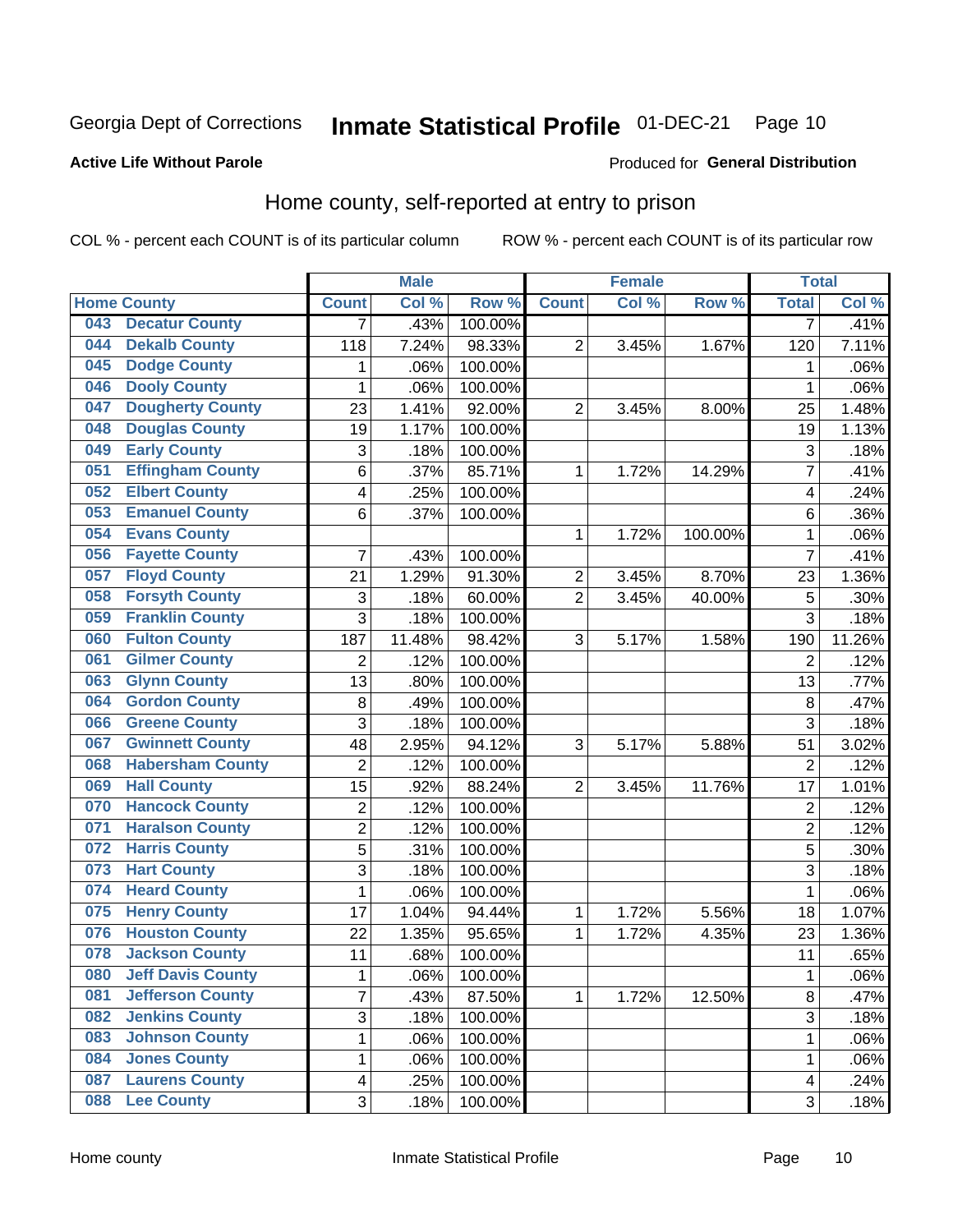Georgia Dept of Corrections **Inmate Statistical Profile** 01-DEC-21

**Active Life Without Parole**

Produced for **General Distribution**

## Home county, self-reported at entry to prison

COL % - percent each COUNT is of its particular column     ROW % - percent each COUNT is of its particular row

| Home County | | Male | | | Female | | | Total | |
|---|---|---|---|---|---|---|---|---|---|
| | | Count | Col % | Row % | Count | Col % | Row % | Total | Col % |
| 043 | Decatur County | 7 | .43% | 100.00% | | | | 7 | .41% |
| 044 | Dekalb County | 118 | 7.24% | 98.33% | 2 | 3.45% | 1.67% | 120 | 7.11% |
| 045 | Dodge County | 1 | .06% | 100.00% | | | | 1 | .06% |
| 046 | Dooly County | 1 | .06% | 100.00% | | | | 1 | .06% |
| 047 | Dougherty County | 23 | 1.41% | 92.00% | 2 | 3.45% | 8.00% | 25 | 1.48% |
| 048 | Douglas County | 19 | 1.17% | 100.00% | | | | 19 | 1.13% |
| 049 | Early County | 3 | .18% | 100.00% | | | | 3 | .18% |
| 051 | Effingham County | 6 | .37% | 85.71% | 1 | 1.72% | 14.29% | 7 | .41% |
| 052 | Elbert County | 4 | .25% | 100.00% | | | | 4 | .24% |
| 053 | Emanuel County | 6 | .37% | 100.00% | | | | 6 | .36% |
| 054 | Evans County | | | | 1 | 1.72% | 100.00% | 1 | .06% |
| 056 | Fayette County | 7 | .43% | 100.00% | | | | 7 | .41% |
| 057 | Floyd County | 21 | 1.29% | 91.30% | 2 | 3.45% | 8.70% | 23 | 1.36% |
| 058 | Forsyth County | 3 | .18% | 60.00% | 2 | 3.45% | 40.00% | 5 | .30% |
| 059 | Franklin County | 3 | .18% | 100.00% | | | | 3 | .18% |
| 060 | Fulton County | 187 | 11.48% | 98.42% | 3 | 5.17% | 1.58% | 190 | 11.26% |
| 061 | Gilmer County | 2 | .12% | 100.00% | | | | 2 | .12% |
| 063 | Glynn County | 13 | .80% | 100.00% | | | | 13 | .77% |
| 064 | Gordon County | 8 | .49% | 100.00% | | | | 8 | .47% |
| 066 | Greene County | 3 | .18% | 100.00% | | | | 3 | .18% |
| 067 | Gwinnett County | 48 | 2.95% | 94.12% | 3 | 5.17% | 5.88% | 51 | 3.02% |
| 068 | Habersham County | 2 | .12% | 100.00% | | | | 2 | .12% |
| 069 | Hall County | 15 | .92% | 88.24% | 2 | 3.45% | 11.76% | 17 | 1.01% |
| 070 | Hancock County | 2 | .12% | 100.00% | | | | 2 | .12% |
| 071 | Haralson County | 2 | .12% | 100.00% | | | | 2 | .12% |
| 072 | Harris County | 5 | .31% | 100.00% | | | | 5 | .30% |
| 073 | Hart County | 3 | .18% | 100.00% | | | | 3 | .18% |
| 074 | Heard County | 1 | .06% | 100.00% | | | | 1 | .06% |
| 075 | Henry County | 17 | 1.04% | 94.44% | 1 | 1.72% | 5.56% | 18 | 1.07% |
| 076 | Houston County | 22 | 1.35% | 95.65% | 1 | 1.72% | 4.35% | 23 | 1.36% |
| 078 | Jackson County | 11 | .68% | 100.00% | | | | 11 | .65% |
| 080 | Jeff Davis County | 1 | .06% | 100.00% | | | | 1 | .06% |
| 081 | Jefferson County | 7 | .43% | 87.50% | 1 | 1.72% | 12.50% | 8 | .47% |
| 082 | Jenkins County | 3 | .18% | 100.00% | | | | 3 | .18% |
| 083 | Johnson County | 1 | .06% | 100.00% | | | | 1 | .06% |
| 084 | Jones County | 1 | .06% | 100.00% | | | | 1 | .06% |
| 087 | Laurens County | 4 | .25% | 100.00% | | | | 4 | .24% |
| 088 | Lee County | 3 | .18% | 100.00% | | | | 3 | .18% |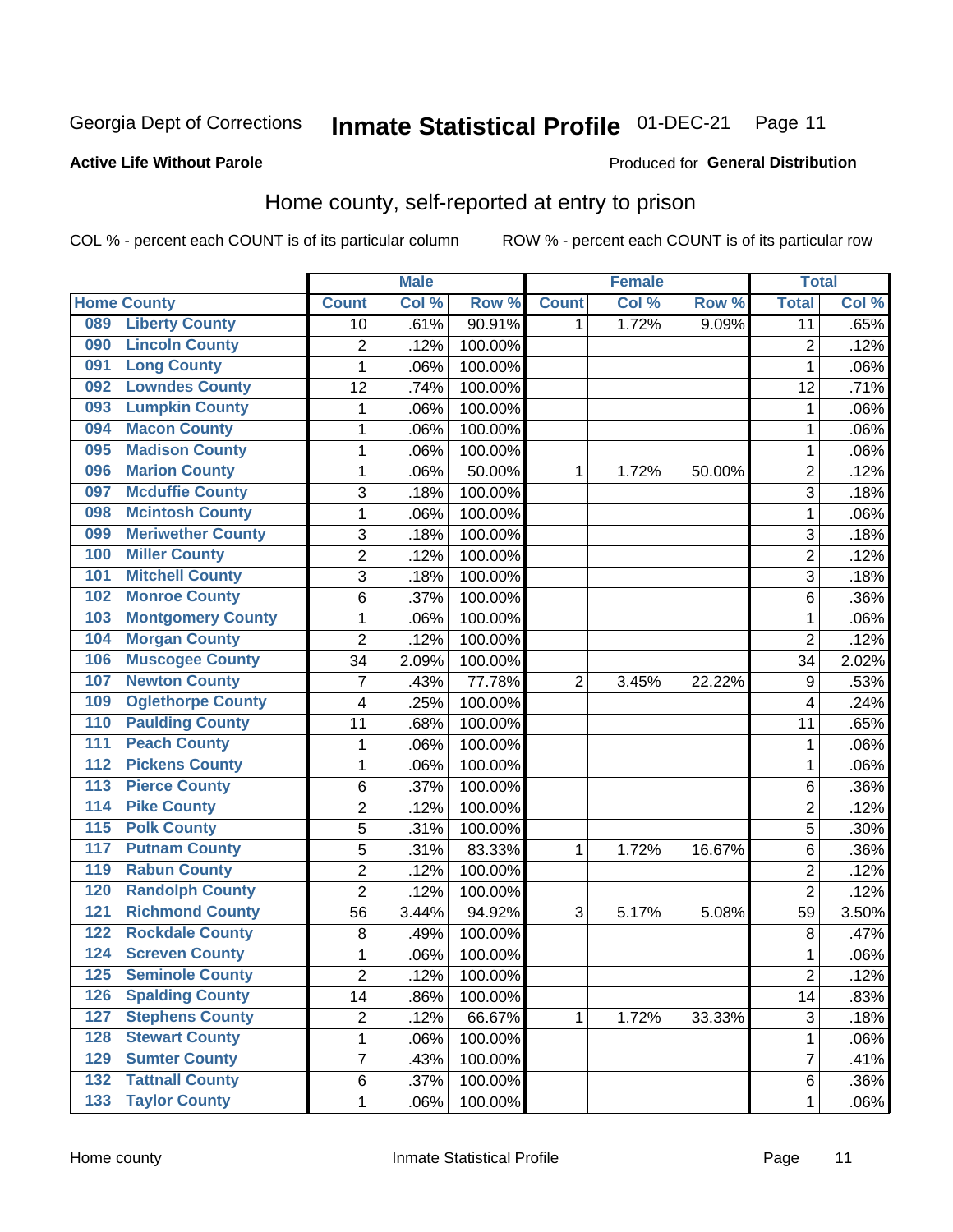Georgia Dept of Corrections **Inmate Statistical Profile** 01-DEC-21 Page 11

**Active Life Without Parole**

Produced for **General Distribution**

## Home county, self-reported at entry to prison

COL % - percent each COUNT is of its particular column ROW % - percent each COUNT is of its particular row

| Home County | | Male | | | Female | | | Total | |
|---|---|---|---|---|---|---|---|---|---|
| | | Count | Col % | Row % | Count | Col % | Row % | Total | Col % |
| 089 | Liberty County | 10 | .61% | 90.91% | 1 | 1.72% | 9.09% | 11 | .65% |
| 090 | Lincoln County | 2 | .12% | 100.00% | | | | 2 | .12% |
| 091 | Long County | 1 | .06% | 100.00% | | | | 1 | .06% |
| 092 | Lowndes County | 12 | .74% | 100.00% | | | | 12 | .71% |
| 093 | Lumpkin County | 1 | .06% | 100.00% | | | | 1 | .06% |
| 094 | Macon County | 1 | .06% | 100.00% | | | | 1 | .06% |
| 095 | Madison County | 1 | .06% | 100.00% | | | | 1 | .06% |
| 096 | Marion County | 1 | .06% | 50.00% | 1 | 1.72% | 50.00% | 2 | .12% |
| 097 | Mcduffie County | 3 | .18% | 100.00% | | | | 3 | .18% |
| 098 | Mcintosh County | 1 | .06% | 100.00% | | | | 1 | .06% |
| 099 | Meriwether County | 3 | .18% | 100.00% | | | | 3 | .18% |
| 100 | Miller County | 2 | .12% | 100.00% | | | | 2 | .12% |
| 101 | Mitchell County | 3 | .18% | 100.00% | | | | 3 | .18% |
| 102 | Monroe County | 6 | .37% | 100.00% | | | | 6 | .36% |
| 103 | Montgomery County | 1 | .06% | 100.00% | | | | 1 | .06% |
| 104 | Morgan County | 2 | .12% | 100.00% | | | | 2 | .12% |
| 106 | Muscogee County | 34 | 2.09% | 100.00% | | | | 34 | 2.02% |
| 107 | Newton County | 7 | .43% | 77.78% | 2 | 3.45% | 22.22% | 9 | .53% |
| 109 | Oglethorpe County | 4 | .25% | 100.00% | | | | 4 | .24% |
| 110 | Paulding County | 11 | .68% | 100.00% | | | | 11 | .65% |
| 111 | Peach County | 1 | .06% | 100.00% | | | | 1 | .06% |
| 112 | Pickens County | 1 | .06% | 100.00% | | | | 1 | .06% |
| 113 | Pierce County | 6 | .37% | 100.00% | | | | 6 | .36% |
| 114 | Pike County | 2 | .12% | 100.00% | | | | 2 | .12% |
| 115 | Polk County | 5 | .31% | 100.00% | | | | 5 | .30% |
| 117 | Putnam County | 5 | .31% | 83.33% | 1 | 1.72% | 16.67% | 6 | .36% |
| 119 | Rabun County | 2 | .12% | 100.00% | | | | 2 | .12% |
| 120 | Randolph County | 2 | .12% | 100.00% | | | | 2 | .12% |
| 121 | Richmond County | 56 | 3.44% | 94.92% | 3 | 5.17% | 5.08% | 59 | 3.50% |
| 122 | Rockdale County | 8 | .49% | 100.00% | | | | 8 | .47% |
| 124 | Screven County | 1 | .06% | 100.00% | | | | 1 | .06% |
| 125 | Seminole County | 2 | .12% | 100.00% | | | | 2 | .12% |
| 126 | Spalding County | 14 | .86% | 100.00% | | | | 14 | .83% |
| 127 | Stephens County | 2 | .12% | 66.67% | 1 | 1.72% | 33.33% | 3 | .18% |
| 128 | Stewart County | 1 | .06% | 100.00% | | | | 1 | .06% |
| 129 | Sumter County | 7 | .43% | 100.00% | | | | 7 | .41% |
| 132 | Tattnall County | 6 | .37% | 100.00% | | | | 6 | .36% |
| 133 | Taylor County | 1 | .06% | 100.00% | | | | 1 | .06% |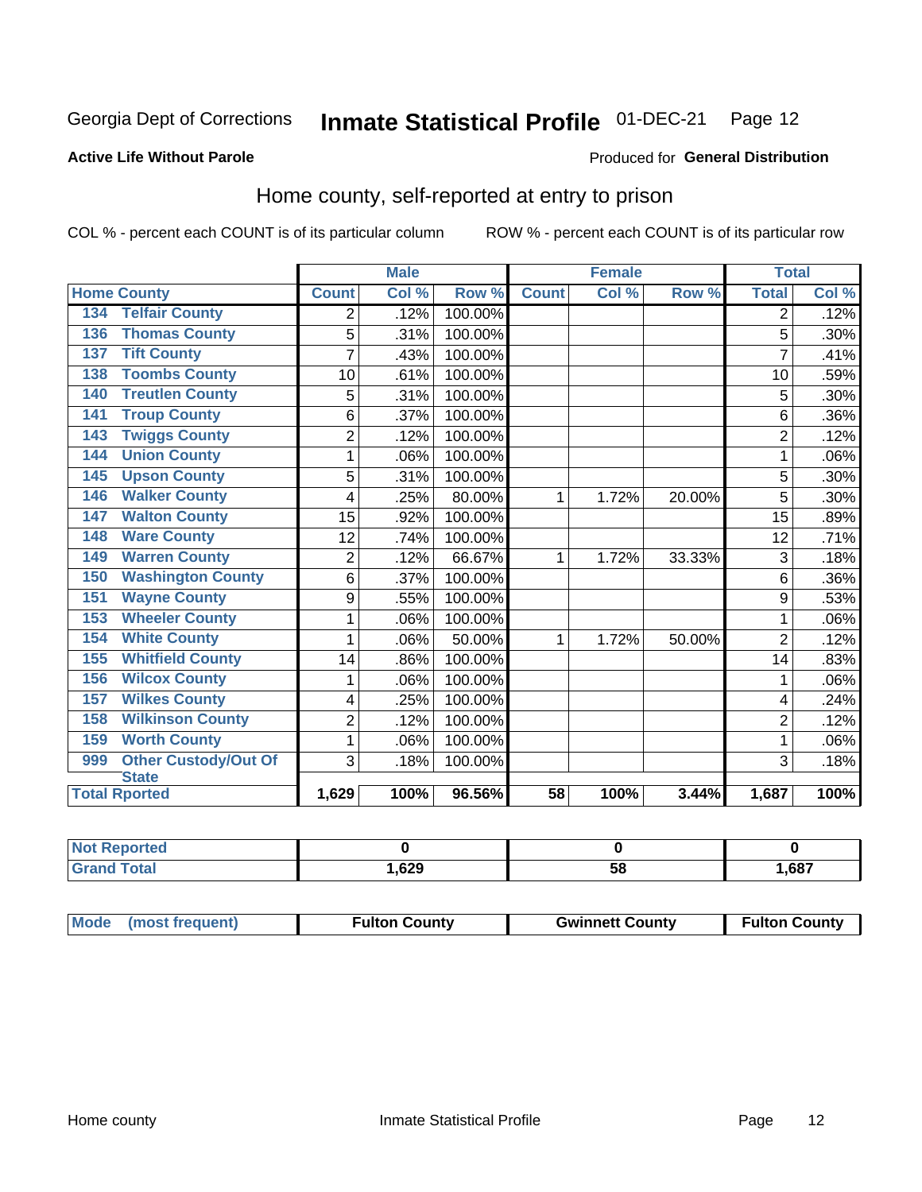Georgia Dept of Corrections **Inmate Statistical Profile** 01-DEC-21

**Active Life Without Parole**

Produced for **General Distribution**

## Home county, self-reported at entry to prison

COL % - percent each COUNT is of its particular column ROW % - percent each COUNT is of its particular row

| Home County | | Male | | | Female | | | Total | |
|---|---|---|---|---|---|---|---|---|---|
| | | Count | Col % | Row % | Count | Col % | Row % | Total | Col % |
| 134 | Telfair County | 2 | .12% | 100.00% | | | | 2 | .12% |
| 136 | Thomas County | 5 | .31% | 100.00% | | | | 5 | .30% |
| 137 | Tift County | 7 | .43% | 100.00% | | | | 7 | .41% |
| 138 | Toombs County | 10 | .61% | 100.00% | | | | 10 | .59% |
| 140 | Treutlen County | 5 | .31% | 100.00% | | | | 5 | .30% |
| 141 | Troup County | 6 | .37% | 100.00% | | | | 6 | .36% |
| 143 | Twiggs County | 2 | .12% | 100.00% | | | | 2 | .12% |
| 144 | Union County | 1 | .06% | 100.00% | | | | 1 | .06% |
| 145 | Upson County | 5 | .31% | 100.00% | | | | 5 | .30% |
| 146 | Walker County | 4 | .25% | 80.00% | 1 | 1.72% | 20.00% | 5 | .30% |
| 147 | Walton County | 15 | .92% | 100.00% | | | | 15 | .89% |
| 148 | Ware County | 12 | .74% | 100.00% | | | | 12 | .71% |
| 149 | Warren County | 2 | .12% | 66.67% | 1 | 1.72% | 33.33% | 3 | .18% |
| 150 | Washington County | 6 | .37% | 100.00% | | | | 6 | .36% |
| 151 | Wayne County | 9 | .55% | 100.00% | | | | 9 | .53% |
| 153 | Wheeler County | 1 | .06% | 100.00% | | | | 1 | .06% |
| 154 | White County | 1 | .06% | 50.00% | 1 | 1.72% | 50.00% | 2 | .12% |
| 155 | Whitfield County | 14 | .86% | 100.00% | | | | 14 | .83% |
| 156 | Wilcox County | 1 | .06% | 100.00% | | | | 1 | .06% |
| 157 | Wilkes County | 4 | .25% | 100.00% | | | | 4 | .24% |
| 158 | Wilkinson County | 2 | .12% | 100.00% | | | | 2 | .12% |
| 159 | Worth County | 1 | .06% | 100.00% | | | | 1 | .06% |
| 999 | Other Custody/Out Of State | 3 | .18% | 100.00% | | | | 3 | .18% |
| **Total Rported** | | **1,629** | **100%** | **96.56%** | **58** | **100%** | **3.44%** | **1,687** | **100%** |

| | Male | Female | Total |
|---|---|---|---|
| Not Reported | 0 | 0 | 0 |
| Grand Total | 1,629 | 58 | 1,687 |

| | Male | Female | Total |
|---|---|---|---|
| Mode (most frequent) | Fulton County | Gwinnett County | Fulton County |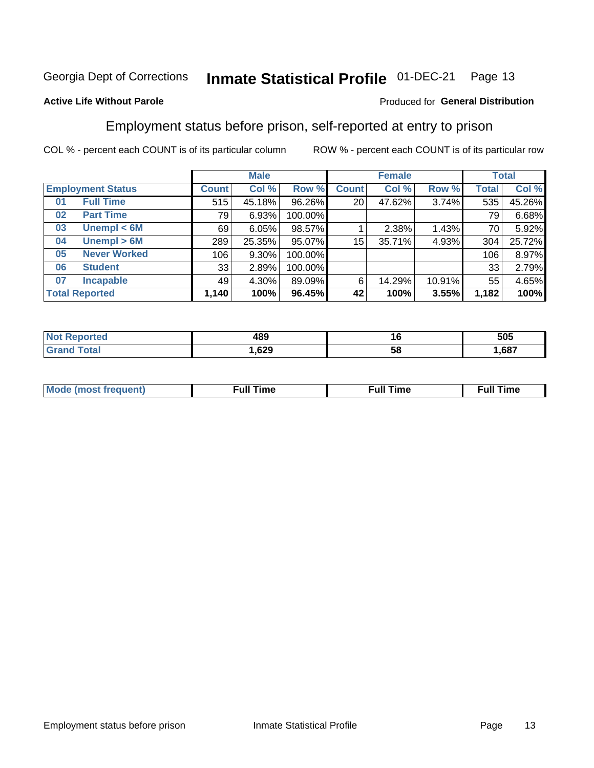Georgia Dept of Corrections **Inmate Statistical Profile** 01-DEC-21 Page 13

**Active Life Without Parole**

Produced for **General Distribution**

## Employment status before prison, self-reported at entry to prison

COL % - percent each COUNT is of its particular column ROW % - percent each COUNT is of its particular row

| | | Male | | | Female | | | Total | |
|---|---|---|---|---|---|---|---|---|---|
| **Employment Status** | | **Count** | **Col %** | **Row %** | **Count** | **Col %** | **Row %** | **Total** | **Col %** |
| 01 | **Full Time** | 515 | 45.18% | 96.26% | 20 | 47.62% | 3.74% | 535 | 45.26% |
| 02 | **Part Time** | 79 | 6.93% | 100.00% | | | | 79 | 6.68% |
| 03 | **Unempl < 6M** | 69 | 6.05% | 98.57% | 1 | 2.38% | 1.43% | 70 | 5.92% |
| 04 | **Unempl > 6M** | 289 | 25.35% | 95.07% | 15 | 35.71% | 4.93% | 304 | 25.72% |
| 05 | **Never Worked** | 106 | 9.30% | 100.00% | | | | 106 | 8.97% |
| 06 | **Student** | 33 | 2.89% | 100.00% | | | | 33 | 2.79% |
| 07 | **Incapable** | 49 | 4.30% | 89.09% | 6 | 14.29% | 10.91% | 55 | 4.65% |
| **Total Reported** | | **1,140** | **100%** | **96.45%** | **42** | **100%** | **3.55%** | **1,182** | **100%** |

| | Male | Female | Total |
|---|---|---|---|
| **Not Reported** | **489** | **16** | **505** |
| **Grand Total** | **1,629** | **58** | **1,687** |

| | Male | Female | Total |
|---|---|---|---|
| **Mode (most frequent)** | **Full Time** | **Full Time** | **Full Time** |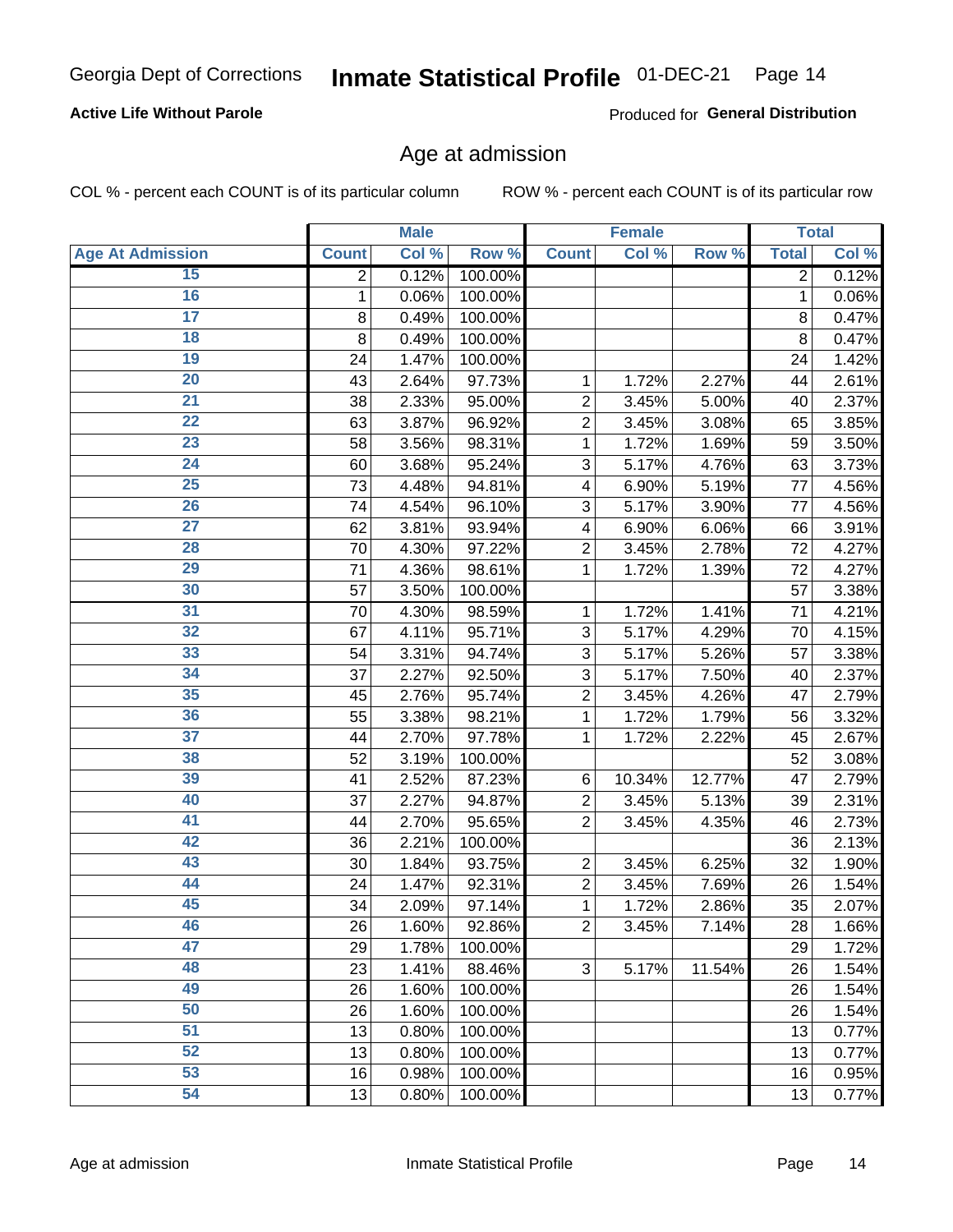Georgia Dept of Corrections **Inmate Statistical Profile** 01-DEC-21

**Active Life Without Parole**

Produced for **General Distribution**

## Age at admission

COL % - percent each COUNT is of its particular column ROW % - percent each COUNT is of its particular row

| | Male | | | Female | | | Total | |
|---|---|---|---|---|---|---|---|---|
| **Age At Admission** | **Count** | **Col %** | **Row %** | **Count** | **Col %** | **Row %** | **Total** | **Col %** |
| 15 | 2 | 0.12% | 100.00% | | | | 2 | 0.12% |
| 16 | 1 | 0.06% | 100.00% | | | | 1 | 0.06% |
| 17 | 8 | 0.49% | 100.00% | | | | 8 | 0.47% |
| 18 | 8 | 0.49% | 100.00% | | | | 8 | 0.47% |
| 19 | 24 | 1.47% | 100.00% | | | | 24 | 1.42% |
| 20 | 43 | 2.64% | 97.73% | 1 | 1.72% | 2.27% | 44 | 2.61% |
| 21 | 38 | 2.33% | 95.00% | 2 | 3.45% | 5.00% | 40 | 2.37% |
| 22 | 63 | 3.87% | 96.92% | 2 | 3.45% | 3.08% | 65 | 3.85% |
| 23 | 58 | 3.56% | 98.31% | 1 | 1.72% | 1.69% | 59 | 3.50% |
| 24 | 60 | 3.68% | 95.24% | 3 | 5.17% | 4.76% | 63 | 3.73% |
| 25 | 73 | 4.48% | 94.81% | 4 | 6.90% | 5.19% | 77 | 4.56% |
| 26 | 74 | 4.54% | 96.10% | 3 | 5.17% | 3.90% | 77 | 4.56% |
| 27 | 62 | 3.81% | 93.94% | 4 | 6.90% | 6.06% | 66 | 3.91% |
| 28 | 70 | 4.30% | 97.22% | 2 | 3.45% | 2.78% | 72 | 4.27% |
| 29 | 71 | 4.36% | 98.61% | 1 | 1.72% | 1.39% | 72 | 4.27% |
| 30 | 57 | 3.50% | 100.00% | | | | 57 | 3.38% |
| 31 | 70 | 4.30% | 98.59% | 1 | 1.72% | 1.41% | 71 | 4.21% |
| 32 | 67 | 4.11% | 95.71% | 3 | 5.17% | 4.29% | 70 | 4.15% |
| 33 | 54 | 3.31% | 94.74% | 3 | 5.17% | 5.26% | 57 | 3.38% |
| 34 | 37 | 2.27% | 92.50% | 3 | 5.17% | 7.50% | 40 | 2.37% |
| 35 | 45 | 2.76% | 95.74% | 2 | 3.45% | 4.26% | 47 | 2.79% |
| 36 | 55 | 3.38% | 98.21% | 1 | 1.72% | 1.79% | 56 | 3.32% |
| 37 | 44 | 2.70% | 97.78% | 1 | 1.72% | 2.22% | 45 | 2.67% |
| 38 | 52 | 3.19% | 100.00% | | | | 52 | 3.08% |
| 39 | 41 | 2.52% | 87.23% | 6 | 10.34% | 12.77% | 47 | 2.79% |
| 40 | 37 | 2.27% | 94.87% | 2 | 3.45% | 5.13% | 39 | 2.31% |
| 41 | 44 | 2.70% | 95.65% | 2 | 3.45% | 4.35% | 46 | 2.73% |
| 42 | 36 | 2.21% | 100.00% | | | | 36 | 2.13% |
| 43 | 30 | 1.84% | 93.75% | 2 | 3.45% | 6.25% | 32 | 1.90% |
| 44 | 24 | 1.47% | 92.31% | 2 | 3.45% | 7.69% | 26 | 1.54% |
| 45 | 34 | 2.09% | 97.14% | 1 | 1.72% | 2.86% | 35 | 2.07% |
| 46 | 26 | 1.60% | 92.86% | 2 | 3.45% | 7.14% | 28 | 1.66% |
| 47 | 29 | 1.78% | 100.00% | | | | 29 | 1.72% |
| 48 | 23 | 1.41% | 88.46% | 3 | 5.17% | 11.54% | 26 | 1.54% |
| 49 | 26 | 1.60% | 100.00% | | | | 26 | 1.54% |
| 50 | 26 | 1.60% | 100.00% | | | | 26 | 1.54% |
| 51 | 13 | 0.80% | 100.00% | | | | 13 | 0.77% |
| 52 | 13 | 0.80% | 100.00% | | | | 13 | 0.77% |
| 53 | 16 | 0.98% | 100.00% | | | | 16 | 0.95% |
| 54 | 13 | 0.80% | 100.00% | | | | 13 | 0.77% |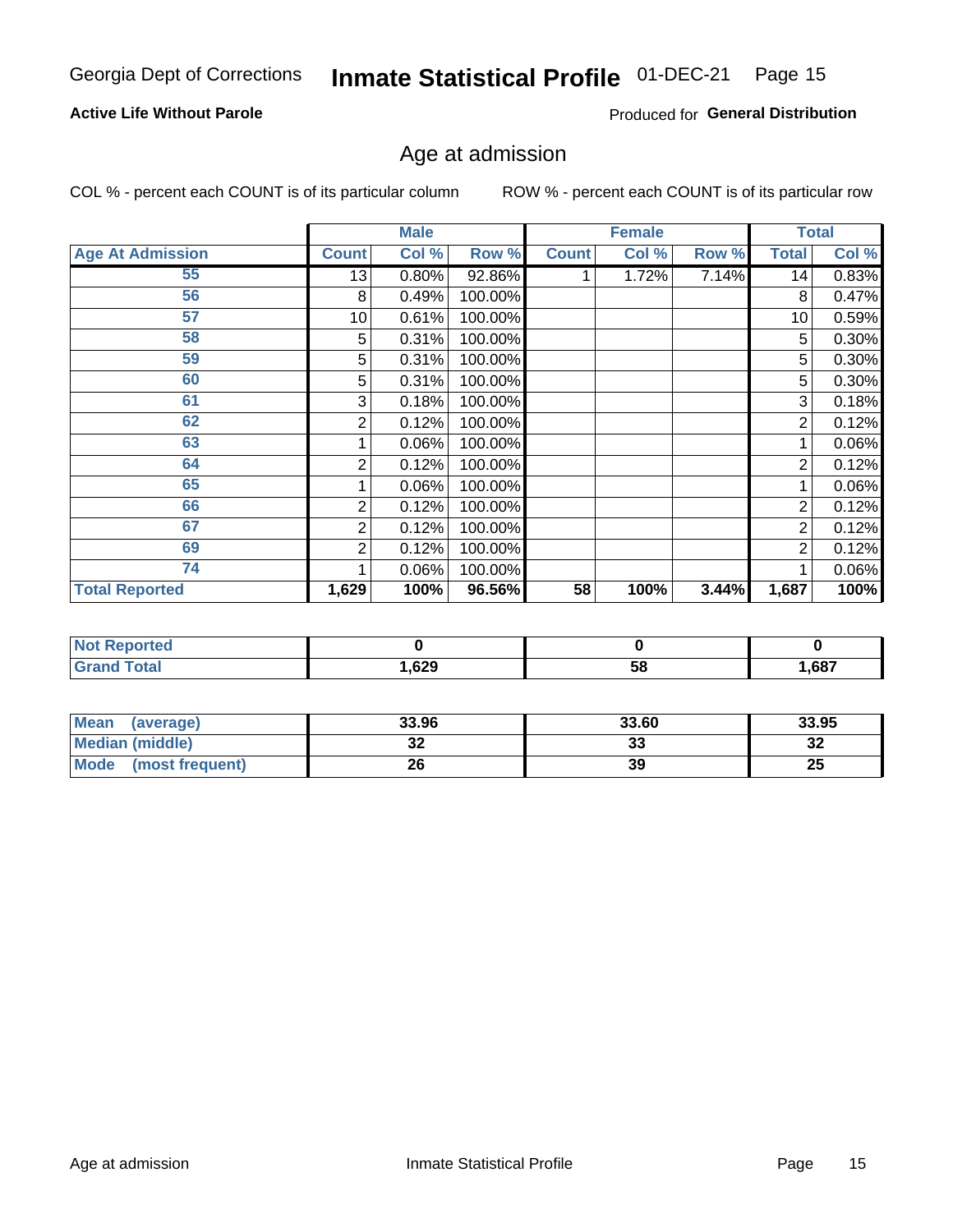Georgia Dept of Corrections **Inmate Statistical Profile** 01-DEC-21

**Active Life Without Parole**

Produced for **General Distribution**

## Age at admission

COL % - percent each COUNT is of its particular column ROW % - percent each COUNT is of its particular row

| | Male | | | Female | | | Total | |
|---|---|---|---|---|---|---|---|---|
| **Age At Admission** | **Count** | **Col %** | **Row %** | **Count** | **Col %** | **Row %** | **Total** | **Col %** |
| 55 | 13 | 0.80% | 92.86% | 1 | 1.72% | 7.14% | 14 | 0.83% |
| 56 | 8 | 0.49% | 100.00% | | | | 8 | 0.47% |
| 57 | 10 | 0.61% | 100.00% | | | | 10 | 0.59% |
| 58 | 5 | 0.31% | 100.00% | | | | 5 | 0.30% |
| 59 | 5 | 0.31% | 100.00% | | | | 5 | 0.30% |
| 60 | 5 | 0.31% | 100.00% | | | | 5 | 0.30% |
| 61 | 3 | 0.18% | 100.00% | | | | 3 | 0.18% |
| 62 | 2 | 0.12% | 100.00% | | | | 2 | 0.12% |
| 63 | 1 | 0.06% | 100.00% | | | | 1 | 0.06% |
| 64 | 2 | 0.12% | 100.00% | | | | 2 | 0.12% |
| 65 | 1 | 0.06% | 100.00% | | | | 1 | 0.06% |
| 66 | 2 | 0.12% | 100.00% | | | | 2 | 0.12% |
| 67 | 2 | 0.12% | 100.00% | | | | 2 | 0.12% |
| 69 | 2 | 0.12% | 100.00% | | | | 2 | 0.12% |
| 74 | 1 | 0.06% | 100.00% | | | | 1 | 0.06% |
| **Total Reported** | **1,629** | **100%** | **96.56%** | **58** | **100%** | **3.44%** | **1,687** | **100%** |

| | Male | Female | Total |
|---|---|---|---|
| **Not Reported** | 0 | 0 | 0 |
| **Grand Total** | 1,629 | 58 | 1,687 |

| | Male | Female | Total |
|---|---|---|---|
| **Mean (average)** | 33.96 | 33.60 | 33.95 |
| **Median (middle)** | 32 | 33 | 32 |
| **Mode (most frequent)** | 26 | 39 | 25 |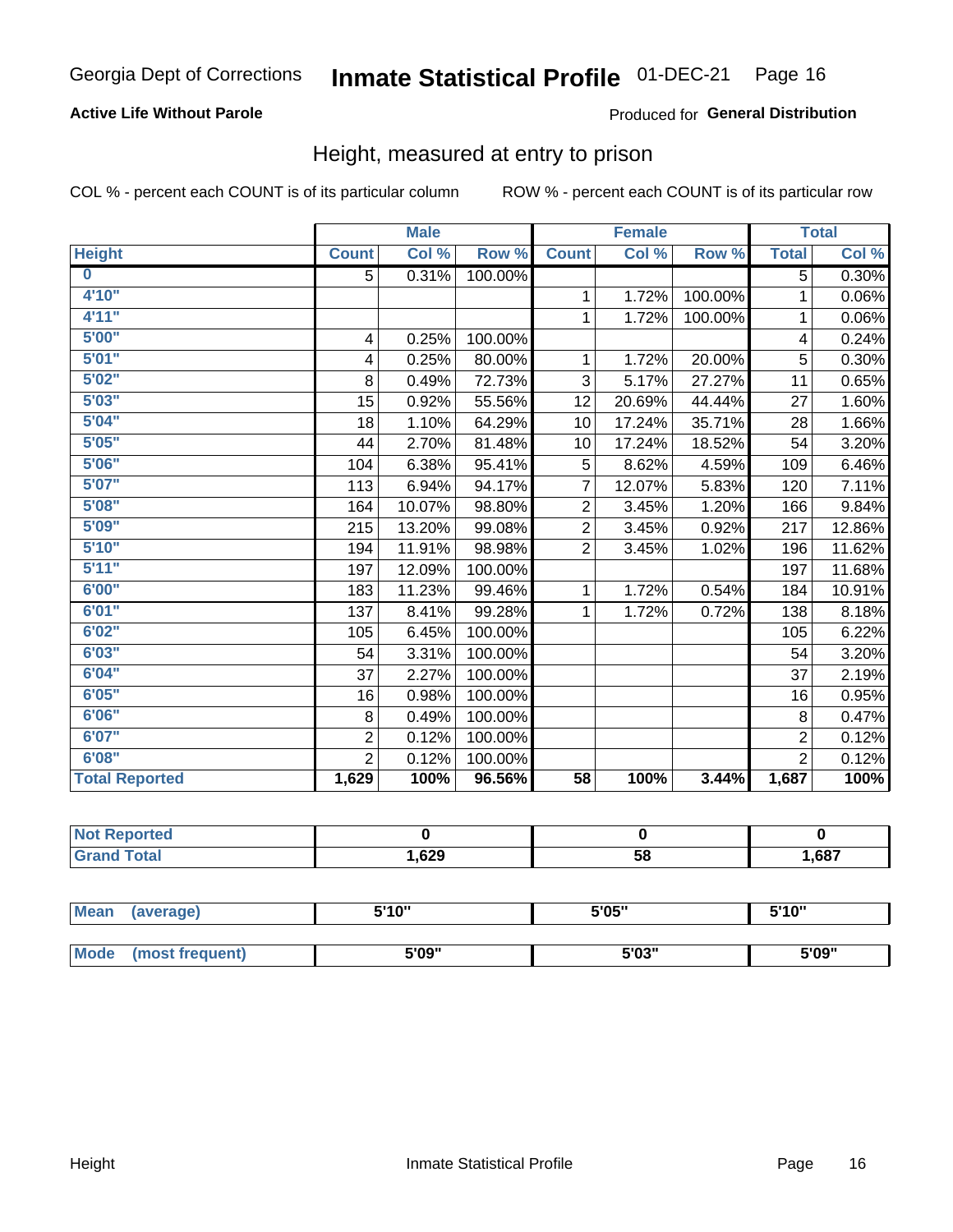Georgia Dept of Corrections **Inmate Statistical Profile** 01-DEC-21

**Active Life Without Parole**

Produced for **General Distribution**

## Height, measured at entry to prison

COL % - percent each COUNT is of its particular column ROW % - percent each COUNT is of its particular row

| | Male | | | Female | | | Total | |
|---|---|---|---|---|---|---|---|---|
| **Height** | **Count** | **Col %** | **Row %** | **Count** | **Col %** | **Row %** | **Total** | **Col %** |
| **0** | 5 | 0.31% | 100.00% | | | | 5 | 0.30% |
| **4'10"** | | | | 1 | 1.72% | 100.00% | 1 | 0.06% |
| **4'11"** | | | | 1 | 1.72% | 100.00% | 1 | 0.06% |
| **5'00"** | 4 | 0.25% | 100.00% | | | | 4 | 0.24% |
| **5'01"** | 4 | 0.25% | 80.00% | 1 | 1.72% | 20.00% | 5 | 0.30% |
| **5'02"** | 8 | 0.49% | 72.73% | 3 | 5.17% | 27.27% | 11 | 0.65% |
| **5'03"** | 15 | 0.92% | 55.56% | 12 | 20.69% | 44.44% | 27 | 1.60% |
| **5'04"** | 18 | 1.10% | 64.29% | 10 | 17.24% | 35.71% | 28 | 1.66% |
| **5'05"** | 44 | 2.70% | 81.48% | 10 | 17.24% | 18.52% | 54 | 3.20% |
| **5'06"** | 104 | 6.38% | 95.41% | 5 | 8.62% | 4.59% | 109 | 6.46% |
| **5'07"** | 113 | 6.94% | 94.17% | 7 | 12.07% | 5.83% | 120 | 7.11% |
| **5'08"** | 164 | 10.07% | 98.80% | 2 | 3.45% | 1.20% | 166 | 9.84% |
| **5'09"** | 215 | 13.20% | 99.08% | 2 | 3.45% | 0.92% | 217 | 12.86% |
| **5'10"** | 194 | 11.91% | 98.98% | 2 | 3.45% | 1.02% | 196 | 11.62% |
| **5'11"** | 197 | 12.09% | 100.00% | | | | 197 | 11.68% |
| **6'00"** | 183 | 11.23% | 99.46% | 1 | 1.72% | 0.54% | 184 | 10.91% |
| **6'01"** | 137 | 8.41% | 99.28% | 1 | 1.72% | 0.72% | 138 | 8.18% |
| **6'02"** | 105 | 6.45% | 100.00% | | | | 105 | 6.22% |
| **6'03"** | 54 | 3.31% | 100.00% | | | | 54 | 3.20% |
| **6'04"** | 37 | 2.27% | 100.00% | | | | 37 | 2.19% |
| **6'05"** | 16 | 0.98% | 100.00% | | | | 16 | 0.95% |
| **6'06"** | 8 | 0.49% | 100.00% | | | | 8 | 0.47% |
| **6'07"** | 2 | 0.12% | 100.00% | | | | 2 | 0.12% |
| **6'08"** | 2 | 0.12% | 100.00% | | | | 2 | 0.12% |
| **Total Reported** | **1,629** | **100%** | **96.56%** | **58** | **100%** | **3.44%** | **1,687** | **100%** |

| | Male | Female | Total |
|---|---|---|---|
| **Not Reported** | **0** | **0** | **0** |
| **Grand Total** | **1,629** | **58** | **1,687** |

| | Male | Female | Total |
|---|---|---|---|
| **Mean (average)** | **5'10"** | **5'05"** | **5'10"** |
| **Mode (most frequent)** | **5'09"** | **5'03"** | **5'09"** |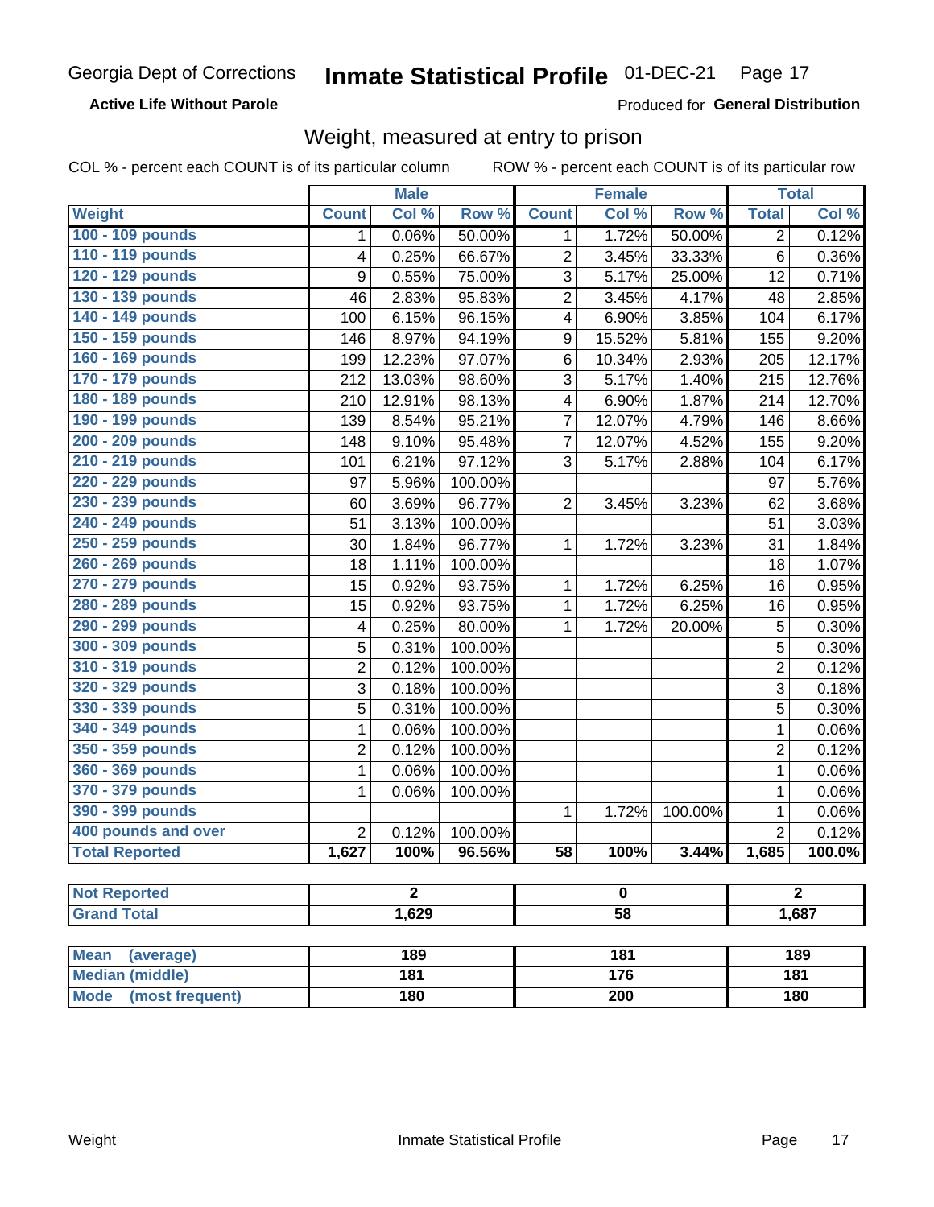Georgia Dept of Corrections **Inmate Statistical Profile** 01-DEC-21

**Active Life Without Parole**

Produced for **General Distribution**

## Weight, measured at entry to prison

COL % - percent each COUNT is of its particular column ROW % - percent each COUNT is of its particular row

| | Male | | | Female | | | Total | |
|---|---|---|---|---|---|---|---|---|
| Weight | Count | Col % | Row % | Count | Col % | Row % | Total | Col % |
| 100 - 109 pounds | 1 | 0.06% | 50.00% | 1 | 1.72% | 50.00% | 2 | 0.12% |
| 110 - 119 pounds | 4 | 0.25% | 66.67% | 2 | 3.45% | 33.33% | 6 | 0.36% |
| 120 - 129 pounds | 9 | 0.55% | 75.00% | 3 | 5.17% | 25.00% | 12 | 0.71% |
| 130 - 139 pounds | 46 | 2.83% | 95.83% | 2 | 3.45% | 4.17% | 48 | 2.85% |
| 140 - 149 pounds | 100 | 6.15% | 96.15% | 4 | 6.90% | 3.85% | 104 | 6.17% |
| 150 - 159 pounds | 146 | 8.97% | 94.19% | 9 | 15.52% | 5.81% | 155 | 9.20% |
| 160 - 169 pounds | 199 | 12.23% | 97.07% | 6 | 10.34% | 2.93% | 205 | 12.17% |
| 170 - 179 pounds | 212 | 13.03% | 98.60% | 3 | 5.17% | 1.40% | 215 | 12.76% |
| 180 - 189 pounds | 210 | 12.91% | 98.13% | 4 | 6.90% | 1.87% | 214 | 12.70% |
| 190 - 199 pounds | 139 | 8.54% | 95.21% | 7 | 12.07% | 4.79% | 146 | 8.66% |
| 200 - 209 pounds | 148 | 9.10% | 95.48% | 7 | 12.07% | 4.52% | 155 | 9.20% |
| 210 - 219 pounds | 101 | 6.21% | 97.12% | 3 | 5.17% | 2.88% | 104 | 6.17% |
| 220 - 229 pounds | 97 | 5.96% | 100.00% | | | | 97 | 5.76% |
| 230 - 239 pounds | 60 | 3.69% | 96.77% | 2 | 3.45% | 3.23% | 62 | 3.68% |
| 240 - 249 pounds | 51 | 3.13% | 100.00% | | | | 51 | 3.03% |
| 250 - 259 pounds | 30 | 1.84% | 96.77% | 1 | 1.72% | 3.23% | 31 | 1.84% |
| 260 - 269 pounds | 18 | 1.11% | 100.00% | | | | 18 | 1.07% |
| 270 - 279 pounds | 15 | 0.92% | 93.75% | 1 | 1.72% | 6.25% | 16 | 0.95% |
| 280 - 289 pounds | 15 | 0.92% | 93.75% | 1 | 1.72% | 6.25% | 16 | 0.95% |
| 290 - 299 pounds | 4 | 0.25% | 80.00% | 1 | 1.72% | 20.00% | 5 | 0.30% |
| 300 - 309 pounds | 5 | 0.31% | 100.00% | | | | 5 | 0.30% |
| 310 - 319 pounds | 2 | 0.12% | 100.00% | | | | 2 | 0.12% |
| 320 - 329 pounds | 3 | 0.18% | 100.00% | | | | 3 | 0.18% |
| 330 - 339 pounds | 5 | 0.31% | 100.00% | | | | 5 | 0.30% |
| 340 - 349 pounds | 1 | 0.06% | 100.00% | | | | 1 | 0.06% |
| 350 - 359 pounds | 2 | 0.12% | 100.00% | | | | 2 | 0.12% |
| 360 - 369 pounds | 1 | 0.06% | 100.00% | | | | 1 | 0.06% |
| 370 - 379 pounds | 1 | 0.06% | 100.00% | | | | 1 | 0.06% |
| 390 - 399 pounds | | | | 1 | 1.72% | 100.00% | 1 | 0.06% |
| 400 pounds and over | 2 | 0.12% | 100.00% | | | | 2 | 0.12% |
| **Total Reported** | **1,627** | **100%** | **96.56%** | **58** | **100%** | **3.44%** | **1,685** | **100.0%** |

| | Male | Female | Total |
|---|---|---|---|
| Not Reported | 2 | 0 | 2 |
| Grand Total | 1,629 | 58 | 1,687 |

| | Male | Female | Total |
|---|---|---|---|
| Mean (average) | 189 | 181 | 189 |
| Median (middle) | 181 | 176 | 181 |
| Mode (most frequent) | 180 | 200 | 180 |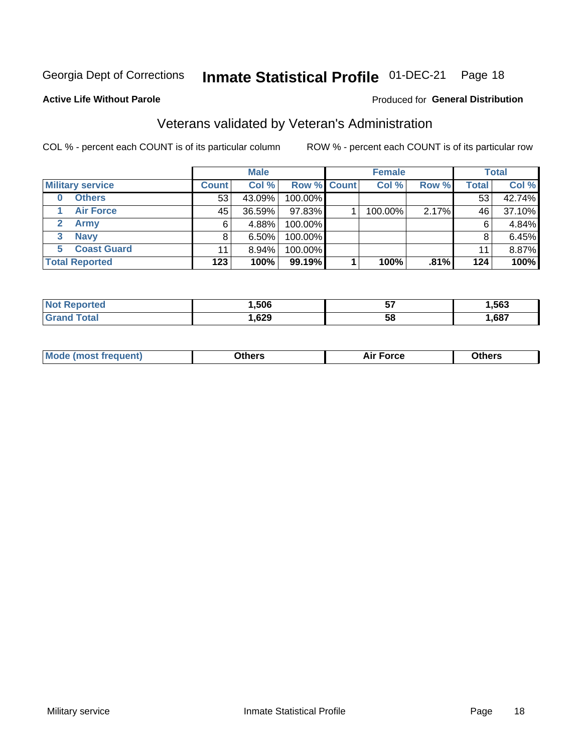Georgia Dept of Corrections **Inmate Statistical Profile** 01-DEC-21

**Active Life Without Parole**

Produced for **General Distribution**

## Veterans validated by Veteran's Administration

COL % - percent each COUNT is of its particular column    ROW % - percent each COUNT is of its particular row

| | Male | | | Female | | | Total | |
|---|---|---|---|---|---|---|---|---|
| **Military service** | **Count** | **Col %** | **Row %** | **Count** | **Col %** | **Row %** | **Total** | **Col %** |
| 0 Others | 53 | 43.09% | 100.00% | | | | 53 | 42.74% |
| 1 Air Force | 45 | 36.59% | 97.83% | 1 | 100.00% | 2.17% | 46 | 37.10% |
| 2 Army | 6 | 4.88% | 100.00% | | | | 6 | 4.84% |
| 3 Navy | 8 | 6.50% | 100.00% | | | | 8 | 6.45% |
| 5 Coast Guard | 11 | 8.94% | 100.00% | | | | 11 | 8.87% |
| **Total Reported** | **123** | **100%** | **99.19%** | **1** | **100%** | **.81%** | **124** | **100%** |

| | Male | Female | Total |
|---|---|---|---|
| Not Reported | 1,506 | 57 | 1,563 |
| Grand Total | 1,629 | 58 | 1,687 |

| | Male | Female | Total |
|---|---|---|---|
| Mode (most frequent) | Others | Air Force | Others |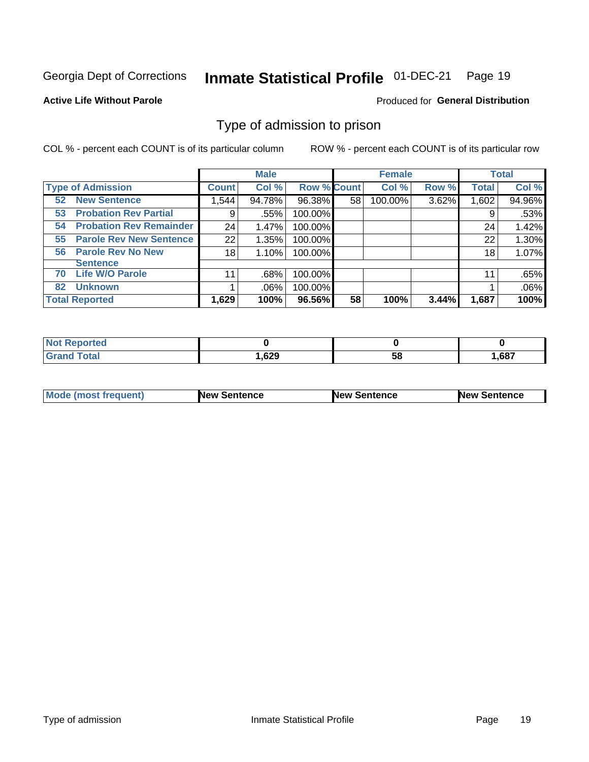Georgia Dept of Corrections **Inmate Statistical Profile** 01-DEC-21

**Active Life Without Parole**

Produced for **General Distribution**

## Type of admission to prison

COL % - percent each COUNT is of its particular column ROW % - percent each COUNT is of its particular row

| | Male | | | Female | | | Total | |
|---|---|---|---|---|---|---|---|---|
| **Type of Admission** | **Count** | **Col %** | **Row %** | **Count** | **Col %** | **Row %** | **Total** | **Col %** |
| **52 New Sentence** | 1,544 | 94.78% | 96.38% | 58 | 100.00% | 3.62% | 1,602 | 94.96% |
| **53 Probation Rev Partial** | 9 | .55% | 100.00% | | | | 9 | .53% |
| **54 Probation Rev Remainder** | 24 | 1.47% | 100.00% | | | | 24 | 1.42% |
| **55 Parole Rev New Sentence** | 22 | 1.35% | 100.00% | | | | 22 | 1.30% |
| **56 Parole Rev No New Sentence** | 18 | 1.10% | 100.00% | | | | 18 | 1.07% |
| **70 Life W/O Parole** | 11 | .68% | 100.00% | | | | 11 | .65% |
| **82 Unknown** | 1 | .06% | 100.00% | | | | 1 | .06% |
| **Total Reported** | **1,629** | **100%** | **96.56%** | **58** | **100%** | **3.44%** | **1,687** | **100%** |

| | Male | Female | Total |
|---|---|---|---|
| **Not Reported** | **0** | **0** | **0** |
| **Grand Total** | **1,629** | **58** | **1,687** |

| | Male | Female | Total |
|---|---|---|---|
| **Mode (most frequent)** | **New Sentence** | **New Sentence** | **New Sentence** |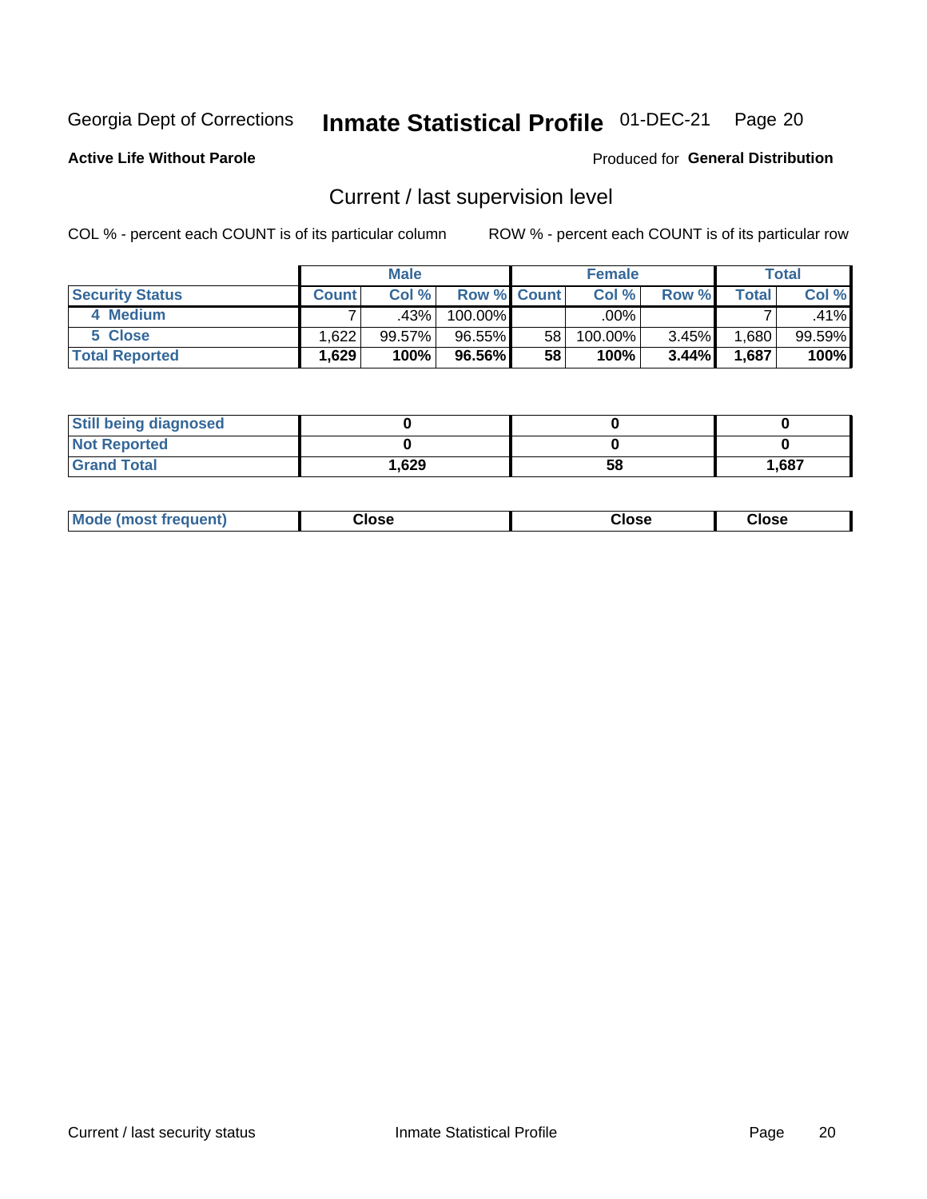Georgia Dept of Corrections **Inmate Statistical Profile** 01-DEC-21 Page 20

**Active Life Without Parole**

Produced for **General Distribution**

## Current / last supervision level

COL % - percent each COUNT is of its particular column ROW % - percent each COUNT is of its particular row

| | Male | | | Female | | | Total | |
|---|---|---|---|---|---|---|---|---|
| **Security Status** | **Count** | **Col %** | **Row %** | **Count** | **Col %** | **Row %** | **Total** | **Col %** |
| 4 Medium | 7 | .43% | 100.00% | | .00% | | 7 | .41% |
| 5 Close | 1,622 | 99.57% | 96.55% | 58 | 100.00% | 3.45% | 1,680 | 99.59% |
| **Total Reported** | **1,629** | **100%** | **96.56%** | **58** | **100%** | **3.44%** | **1,687** | **100%** |

| | Male | Female | Total |
|---|---|---|---|
| **Still being diagnosed** | **0** | **0** | **0** |
| **Not Reported** | **0** | **0** | **0** |
| **Grand Total** | **1,629** | **58** | **1,687** |

| | Male | Female | Total |
|---|---|---|---|
| **Mode (most frequent)** | **Close** | **Close** | **Close** |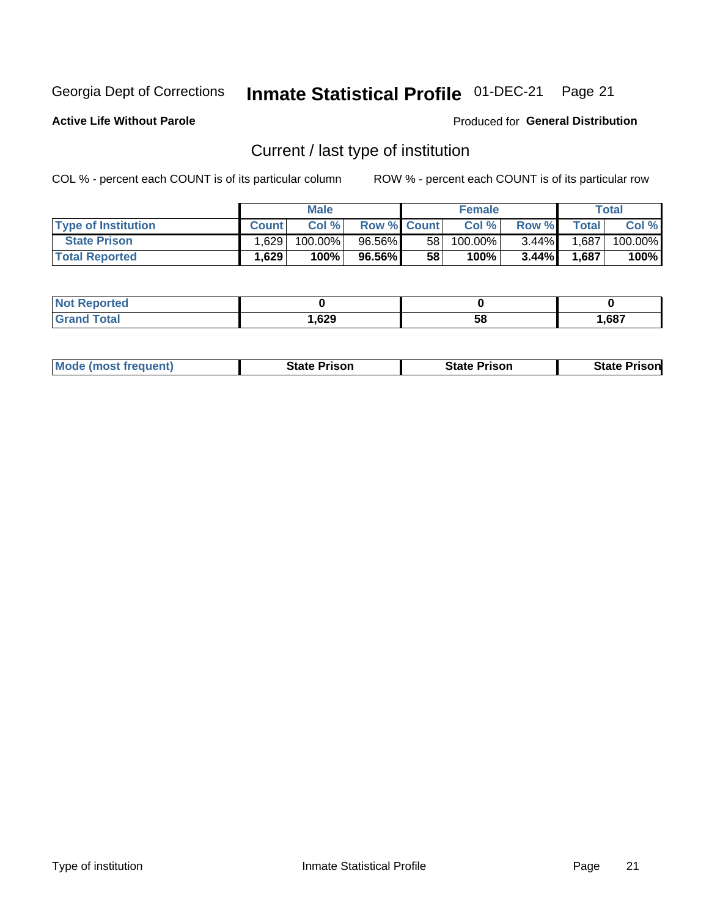Georgia Dept of Corrections **Inmate Statistical Profile** 01-DEC-21

**Active Life Without Parole**

Produced for **General Distribution**

## Current / last type of institution

COL % - percent each COUNT is of its particular column ROW % - percent each COUNT is of its particular row

| | Male | | | Female | | | Total | |
|---|---|---|---|---|---|---|---|---|
| **Type of Institution** | **Count** | **Col %** | **Row %** | **Count** | **Col %** | **Row %** | **Total** | **Col %** |
| **State Prison** | 1,629 | 100.00% | 96.56% | 58 | 100.00% | 3.44% | 1,687 | 100.00% |
| **Total Reported** | **1,629** | **100%** | **96.56%** | **58** | **100%** | **3.44%** | **1,687** | **100%** |

| | Male | Female | Total |
|---|---|---|---|
| **Not Reported** | **0** | **0** | **0** |
| **Grand Total** | **1,629** | **58** | **1,687** |

| | Male | Female | Total |
|---|---|---|---|
| **Mode (most frequent)** | **State Prison** | **State Prison** | **State Prison** |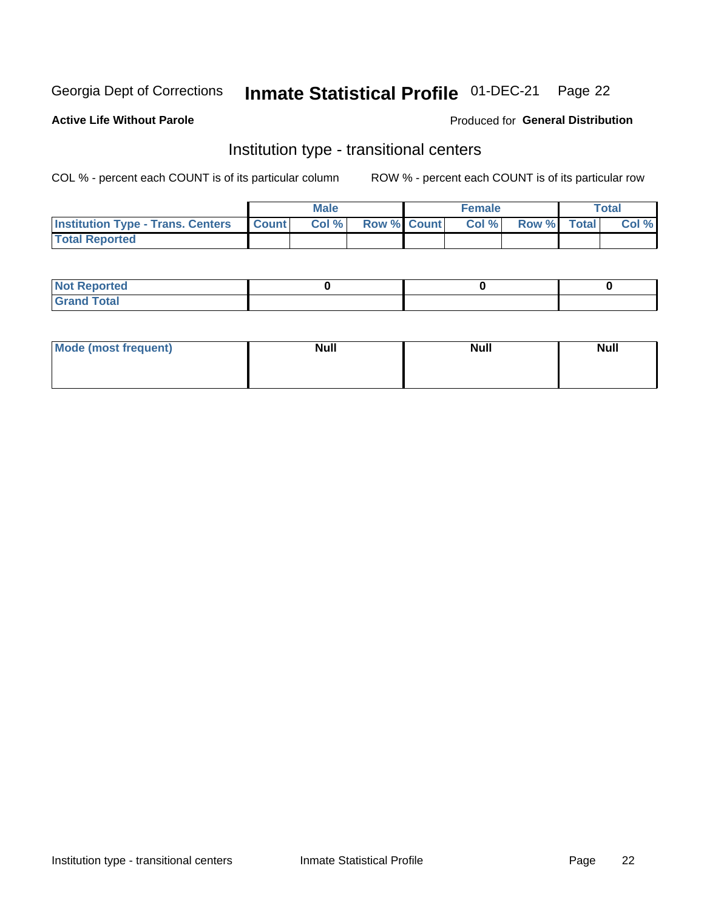Georgia Dept of Corrections **Inmate Statistical Profile** 01-DEC-21

**Active Life Without Parole**

Produced for **General Distribution**

## Institution type - transitional centers

COL % - percent each COUNT is of its particular column

ROW % - percent each COUNT is of its particular row

| | Male | | | Female | | | Total | |
|---|---|---|---|---|---|---|---|---|
| **Institution Type - Trans. Centers** | **Count** | **Col %** | **Row %** | **Count** | **Col %** | **Row %** | **Total** | **Col %** |
| **Total Reported** | | | | | | | | |

| | Male | Female | Total |
|---|---|---|---|
| **Not Reported** | 0 | 0 | 0 |
| **Grand Total** | | | |

| | Male | Female | Total |
|---|---|---|---|
| **Mode (most frequent)** | Null | Null | Null |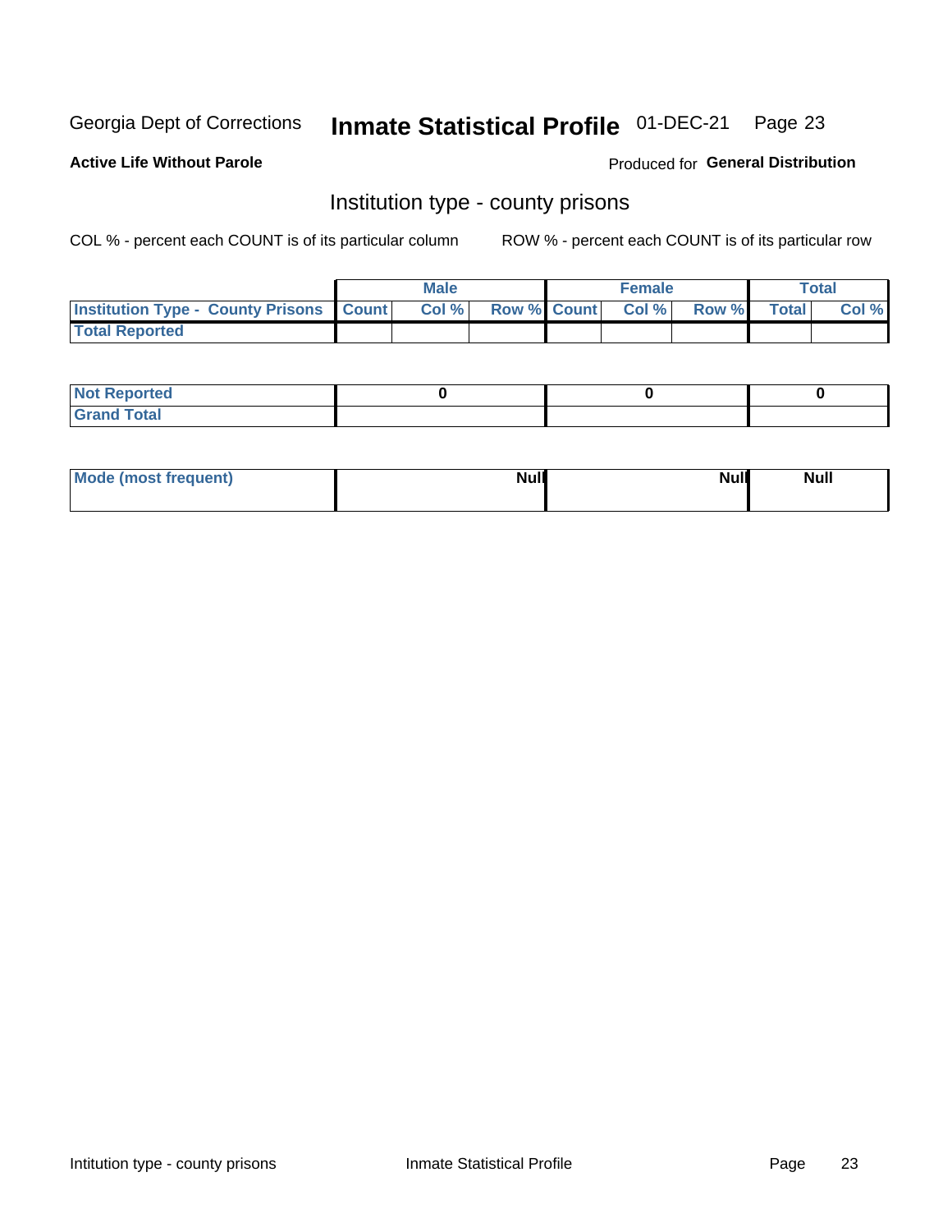Georgia Dept of Corrections **Inmate Statistical Profile** 01-DEC-21

**Active Life Without Parole**

Produced for **General Distribution**

## Institution type - county prisons

COL % - percent each COUNT is of its particular column

ROW % - percent each COUNT is of its particular row

| | Male | | | Female | | | Total | |
|---|---|---|---|---|---|---|---|---|
| **Institution Type - County Prisons** | **Count** | **Col %** | **Row %** | **Count** | **Col %** | **Row %** | **Total** | **Col %** |
| **Total Reported** | | | | | | | | |

| | Male | Female | Total |
|---|---|---|---|
| **Not Reported** | **0** | **0** | **0** |
| **Grand Total** | | | |

| | Male | Female | Total |
|---|---|---|---|
| **Mode (most frequent)** | **Null** | **Null** | **Null** |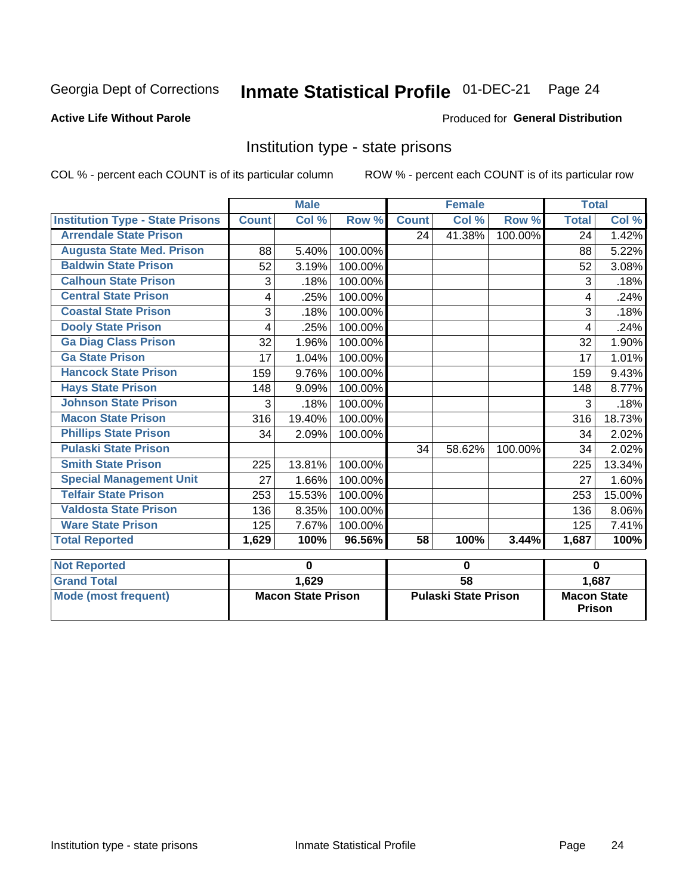Georgia Dept of Corrections **Inmate Statistical Profile** 01-DEC-21

**Active Life Without Parole**

Produced for **General Distribution**

## Institution type - state prisons

COL % - percent each COUNT is of its particular column

ROW % - percent each COUNT is of its particular row

| | Male | | | Female | | | Total | |
|---|---|---|---|---|---|---|---|---|
| **Institution Type - State Prisons** | **Count** | **Col %** | **Row %** | **Count** | **Col %** | **Row %** | **Total** | **Col %** |
| Arrendale State Prison | | | | 24 | 41.38% | 100.00% | 24 | 1.42% |
| Augusta State Med. Prison | 88 | 5.40% | 100.00% | | | | 88 | 5.22% |
| Baldwin State Prison | 52 | 3.19% | 100.00% | | | | 52 | 3.08% |
| Calhoun State Prison | 3 | .18% | 100.00% | | | | 3 | .18% |
| Central State Prison | 4 | .25% | 100.00% | | | | 4 | .24% |
| Coastal State Prison | 3 | .18% | 100.00% | | | | 3 | .18% |
| Dooly State Prison | 4 | .25% | 100.00% | | | | 4 | .24% |
| Ga Diag Class Prison | 32 | 1.96% | 100.00% | | | | 32 | 1.90% |
| Ga State Prison | 17 | 1.04% | 100.00% | | | | 17 | 1.01% |
| Hancock State Prison | 159 | 9.76% | 100.00% | | | | 159 | 9.43% |
| Hays State Prison | 148 | 9.09% | 100.00% | | | | 148 | 8.77% |
| Johnson State Prison | 3 | .18% | 100.00% | | | | 3 | .18% |
| Macon State Prison | 316 | 19.40% | 100.00% | | | | 316 | 18.73% |
| Phillips State Prison | 34 | 2.09% | 100.00% | | | | 34 | 2.02% |
| Pulaski State Prison | | | | 34 | 58.62% | 100.00% | 34 | 2.02% |
| Smith State Prison | 225 | 13.81% | 100.00% | | | | 225 | 13.34% |
| Special Management Unit | 27 | 1.66% | 100.00% | | | | 27 | 1.60% |
| Telfair State Prison | 253 | 15.53% | 100.00% | | | | 253 | 15.00% |
| Valdosta State Prison | 136 | 8.35% | 100.00% | | | | 136 | 8.06% |
| Ware State Prison | 125 | 7.67% | 100.00% | | | | 125 | 7.41% |
| **Total Reported** | **1,629** | **100%** | **96.56%** | **58** | **100%** | **3.44%** | **1,687** | **100%** |

| | Male | Female | Total |
|---|---|---|---|
| Not Reported | 0 | 0 | 0 |
| Grand Total | 1,629 | 58 | 1,687 |
| Mode (most frequent) | Macon State Prison | Pulaski State Prison | Macon State Prison |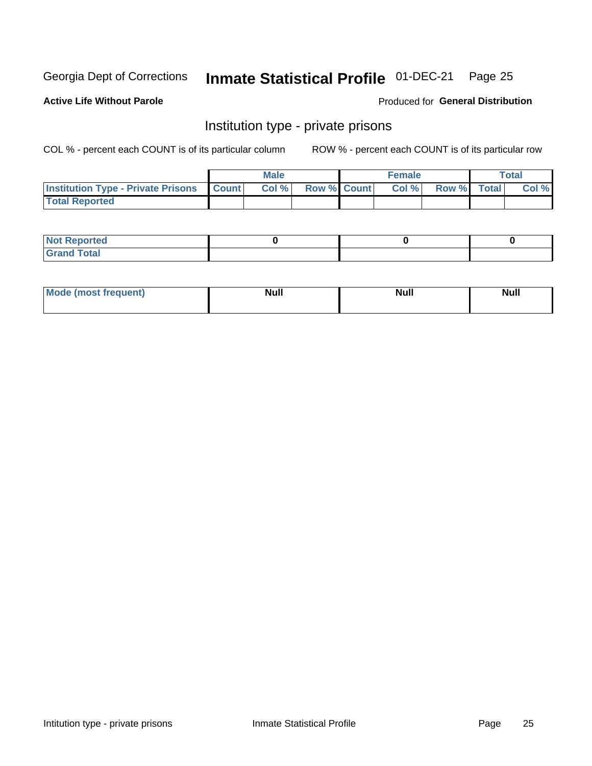Georgia Dept of Corrections **Inmate Statistical Profile** 01-DEC-21

**Active Life Without Parole**

Produced for **General Distribution**

## Institution type - private prisons

COL % - percent each COUNT is of its particular column

ROW % - percent each COUNT is of its particular row

| | Male | | | Female | | | Total | |
|---|---|---|---|---|---|---|---|---|
| Institution Type - Private Prisons | Count | Col % | Row % | Count | Col % | Row % | Total | Col % |
| Total Reported | | | | | | | | |

| | Male | Female | Total |
|---|---|---|---|
| Not Reported | 0 | 0 | 0 |
| Grand Total | | | |

| | Male | Female | Total |
|---|---|---|---|
| Mode (most frequent) | Null | Null | Null |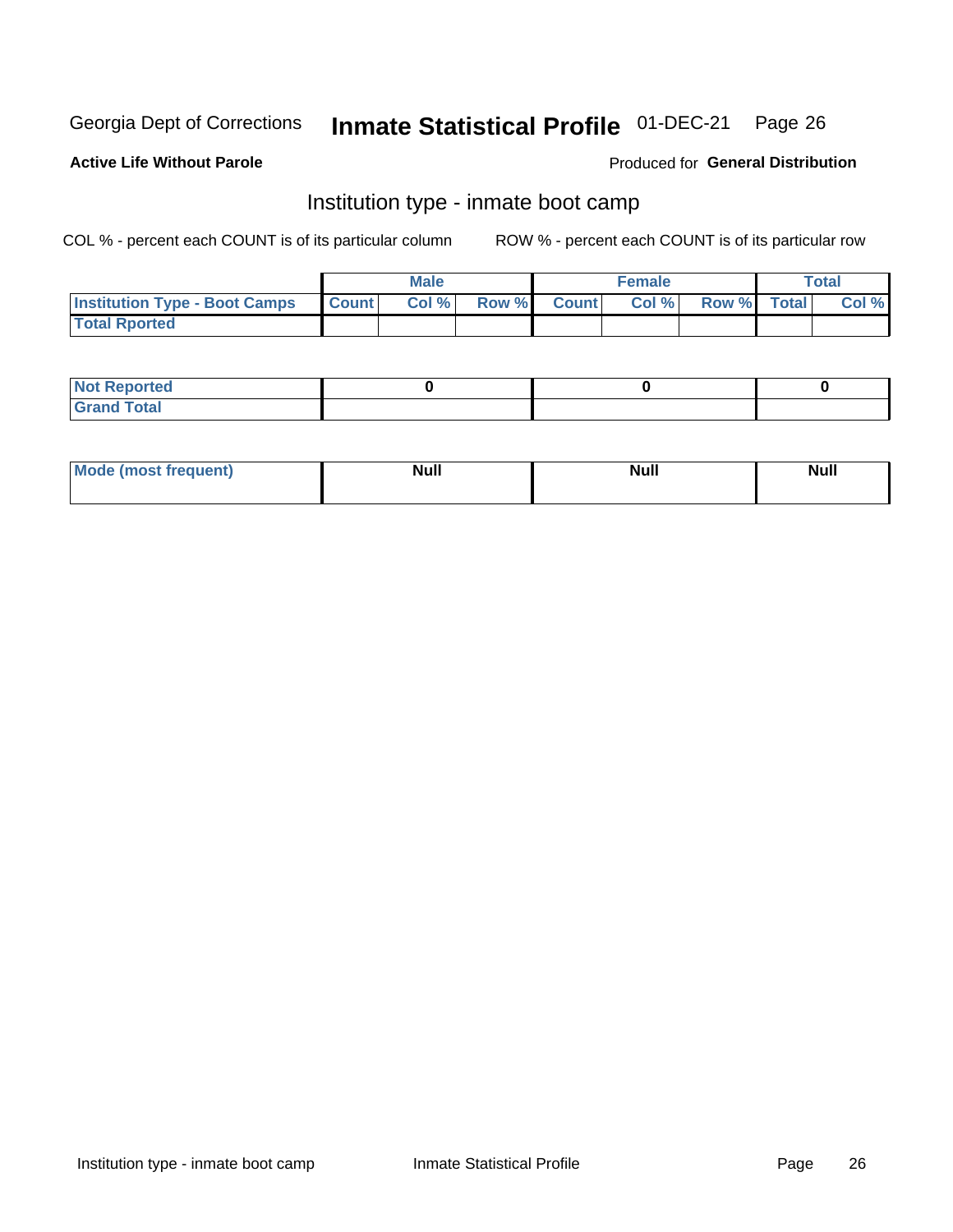Georgia Dept of Corrections **Inmate Statistical Profile** 01-DEC-21

**Active Life Without Parole**

Produced for **General Distribution**

## Institution type - inmate boot camp

COL % - percent each COUNT is of its particular column

ROW % - percent each COUNT is of its particular row

| | Male | | | Female | | | Total | |
|---|---|---|---|---|---|---|---|---|
| **Institution Type - Boot Camps** | **Count** | **Col %** | **Row %** | **Count** | **Col %** | **Row %** | **Total** | **Col %** |
| **Total Rported** | | | | | | | | |

| | Male | Female | Total |
|---|---|---|---|
| **Not Reported** | 0 | 0 | 0 |
| **Grand Total** | | | |

| | Male | Female | Total |
|---|---|---|---|
| **Mode (most frequent)** | Null | Null | Null |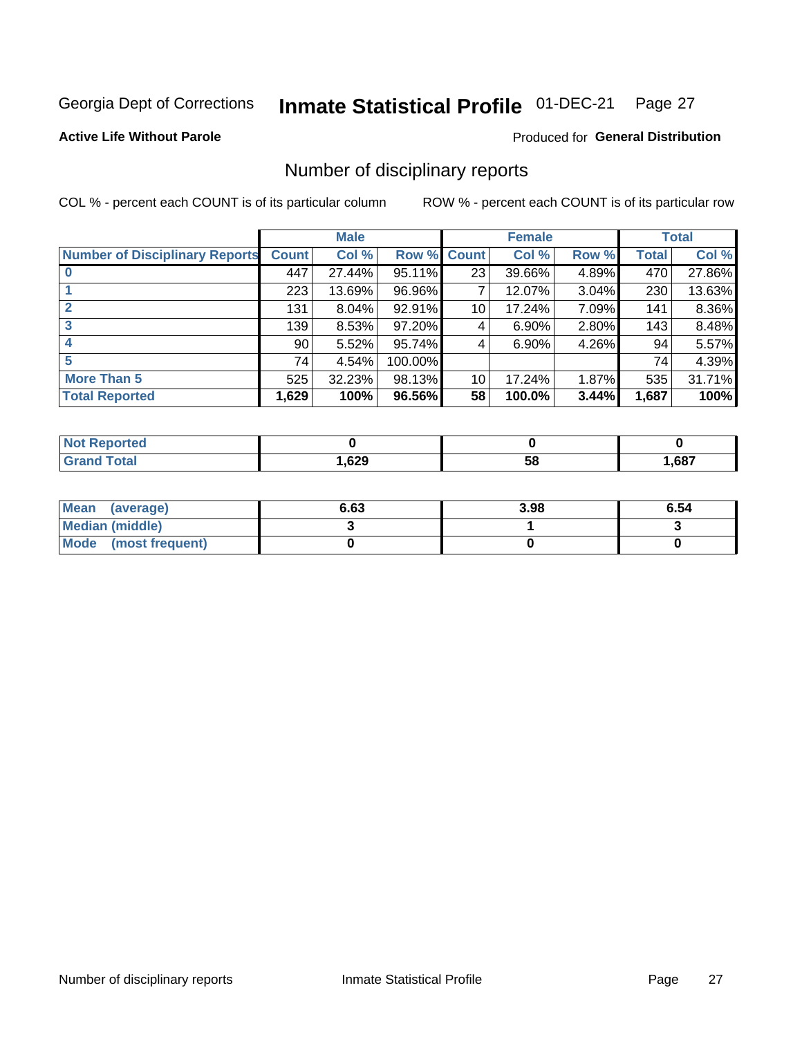Georgia Dept of Corrections **Inmate Statistical Profile** 01-DEC-21

**Active Life Without Parole**

Produced for **General Distribution**

## Number of disciplinary reports

COL % - percent each COUNT is of its particular column ROW % - percent each COUNT is of its particular row

| | Male | | | Female | | | Total | |
|---|---|---|---|---|---|---|---|---|
| **Number of Disciplinary Reports** | **Count** | **Col %** | **Row %** | **Count** | **Col %** | **Row %** | **Total** | **Col %** |
| **0** | 447 | 27.44% | 95.11% | 23 | 39.66% | 4.89% | 470 | 27.86% |
| **1** | 223 | 13.69% | 96.96% | 7 | 12.07% | 3.04% | 230 | 13.63% |
| **2** | 131 | 8.04% | 92.91% | 10 | 17.24% | 7.09% | 141 | 8.36% |
| **3** | 139 | 8.53% | 97.20% | 4 | 6.90% | 2.80% | 143 | 8.48% |
| **4** | 90 | 5.52% | 95.74% | 4 | 6.90% | 4.26% | 94 | 5.57% |
| **5** | 74 | 4.54% | 100.00% | | | | 74 | 4.39% |
| **More Than 5** | 525 | 32.23% | 98.13% | 10 | 17.24% | 1.87% | 535 | 31.71% |
| **Total Reported** | **1,629** | **100%** | **96.56%** | **58** | **100.0%** | **3.44%** | **1,687** | **100%** |

| | Male | Female | Total |
|---|---|---|---|
| **Not Reported** | **0** | **0** | **0** |
| **Grand Total** | **1,629** | **58** | **1,687** |

| | Male | Female | Total |
|---|---|---|---|
| **Mean (average)** | **6.63** | **3.98** | **6.54** |
| **Median (middle)** | **3** | **1** | **3** |
| **Mode (most frequent)** | **0** | **0** | **0** |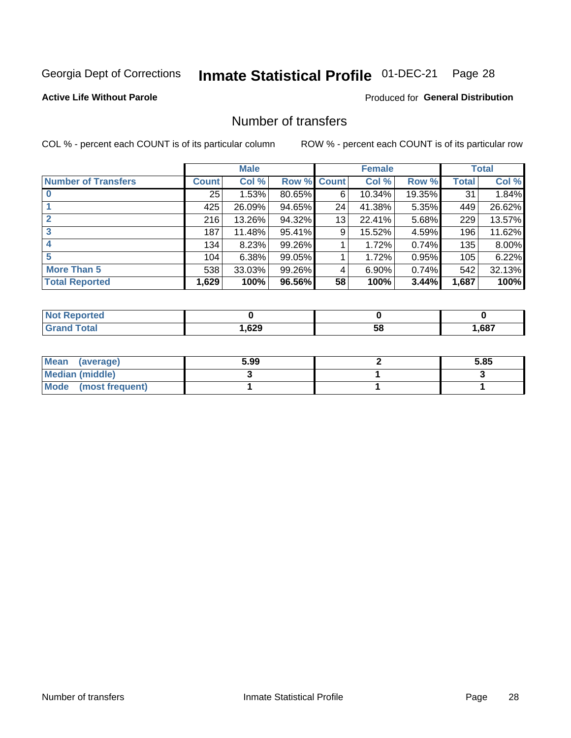Georgia Dept of Corrections **Inmate Statistical Profile** 01-DEC-21

**Active Life Without Parole**

Produced for **General Distribution**

## Number of transfers

COL % - percent each COUNT is of its particular column

ROW % - percent each COUNT is of its particular row

| | Male | | | Female | | | Total | |
|---|---|---|---|---|---|---|---|---|
| **Number of Transfers** | **Count** | **Col %** | **Row %** | **Count** | **Col %** | **Row %** | **Total** | **Col %** |
| **0** | 25 | 1.53% | 80.65% | 6 | 10.34% | 19.35% | 31 | 1.84% |
| **1** | 425 | 26.09% | 94.65% | 24 | 41.38% | 5.35% | 449 | 26.62% |
| **2** | 216 | 13.26% | 94.32% | 13 | 22.41% | 5.68% | 229 | 13.57% |
| **3** | 187 | 11.48% | 95.41% | 9 | 15.52% | 4.59% | 196 | 11.62% |
| **4** | 134 | 8.23% | 99.26% | 1 | 1.72% | 0.74% | 135 | 8.00% |
| **5** | 104 | 6.38% | 99.05% | 1 | 1.72% | 0.95% | 105 | 6.22% |
| **More Than 5** | 538 | 33.03% | 99.26% | 4 | 6.90% | 0.74% | 542 | 32.13% |
| **Total Reported** | **1,629** | **100%** | **96.56%** | **58** | **100%** | **3.44%** | **1,687** | **100%** |

| | Male | Female | Total |
|---|---|---|---|
| **Not Reported** | **0** | **0** | **0** |
| **Grand Total** | **1,629** | **58** | **1,687** |

| | Male | Female | Total |
|---|---|---|---|
| **Mean (average)** | **5.99** | **2** | **5.85** |
| **Median (middle)** | **3** | **1** | **3** |
| **Mode (most frequent)** | **1** | **1** | **1** |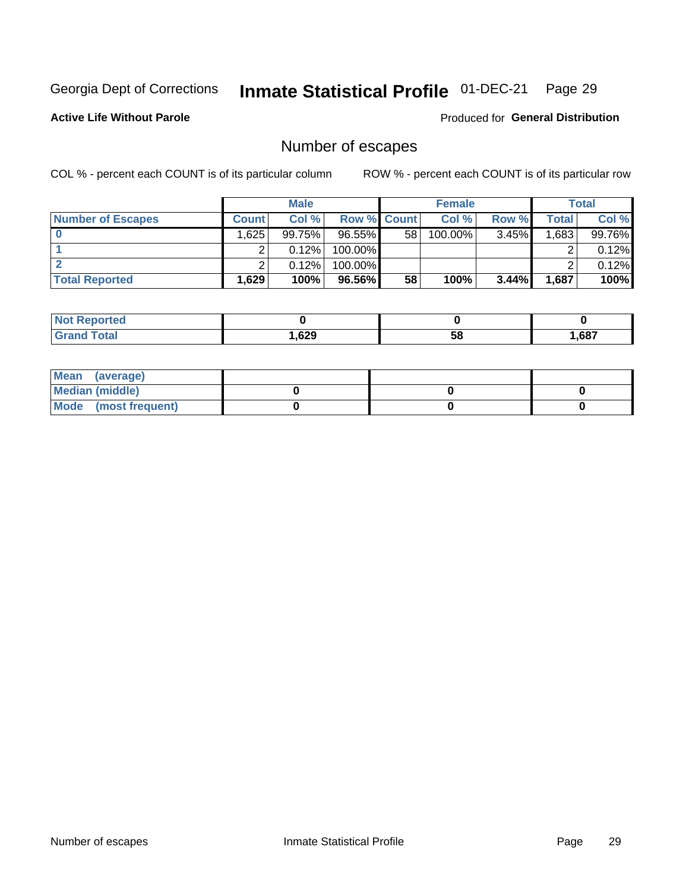Georgia Dept of Corrections **Inmate Statistical Profile** 01-DEC-21 Page 29

**Active Life Without Parole**

Produced for **General Distribution**

## Number of escapes

COL % - percent each COUNT is of its particular column ROW % - percent each COUNT is of its particular row

| | Male | | | Female | | | Total | |
|---|---|---|---|---|---|---|---|---|
| **Number of Escapes** | **Count** | **Col %** | **Row %** | **Count** | **Col %** | **Row %** | **Total** | **Col %** |
| **0** | 1,625 | 99.75% | 96.55% | 58 | 100.00% | 3.45% | 1,683 | 99.76% |
| **1** | 2 | 0.12% | 100.00% | | | | 2 | 0.12% |
| **2** | 2 | 0.12% | 100.00% | | | | 2 | 0.12% |
| **Total Reported** | **1,629** | **100%** | **96.56%** | **58** | **100%** | **3.44%** | **1,687** | **100%** |

| | Male | Female | Total |
|---|---|---|---|
| **Not Reported** | **0** | **0** | **0** |
| **Grand Total** | **1,629** | **58** | **1,687** |

| | Male | Female | Total |
|---|---|---|---|
| **Mean (average)** | | | |
| **Median (middle)** | **0** | **0** | **0** |
| **Mode (most frequent)** | **0** | **0** | **0** |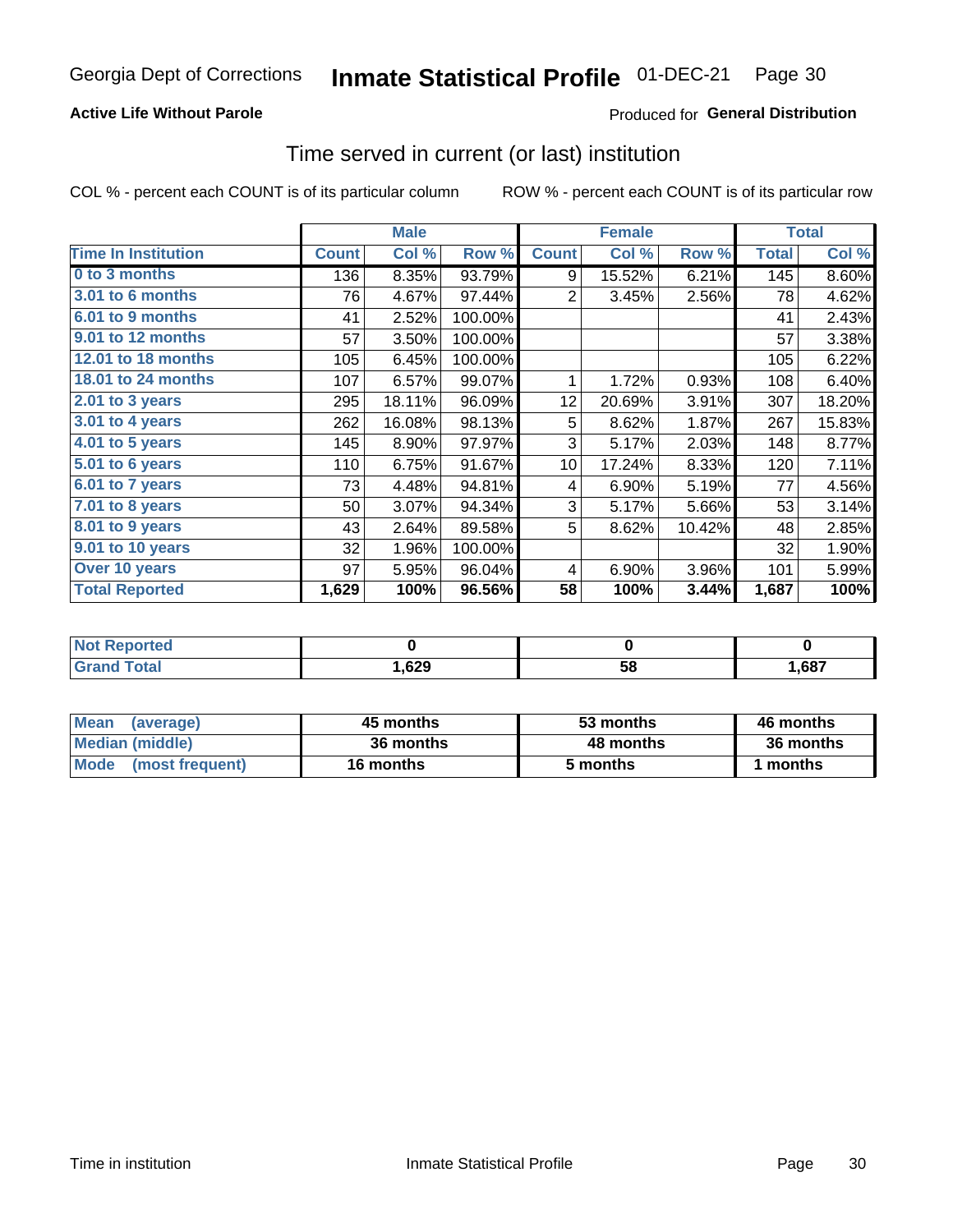# Georgia Dept of Corrections — Inmate Statistical Profile 01-DEC-21

**Active Life Without Parole**

Produced for **General Distribution**

## Time served in current (or last) institution

COL % - percent each COUNT is of its particular column

ROW % - percent each COUNT is of its particular row

| | Male | | | Female | | | Total | |
|---|---|---|---|---|---|---|---|---|
| **Time In Institution** | **Count** | **Col %** | **Row %** | **Count** | **Col %** | **Row %** | **Total** | **Col %** |
| 0 to 3 months | 136 | 8.35% | 93.79% | 9 | 15.52% | 6.21% | 145 | 8.60% |
| 3.01 to 6 months | 76 | 4.67% | 97.44% | 2 | 3.45% | 2.56% | 78 | 4.62% |
| 6.01 to 9 months | 41 | 2.52% | 100.00% | | | | 41 | 2.43% |
| 9.01 to 12 months | 57 | 3.50% | 100.00% | | | | 57 | 3.38% |
| 12.01 to 18 months | 105 | 6.45% | 100.00% | | | | 105 | 6.22% |
| 18.01 to 24 months | 107 | 6.57% | 99.07% | 1 | 1.72% | 0.93% | 108 | 6.40% |
| 2.01 to 3 years | 295 | 18.11% | 96.09% | 12 | 20.69% | 3.91% | 307 | 18.20% |
| 3.01 to 4 years | 262 | 16.08% | 98.13% | 5 | 8.62% | 1.87% | 267 | 15.83% |
| 4.01 to 5 years | 145 | 8.90% | 97.97% | 3 | 5.17% | 2.03% | 148 | 8.77% |
| 5.01 to 6 years | 110 | 6.75% | 91.67% | 10 | 17.24% | 8.33% | 120 | 7.11% |
| 6.01 to 7 years | 73 | 4.48% | 94.81% | 4 | 6.90% | 5.19% | 77 | 4.56% |
| 7.01 to 8 years | 50 | 3.07% | 94.34% | 3 | 5.17% | 5.66% | 53 | 3.14% |
| 8.01 to 9 years | 43 | 2.64% | 89.58% | 5 | 8.62% | 10.42% | 48 | 2.85% |
| 9.01 to 10 years | 32 | 1.96% | 100.00% | | | | 32 | 1.90% |
| Over 10 years | 97 | 5.95% | 96.04% | 4 | 6.90% | 3.96% | 101 | 5.99% |
| **Total Reported** | **1,629** | **100%** | **96.56%** | **58** | **100%** | **3.44%** | **1,687** | **100%** |

| | Male | Female | Total |
|---|---|---|---|
| Not Reported | 0 | 0 | 0 |
| Grand Total | 1,629 | 58 | 1,687 |

| | Male | Female | Total |
|---|---|---|---|
| Mean (average) | 45 months | 53 months | 46 months |
| Median (middle) | 36 months | 48 months | 36 months |
| Mode (most frequent) | 16 months | 5 months | 1 months |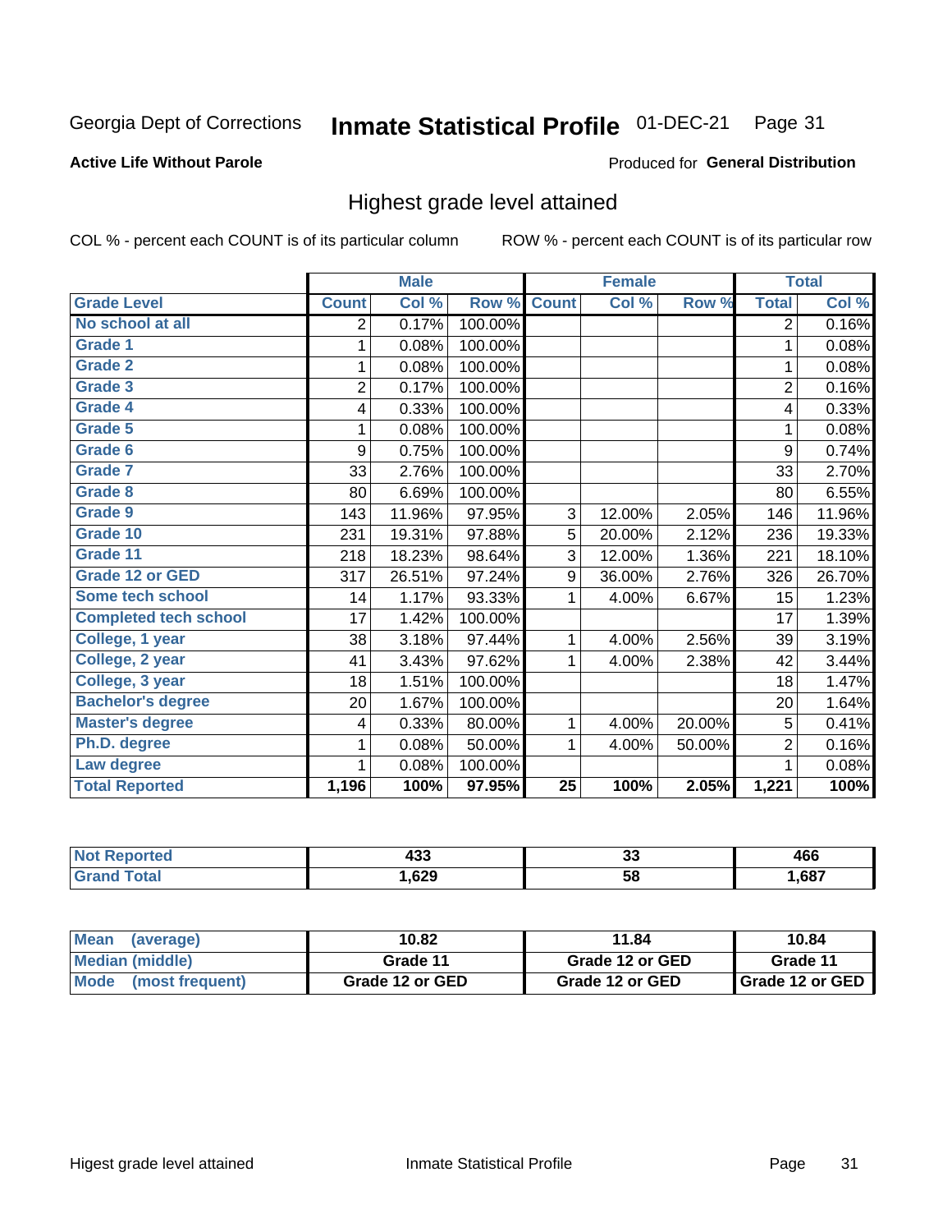Georgia Dept of Corrections **Inmate Statistical Profile** 01-DEC-21

**Active Life Without Parole**

Produced for **General Distribution**

## Highest grade level attained

COL % - percent each COUNT is of its particular column ROW % - percent each COUNT is of its particular row

| | Male | | | Female | | | Total | |
|---|---|---|---|---|---|---|---|---|
| Grade Level | Count | Col % | Row % | Count | Col % | Row % | Total | Col % |
| No school at all | 2 | 0.17% | 100.00% | | | | 2 | 0.16% |
| Grade 1 | 1 | 0.08% | 100.00% | | | | 1 | 0.08% |
| Grade 2 | 1 | 0.08% | 100.00% | | | | 1 | 0.08% |
| Grade 3 | 2 | 0.17% | 100.00% | | | | 2 | 0.16% |
| Grade 4 | 4 | 0.33% | 100.00% | | | | 4 | 0.33% |
| Grade 5 | 1 | 0.08% | 100.00% | | | | 1 | 0.08% |
| Grade 6 | 9 | 0.75% | 100.00% | | | | 9 | 0.74% |
| Grade 7 | 33 | 2.76% | 100.00% | | | | 33 | 2.70% |
| Grade 8 | 80 | 6.69% | 100.00% | | | | 80 | 6.55% |
| Grade 9 | 143 | 11.96% | 97.95% | 3 | 12.00% | 2.05% | 146 | 11.96% |
| Grade 10 | 231 | 19.31% | 97.88% | 5 | 20.00% | 2.12% | 236 | 19.33% |
| Grade 11 | 218 | 18.23% | 98.64% | 3 | 12.00% | 1.36% | 221 | 18.10% |
| Grade 12 or GED | 317 | 26.51% | 97.24% | 9 | 36.00% | 2.76% | 326 | 26.70% |
| Some tech school | 14 | 1.17% | 93.33% | 1 | 4.00% | 6.67% | 15 | 1.23% |
| Completed tech school | 17 | 1.42% | 100.00% | | | | 17 | 1.39% |
| College, 1 year | 38 | 3.18% | 97.44% | 1 | 4.00% | 2.56% | 39 | 3.19% |
| College, 2 year | 41 | 3.43% | 97.62% | 1 | 4.00% | 2.38% | 42 | 3.44% |
| College, 3 year | 18 | 1.51% | 100.00% | | | | 18 | 1.47% |
| Bachelor's degree | 20 | 1.67% | 100.00% | | | | 20 | 1.64% |
| Master's degree | 4 | 0.33% | 80.00% | 1 | 4.00% | 20.00% | 5 | 0.41% |
| Ph.D. degree | 1 | 0.08% | 50.00% | 1 | 4.00% | 50.00% | 2 | 0.16% |
| Law degree | 1 | 0.08% | 100.00% | | | | 1 | 0.08% |
| Total Reported | 1,196 | 100% | 97.95% | 25 | 100% | 2.05% | 1,221 | 100% |

| | Male | Female | Total |
|---|---|---|---|
| Not Reported | 433 | 33 | 466 |
| Grand Total | 1,629 | 58 | 1,687 |

| | Male | Female | Total |
|---|---|---|---|
| Mean (average) | 10.82 | 11.84 | 10.84 |
| Median (middle) | Grade 11 | Grade 12 or GED | Grade 11 |
| Mode (most frequent) | Grade 12 or GED | Grade 12 or GED | Grade 12 or GED |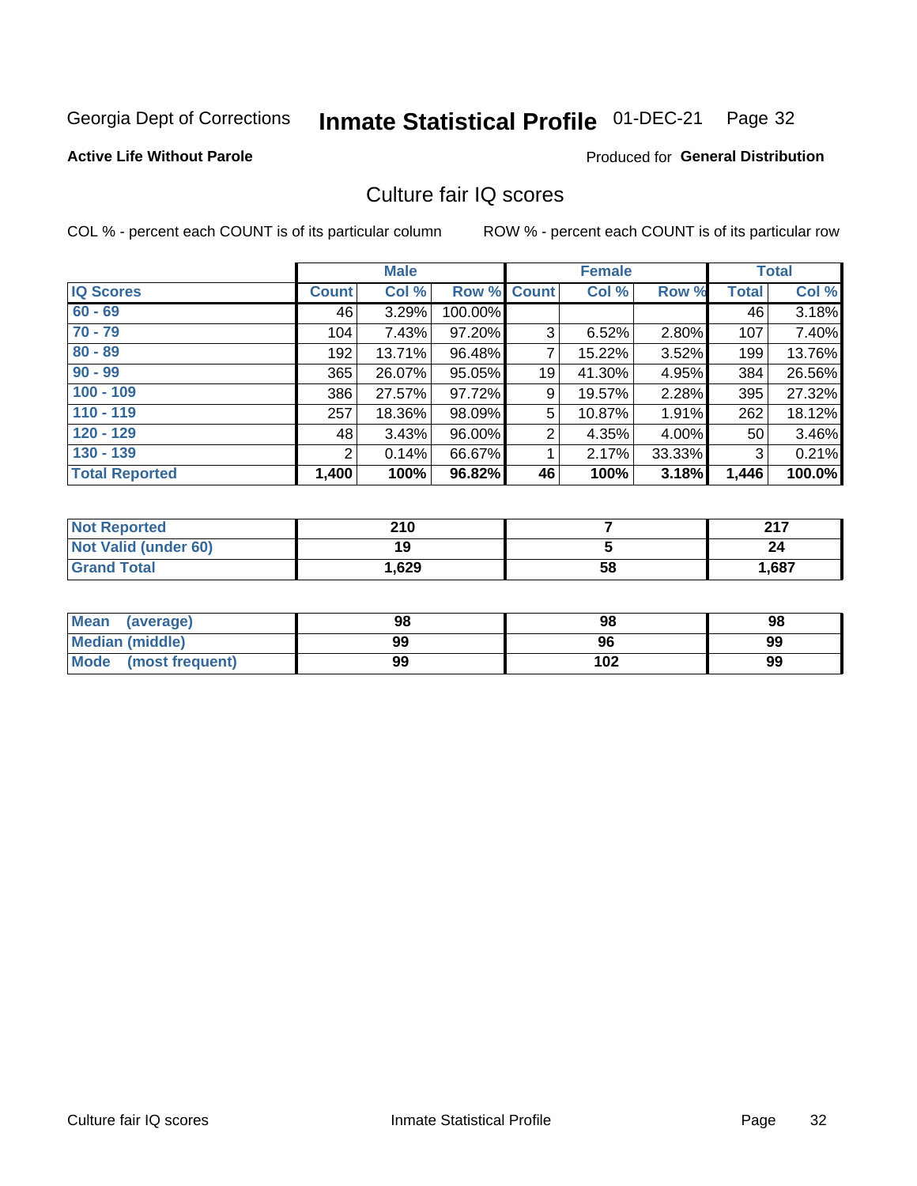Georgia Dept of Corrections **Inmate Statistical Profile** 01-DEC-21

**Active Life Without Parole**

Produced for **General Distribution**

## Culture fair IQ scores

COL % - percent each COUNT is of its particular column ROW % - percent each COUNT is of its particular row

| | Male | | | Female | | | Total | |
|---|---|---|---|---|---|---|---|---|
| IQ Scores | Count | Col % | Row % | Count | Col % | Row % | Total | Col % |
| 60 - 69 | 46 | 3.29% | 100.00% | | | | 46 | 3.18% |
| 70 - 79 | 104 | 7.43% | 97.20% | 3 | 6.52% | 2.80% | 107 | 7.40% |
| 80 - 89 | 192 | 13.71% | 96.48% | 7 | 15.22% | 3.52% | 199 | 13.76% |
| 90 - 99 | 365 | 26.07% | 95.05% | 19 | 41.30% | 4.95% | 384 | 26.56% |
| 100 - 109 | 386 | 27.57% | 97.72% | 9 | 19.57% | 2.28% | 395 | 27.32% |
| 110 - 119 | 257 | 18.36% | 98.09% | 5 | 10.87% | 1.91% | 262 | 18.12% |
| 120 - 129 | 48 | 3.43% | 96.00% | 2 | 4.35% | 4.00% | 50 | 3.46% |
| 130 - 139 | 2 | 0.14% | 66.67% | 1 | 2.17% | 33.33% | 3 | 0.21% |
| **Total Reported** | **1,400** | **100%** | **96.82%** | **46** | **100%** | **3.18%** | **1,446** | **100.0%** |

| | Male | Female | Total |
|---|---|---|---|
| Not Reported | 210 | 7 | 217 |
| Not Valid (under 60) | 19 | 5 | 24 |
| Grand Total | 1,629 | 58 | 1,687 |

| | Male | Female | Total |
|---|---|---|---|
| Mean (average) | 98 | 98 | 98 |
| Median (middle) | 99 | 96 | 99 |
| Mode (most frequent) | 99 | 102 | 99 |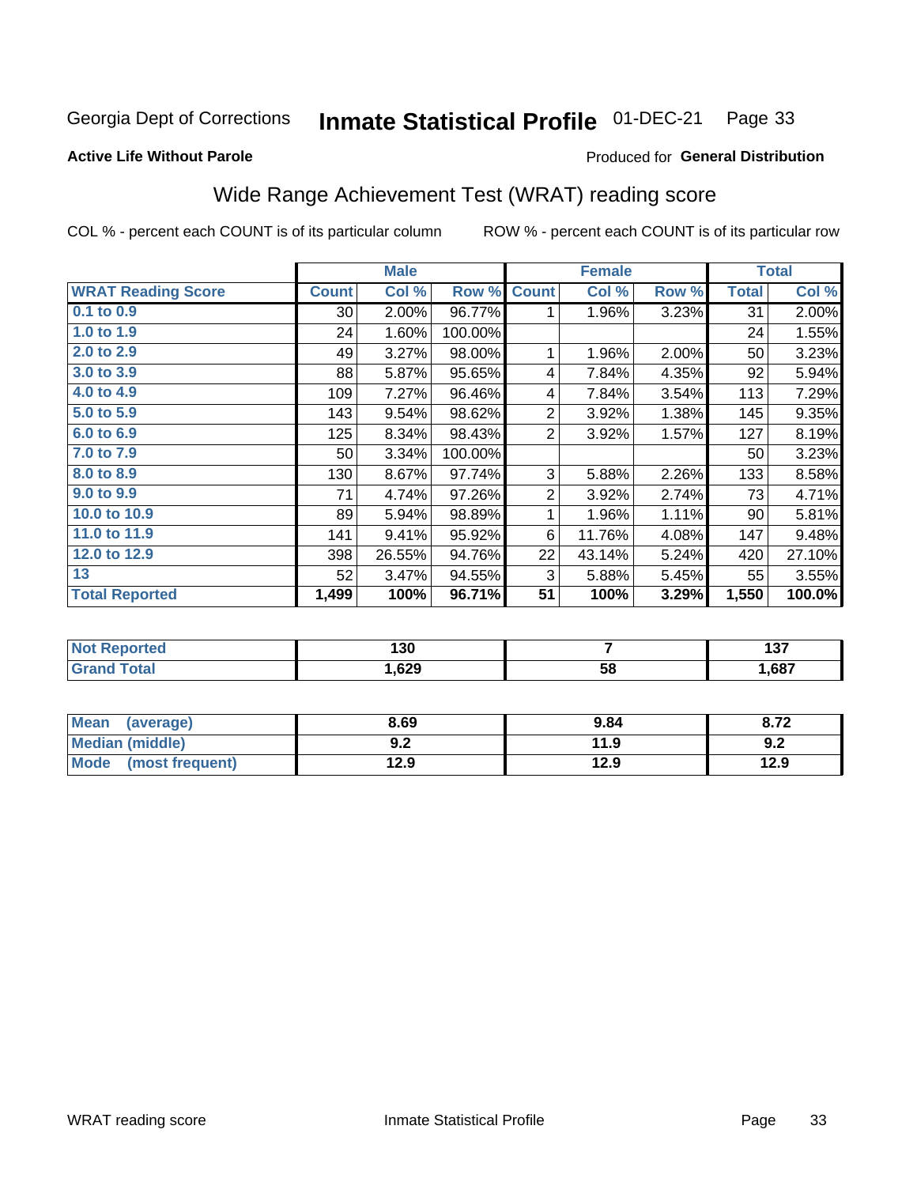Georgia Dept of Corrections **Inmate Statistical Profile** 01-DEC-21

**Active Life Without Parole**

Produced for **General Distribution**

## Wide Range Achievement Test (WRAT) reading score

COL % - percent each COUNT is of its particular column ROW % - percent each COUNT is of its particular row

| | Male | | | Female | | | Total | |
|---|---|---|---|---|---|---|---|---|
| **WRAT Reading Score** | **Count** | **Col %** | **Row %** | **Count** | **Col %** | **Row %** | **Total** | **Col %** |
| 0.1 to 0.9 | 30 | 2.00% | 96.77% | 1 | 1.96% | 3.23% | 31 | 2.00% |
| 1.0 to 1.9 | 24 | 1.60% | 100.00% | | | | 24 | 1.55% |
| 2.0 to 2.9 | 49 | 3.27% | 98.00% | 1 | 1.96% | 2.00% | 50 | 3.23% |
| 3.0 to 3.9 | 88 | 5.87% | 95.65% | 4 | 7.84% | 4.35% | 92 | 5.94% |
| 4.0 to 4.9 | 109 | 7.27% | 96.46% | 4 | 7.84% | 3.54% | 113 | 7.29% |
| 5.0 to 5.9 | 143 | 9.54% | 98.62% | 2 | 3.92% | 1.38% | 145 | 9.35% |
| 6.0 to 6.9 | 125 | 8.34% | 98.43% | 2 | 3.92% | 1.57% | 127 | 8.19% |
| 7.0 to 7.9 | 50 | 3.34% | 100.00% | | | | 50 | 3.23% |
| 8.0 to 8.9 | 130 | 8.67% | 97.74% | 3 | 5.88% | 2.26% | 133 | 8.58% |
| 9.0 to 9.9 | 71 | 4.74% | 97.26% | 2 | 3.92% | 2.74% | 73 | 4.71% |
| 10.0 to 10.9 | 89 | 5.94% | 98.89% | 1 | 1.96% | 1.11% | 90 | 5.81% |
| 11.0 to 11.9 | 141 | 9.41% | 95.92% | 6 | 11.76% | 4.08% | 147 | 9.48% |
| 12.0 to 12.9 | 398 | 26.55% | 94.76% | 22 | 43.14% | 5.24% | 420 | 27.10% |
| 13 | 52 | 3.47% | 94.55% | 3 | 5.88% | 5.45% | 55 | 3.55% |
| **Total Reported** | **1,499** | **100%** | **96.71%** | **51** | **100%** | **3.29%** | **1,550** | **100.0%** |

| | Male | Female | Total |
|---|---|---|---|
| Not Reported | 130 | 7 | 137 |
| Grand Total | 1,629 | 58 | 1,687 |

| | Male | Female | Total |
|---|---|---|---|
| Mean (average) | 8.69 | 9.84 | 8.72 |
| Median (middle) | 9.2 | 11.9 | 9.2 |
| Mode (most frequent) | 12.9 | 12.9 | 12.9 |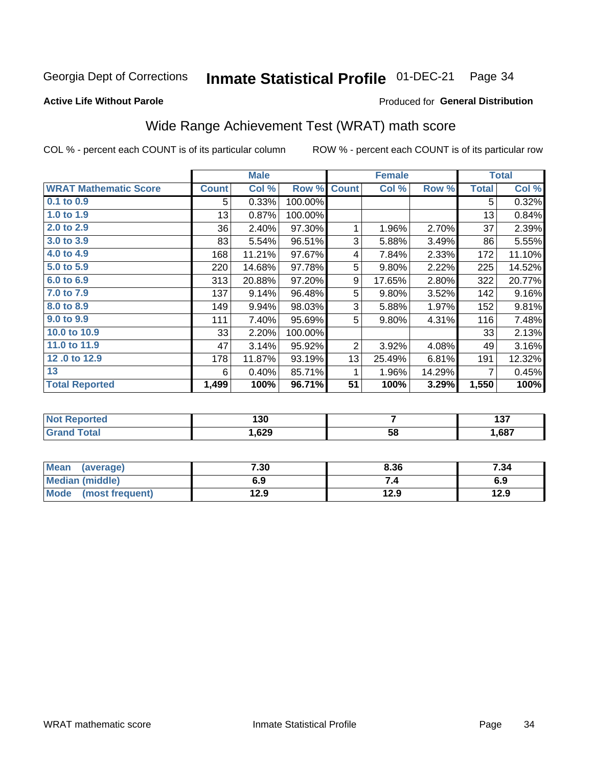Georgia Dept of Corrections **Inmate Statistical Profile** 01-DEC-21

**Active Life Without Parole**

Produced for **General Distribution**

## Wide Range Achievement Test (WRAT) math score

COL % - percent each COUNT is of its particular column ROW % - percent each COUNT is of its particular row

| | Male | | | Female | | | Total | |
|---|---|---|---|---|---|---|---|---|
| **WRAT Mathematic Score** | **Count** | **Col %** | **Row %** | **Count** | **Col %** | **Row %** | **Total** | **Col %** |
| 0.1 to 0.9 | 5 | 0.33% | 100.00% | | | | 5 | 0.32% |
| 1.0 to 1.9 | 13 | 0.87% | 100.00% | | | | 13 | 0.84% |
| 2.0 to 2.9 | 36 | 2.40% | 97.30% | 1 | 1.96% | 2.70% | 37 | 2.39% |
| 3.0 to 3.9 | 83 | 5.54% | 96.51% | 3 | 5.88% | 3.49% | 86 | 5.55% |
| 4.0 to 4.9 | 168 | 11.21% | 97.67% | 4 | 7.84% | 2.33% | 172 | 11.10% |
| 5.0 to 5.9 | 220 | 14.68% | 97.78% | 5 | 9.80% | 2.22% | 225 | 14.52% |
| 6.0 to 6.9 | 313 | 20.88% | 97.20% | 9 | 17.65% | 2.80% | 322 | 20.77% |
| 7.0 to 7.9 | 137 | 9.14% | 96.48% | 5 | 9.80% | 3.52% | 142 | 9.16% |
| 8.0 to 8.9 | 149 | 9.94% | 98.03% | 3 | 5.88% | 1.97% | 152 | 9.81% |
| 9.0 to 9.9 | 111 | 7.40% | 95.69% | 5 | 9.80% | 4.31% | 116 | 7.48% |
| 10.0 to 10.9 | 33 | 2.20% | 100.00% | | | | 33 | 2.13% |
| 11.0 to 11.9 | 47 | 3.14% | 95.92% | 2 | 3.92% | 4.08% | 49 | 3.16% |
| 12 .0 to 12.9 | 178 | 11.87% | 93.19% | 13 | 25.49% | 6.81% | 191 | 12.32% |
| 13 | 6 | 0.40% | 85.71% | 1 | 1.96% | 14.29% | 7 | 0.45% |
| **Total Reported** | **1,499** | **100%** | **96.71%** | **51** | **100%** | **3.29%** | **1,550** | **100%** |

| | Male | Female | Total |
|---|---|---|---|
| Not Reported | 130 | 7 | 137 |
| Grand Total | 1,629 | 58 | 1,687 |

| | Male | Female | Total |
|---|---|---|---|
| Mean (average) | 7.30 | 8.36 | 7.34 |
| Median (middle) | 6.9 | 7.4 | 6.9 |
| Mode (most frequent) | 12.9 | 12.9 | 12.9 |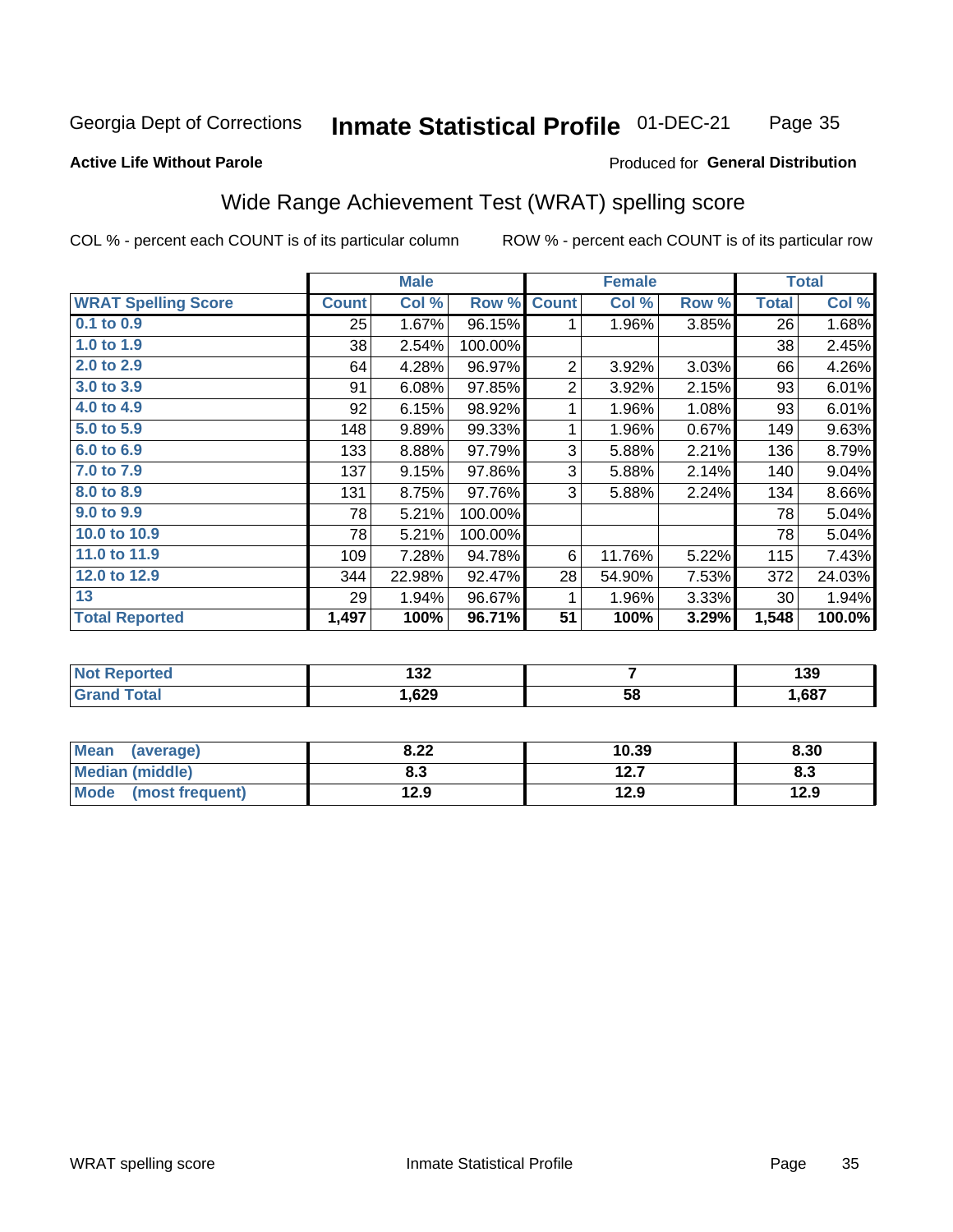Georgia Dept of Corrections **Inmate Statistical Profile** 01-DEC-21

**Active Life Without Parole**

Produced for **General Distribution**

## Wide Range Achievement Test (WRAT) spelling score

COL % - percent each COUNT is of its particular column ROW % - percent each COUNT is of its particular row

| | Male | | | Female | | | Total | |
|---|---|---|---|---|---|---|---|---|
| **WRAT Spelling Score** | **Count** | **Col %** | **Row %** | **Count** | **Col %** | **Row %** | **Total** | **Col %** |
| 0.1 to 0.9 | 25 | 1.67% | 96.15% | 1 | 1.96% | 3.85% | 26 | 1.68% |
| 1.0 to 1.9 | 38 | 2.54% | 100.00% | | | | 38 | 2.45% |
| 2.0 to 2.9 | 64 | 4.28% | 96.97% | 2 | 3.92% | 3.03% | 66 | 4.26% |
| 3.0 to 3.9 | 91 | 6.08% | 97.85% | 2 | 3.92% | 2.15% | 93 | 6.01% |
| 4.0 to 4.9 | 92 | 6.15% | 98.92% | 1 | 1.96% | 1.08% | 93 | 6.01% |
| 5.0 to 5.9 | 148 | 9.89% | 99.33% | 1 | 1.96% | 0.67% | 149 | 9.63% |
| 6.0 to 6.9 | 133 | 8.88% | 97.79% | 3 | 5.88% | 2.21% | 136 | 8.79% |
| 7.0 to 7.9 | 137 | 9.15% | 97.86% | 3 | 5.88% | 2.14% | 140 | 9.04% |
| 8.0 to 8.9 | 131 | 8.75% | 97.76% | 3 | 5.88% | 2.24% | 134 | 8.66% |
| 9.0 to 9.9 | 78 | 5.21% | 100.00% | | | | 78 | 5.04% |
| 10.0 to 10.9 | 78 | 5.21% | 100.00% | | | | 78 | 5.04% |
| 11.0 to 11.9 | 109 | 7.28% | 94.78% | 6 | 11.76% | 5.22% | 115 | 7.43% |
| 12.0 to 12.9 | 344 | 22.98% | 92.47% | 28 | 54.90% | 7.53% | 372 | 24.03% |
| 13 | 29 | 1.94% | 96.67% | 1 | 1.96% | 3.33% | 30 | 1.94% |
| **Total Reported** | **1,497** | **100%** | **96.71%** | **51** | **100%** | **3.29%** | **1,548** | **100.0%** |

| | Male | Female | Total |
|---|---|---|---|
| Not Reported | 132 | 7 | 139 |
| Grand Total | 1,629 | 58 | 1,687 |

| | Male | Female | Total |
|---|---|---|---|
| Mean (average) | 8.22 | 10.39 | 8.30 |
| Median (middle) | 8.3 | 12.7 | 8.3 |
| Mode (most frequent) | 12.9 | 12.9 | 12.9 |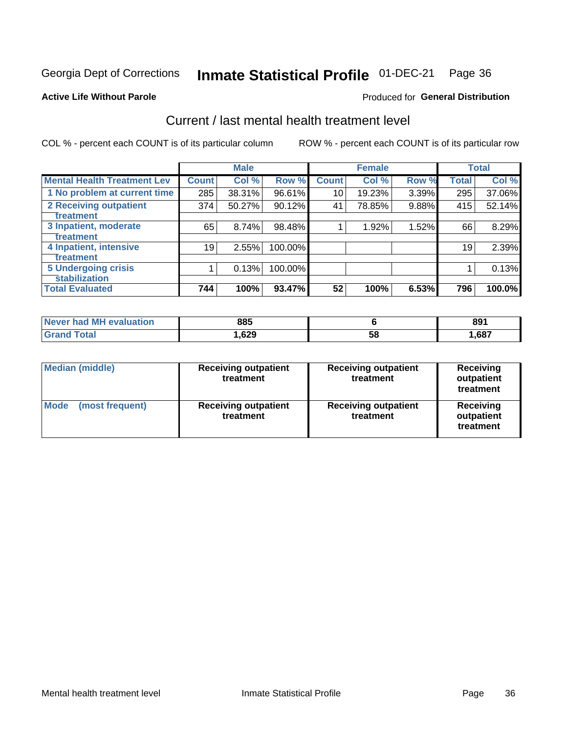Georgia Dept of Corrections **Inmate Statistical Profile** 01-DEC-21

**Active Life Without Parole**

Produced for **General Distribution**

## Current / last mental health treatment level

COL % - percent each COUNT is of its particular column

ROW % - percent each COUNT is of its particular row

| | Male | | | Female | | | Total | |
|---|---|---|---|---|---|---|---|---|
| **Mental Health Treatment Lev** | **Count** | **Col %** | **Row %** | **Count** | **Col %** | **Row %** | **Total** | **Col %** |
| 1 No problem at current time | 285 | 38.31% | 96.61% | 10 | 19.23% | 3.39% | 295 | 37.06% |
| 2 Receiving outpatient treatment | 374 | 50.27% | 90.12% | 41 | 78.85% | 9.88% | 415 | 52.14% |
| 3 Inpatient, moderate treatment | 65 | 8.74% | 98.48% | 1 | 1.92% | 1.52% | 66 | 8.29% |
| 4 Inpatient, intensive treatment | 19 | 2.55% | 100.00% | | | | 19 | 2.39% |
| 5 Undergoing crisis stabilization | 1 | 0.13% | 100.00% | | | | 1 | 0.13% |
| **Total Evaluated** | **744** | **100%** | **93.47%** | **52** | **100%** | **6.53%** | **796** | **100.0%** |

| | Male | Female | Total |
|---|---|---|---|
| Never had MH evaluation | 885 | 6 | 891 |
| Grand Total | 1,629 | 58 | 1,687 |

| | Male | Female | Total |
|---|---|---|---|
| Median (middle) | Receiving outpatient treatment | Receiving outpatient treatment | Receiving outpatient treatment |
| Mode (most frequent) | Receiving outpatient treatment | Receiving outpatient treatment | Receiving outpatient treatment |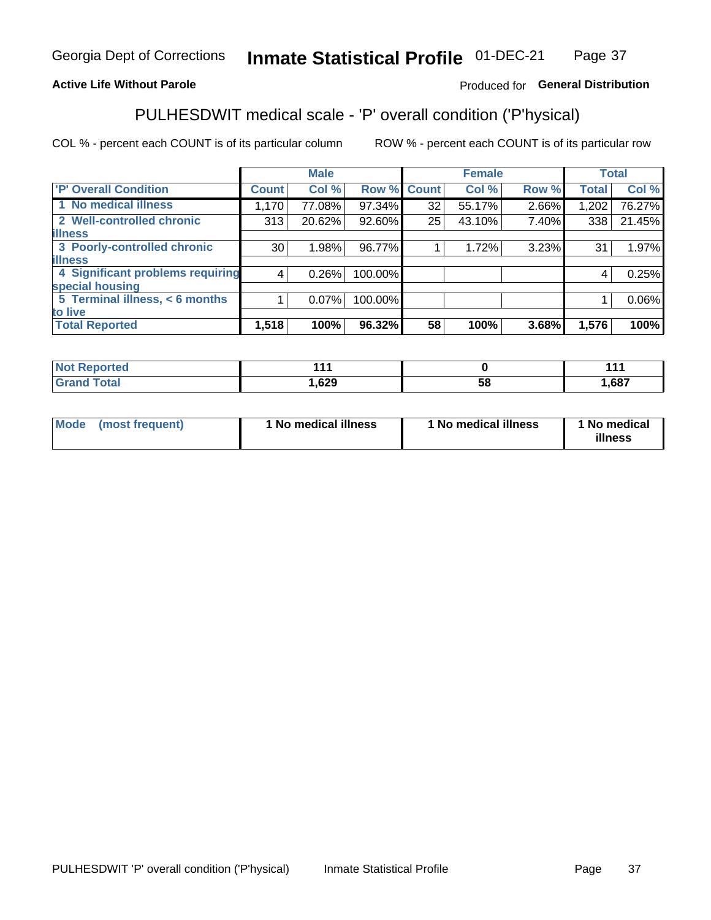Georgia Dept of Corrections **Inmate Statistical Profile** 01-DEC-21

**Active Life Without Parole**

Produced for **General Distribution**

## PULHESDWIT medical scale - 'P' overall condition ('P'hysical)

COL % - percent each COUNT is of its particular column

ROW % - percent each COUNT is of its particular row

| | Male | | | Female | | | Total | |
|---|---|---|---|---|---|---|---|---|
| **'P' Overall Condition** | **Count** | **Col %** | **Row %** | **Count** | **Col %** | **Row %** | **Total** | **Col %** |
| 1 No medical illness | 1,170 | 77.08% | 97.34% | 32 | 55.17% | 2.66% | 1,202 | 76.27% |
| 2 Well-controlled chronic illness | 313 | 20.62% | 92.60% | 25 | 43.10% | 7.40% | 338 | 21.45% |
| 3 Poorly-controlled chronic illness | 30 | 1.98% | 96.77% | 1 | 1.72% | 3.23% | 31 | 1.97% |
| 4 Significant problems requiring special housing | 4 | 0.26% | 100.00% | | | | 4 | 0.25% |
| 5 Terminal illness, < 6 months to live | 1 | 0.07% | 100.00% | | | | 1 | 0.06% |
| **Total Reported** | **1,518** | **100%** | **96.32%** | **58** | **100%** | **3.68%** | **1,576** | **100%** |

| | Male | Female | Total |
|---|---|---|---|
| **Not Reported** | **111** | **0** | **111** |
| **Grand Total** | **1,629** | **58** | **1,687** |

| | Male | Female | Total |
|---|---|---|---|
| **Mode (most frequent)** | **1 No medical illness** | **1 No medical illness** | **1 No medical illness** |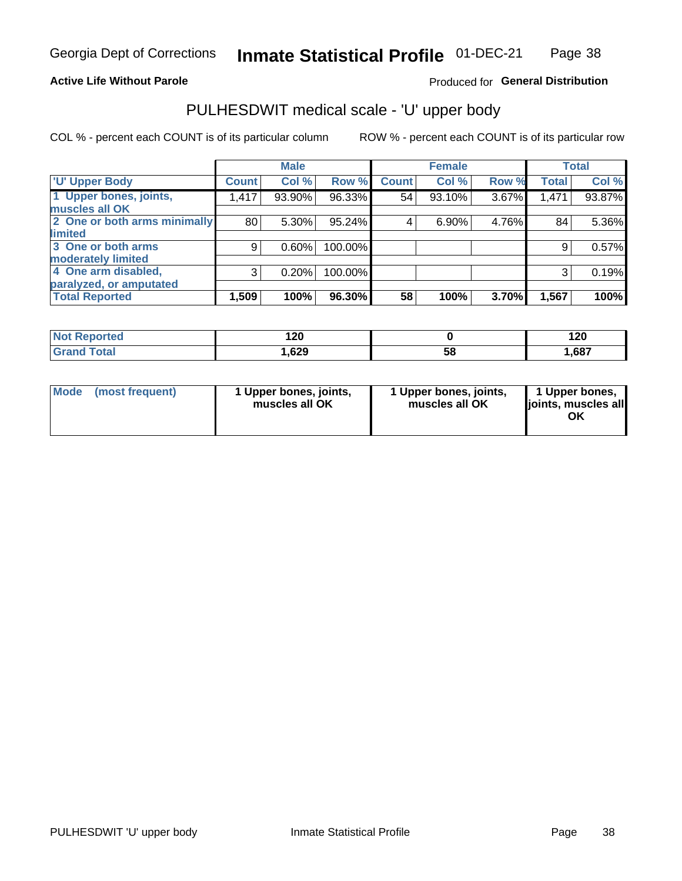Georgia Dept of Corrections **Inmate Statistical Profile** 01-DEC-21

**Active Life Without Parole**

Produced for **General Distribution**

## PULHESDWIT medical scale - 'U' upper body

COL % - percent each COUNT is of its particular column

ROW % - percent each COUNT is of its particular row

| | Male | | | Female | | | Total | |
|---|---|---|---|---|---|---|---|---|
| 'U' Upper Body | Count | Col % | Row % | Count | Col % | Row % | Total | Col % |
| 1 Upper bones, joints, muscles all OK | 1,417 | 93.90% | 96.33% | 54 | 93.10% | 3.67% | 1,471 | 93.87% |
| 2 One or both arms minimally limited | 80 | 5.30% | 95.24% | 4 | 6.90% | 4.76% | 84 | 5.36% |
| 3 One or both arms moderately limited | 9 | 0.60% | 100.00% | | | | 9 | 0.57% |
| 4 One arm disabled, paralyzed, or amputated | 3 | 0.20% | 100.00% | | | | 3 | 0.19% |
| **Total Reported** | **1,509** | **100%** | **96.30%** | **58** | **100%** | **3.70%** | **1,567** | **100%** |

| | Male | Female | Total |
|---|---|---|---|
| Not Reported | 120 | 0 | 120 |
| Grand Total | 1,629 | 58 | 1,687 |

| | Male | Female | Total |
|---|---|---|---|
| Mode (most frequent) | 1 Upper bones, joints, muscles all OK | 1 Upper bones, joints, muscles all OK | 1 Upper bones, joints, muscles all OK |

PULHESDWIT 'U' upper body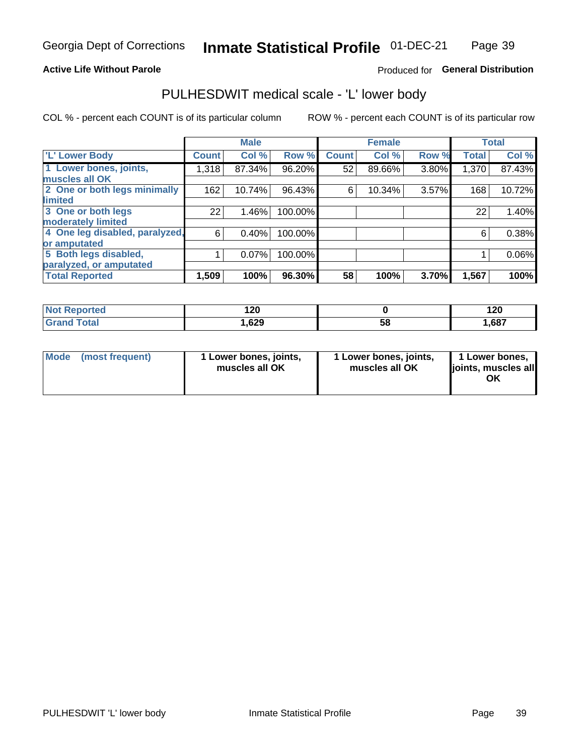Georgia Dept of Corrections **Inmate Statistical Profile** 01-DEC-21

**Active Life Without Parole**

Produced for **General Distribution**

## PULHESDWIT medical scale - 'L' lower body

COL % - percent each COUNT is of its particular column ROW % - percent each COUNT is of its particular row

| | Male | | | Female | | | Total | |
|---|---|---|---|---|---|---|---|---|
| 'L' Lower Body | Count | Col % | Row % | Count | Col % | Row % | Total | Col % |
| 1 Lower bones, joints, muscles all OK | 1,318 | 87.34% | 96.20% | 52 | 89.66% | 3.80% | 1,370 | 87.43% |
| 2 One or both legs minimally limited | 162 | 10.74% | 96.43% | 6 | 10.34% | 3.57% | 168 | 10.72% |
| 3 One or both legs moderately limited | 22 | 1.46% | 100.00% | | | | 22 | 1.40% |
| 4 One leg disabled, paralyzed, or amputated | 6 | 0.40% | 100.00% | | | | 6 | 0.38% |
| 5 Both legs disabled, paralyzed, or amputated | 1 | 0.07% | 100.00% | | | | 1 | 0.06% |
| **Total Reported** | **1,509** | **100%** | **96.30%** | **58** | **100%** | **3.70%** | **1,567** | **100%** |

| | Male | Female | Total |
|---|---|---|---|
| Not Reported | 120 | 0 | 120 |
| Grand Total | 1,629 | 58 | 1,687 |

| | Male | Female | Total |
|---|---|---|---|
| Mode (most frequent) | 1 Lower bones, joints, muscles all OK | 1 Lower bones, joints, muscles all OK | 1 Lower bones, joints, muscles all OK |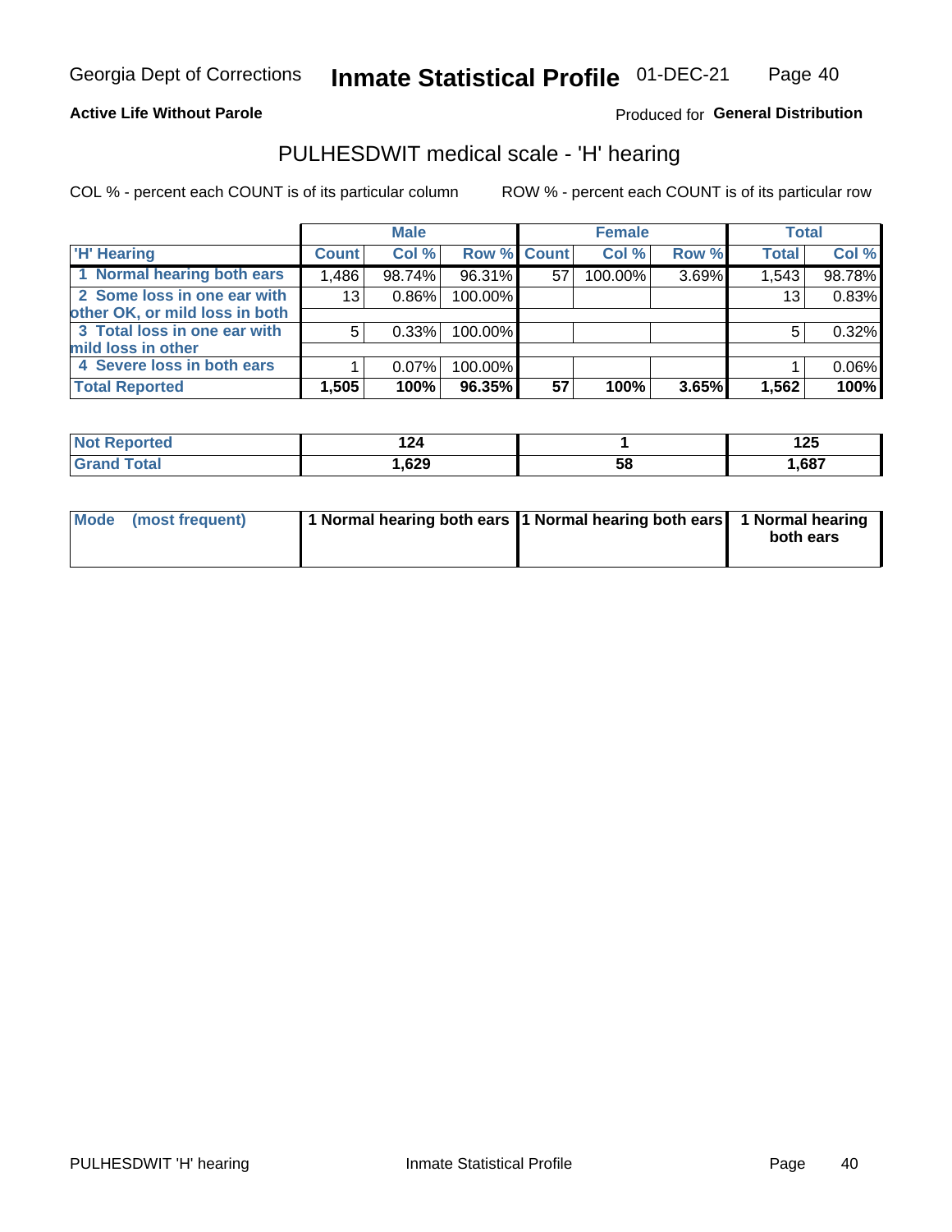Active Life Without Parole

Produced for **General Distribution**

## PULHESDWIT medical scale - 'H' hearing

COL % - percent each COUNT is of its particular column

ROW % - percent each COUNT is of its particular row

| | Male | | | Female | | | Total | |
|---|---|---|---|---|---|---|---|---|
| 'H' Hearing | Count | Col % | Row % | Count | Col % | Row % | Total | Col % |
| 1 Normal hearing both ears | 1,486 | 98.74% | 96.31% | 57 | 100.00% | 3.69% | 1,543 | 98.78% |
| 2 Some loss in one ear with other OK, or mild loss in both | 13 | 0.86% | 100.00% | | | | 13 | 0.83% |
| 3 Total loss in one ear with mild loss in other | 5 | 0.33% | 100.00% | | | | 5 | 0.32% |
| 4 Severe loss in both ears | 1 | 0.07% | 100.00% | | | | 1 | 0.06% |
| **Total Reported** | **1,505** | **100%** | **96.35%** | **57** | **100%** | **3.65%** | **1,562** | **100%** |

| | Male | Female | Total |
|---|---|---|---|
| Not Reported | 124 | 1 | 125 |
| Grand Total | 1,629 | 58 | 1,687 |

| | Male | Female | Total |
|---|---|---|---|
| Mode (most frequent) | 1 Normal hearing both ears | 1 Normal hearing both ears | 1 Normal hearing both ears |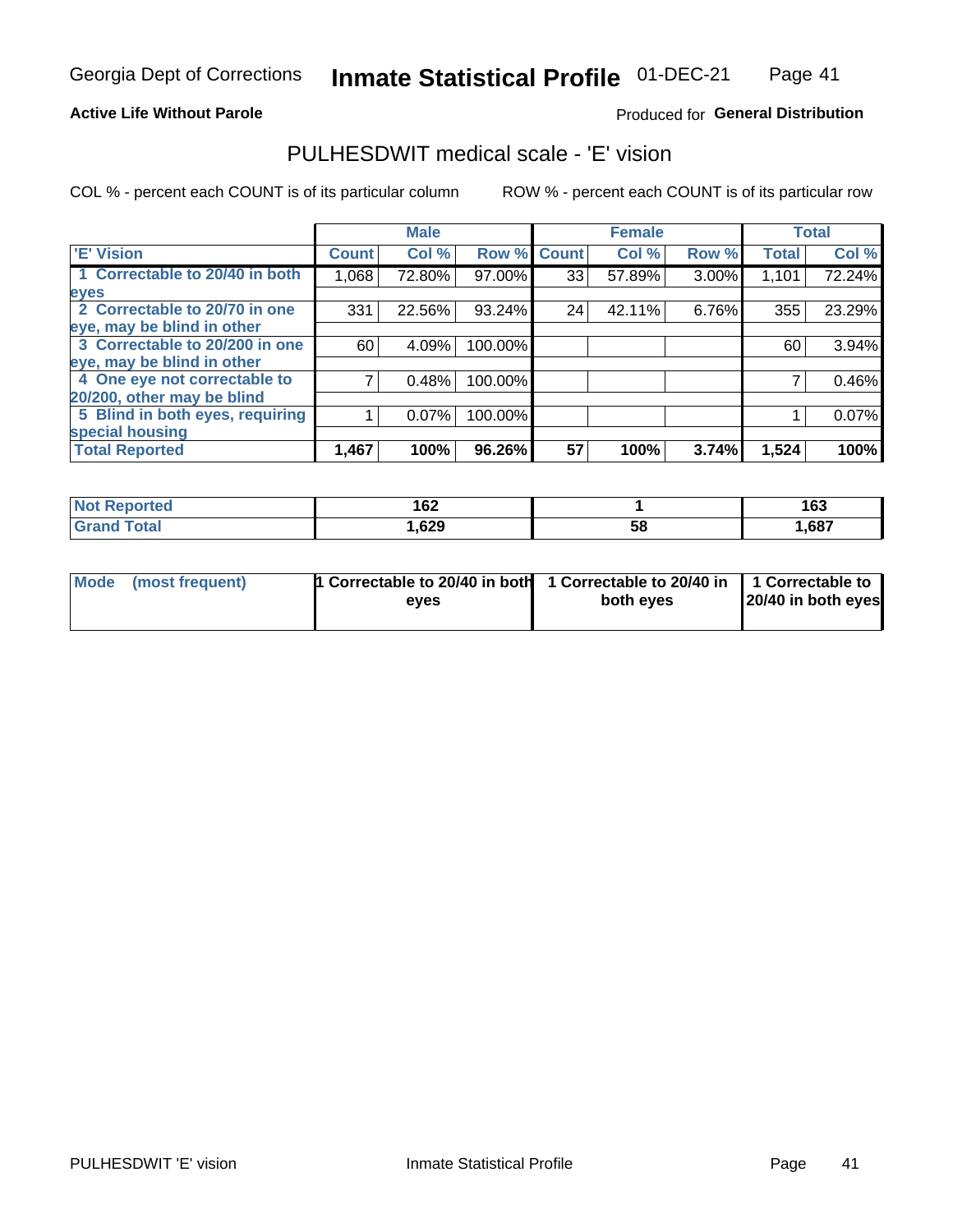Georgia Dept of Corrections **Inmate Statistical Profile** 01-DEC-21

**Active Life Without Parole**

Produced for **General Distribution**

## PULHESDWIT medical scale - 'E' vision

COL % - percent each COUNT is of its particular column ROW % - percent each COUNT is of its particular row

| | Male | | | Female | | | Total | |
|---|---|---|---|---|---|---|---|---|
| 'E' Vision | Count | Col % | Row % | Count | Col % | Row % | Total | Col % |
| 1 Correctable to 20/40 in both eyes | 1,068 | 72.80% | 97.00% | 33 | 57.89% | 3.00% | 1,101 | 72.24% |
| 2 Correctable to 20/70 in one eye, may be blind in other | 331 | 22.56% | 93.24% | 24 | 42.11% | 6.76% | 355 | 23.29% |
| 3 Correctable to 20/200 in one eye, may be blind in other | 60 | 4.09% | 100.00% | | | | 60 | 3.94% |
| 4 One eye not correctable to 20/200, other may be blind | 7 | 0.48% | 100.00% | | | | 7 | 0.46% |
| 5 Blind in both eyes, requiring special housing | 1 | 0.07% | 100.00% | | | | 1 | 0.07% |
| **Total Reported** | **1,467** | **100%** | **96.26%** | **57** | **100%** | **3.74%** | **1,524** | **100%** |

| | Male | Female | Total |
|---|---|---|---|
| **Not Reported** | **162** | **1** | **163** |
| **Grand Total** | **1,629** | **58** | **1,687** |

| | Male | Female | Total |
|---|---|---|---|
| **Mode (most frequent)** | **1 Correctable to 20/40 in both eyes** | **1 Correctable to 20/40 in both eyes** | **1 Correctable to 20/40 in both eyes** |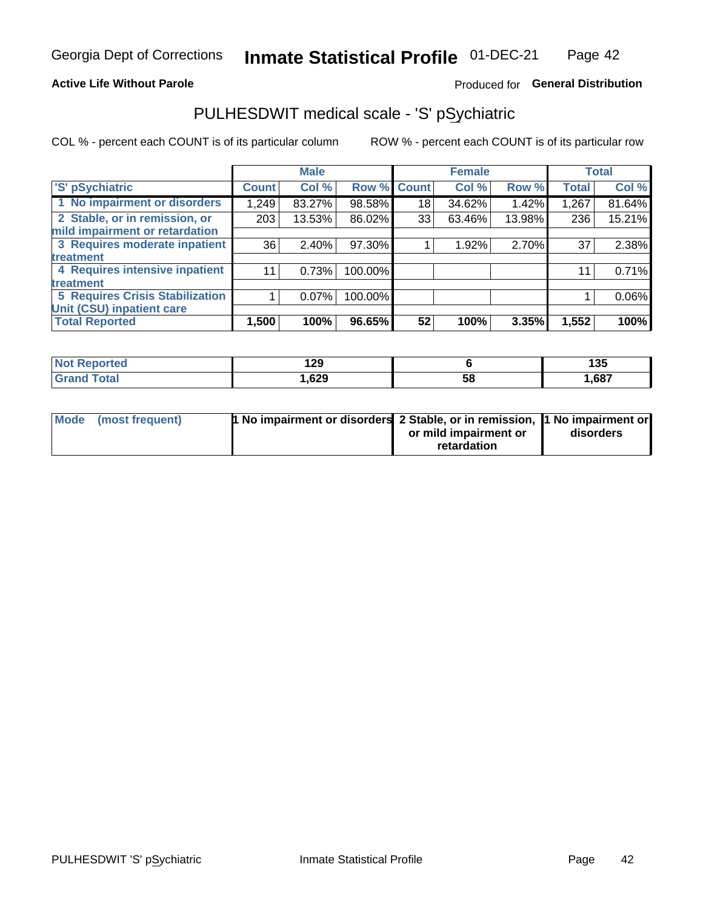Georgia Dept of Corrections **Inmate Statistical Profile** 01-DEC-21

**Active Life Without Parole**

Produced for **General Distribution**

## PULHESDWIT medical scale - 'S' pSychiatric

COL % - percent each COUNT is of its particular column

ROW % - percent each COUNT is of its particular row

| | Male | | | Female | | | Total | |
|---|---|---|---|---|---|---|---|---|
| 'S' pSychiatric | Count | Col % | Row % | Count | Col % | Row % | Total | Col % |
| 1 No impairment or disorders | 1,249 | 83.27% | 98.58% | 18 | 34.62% | 1.42% | 1,267 | 81.64% |
| 2 Stable, or in remission, or mild impairment or retardation | 203 | 13.53% | 86.02% | 33 | 63.46% | 13.98% | 236 | 15.21% |
| 3 Requires moderate inpatient treatment | 36 | 2.40% | 97.30% | 1 | 1.92% | 2.70% | 37 | 2.38% |
| 4 Requires intensive inpatient treatment | 11 | 0.73% | 100.00% | | | | 11 | 0.71% |
| 5 Requires Crisis Stabilization Unit (CSU) inpatient care | 1 | 0.07% | 100.00% | | | | 1 | 0.06% |
| **Total Reported** | **1,500** | **100%** | **96.65%** | **52** | **100%** | **3.35%** | **1,552** | **100%** |

| | Male | Female | Total |
|---|---|---|---|
| Not Reported | 129 | 6 | 135 |
| Grand Total | 1,629 | 58 | 1,687 |

| | Male | Female | Total |
|---|---|---|---|
| Mode (most frequent) | 1 No impairment or disorders | 2 Stable, or in remission, or mild impairment or retardation | 1 No impairment or disorders |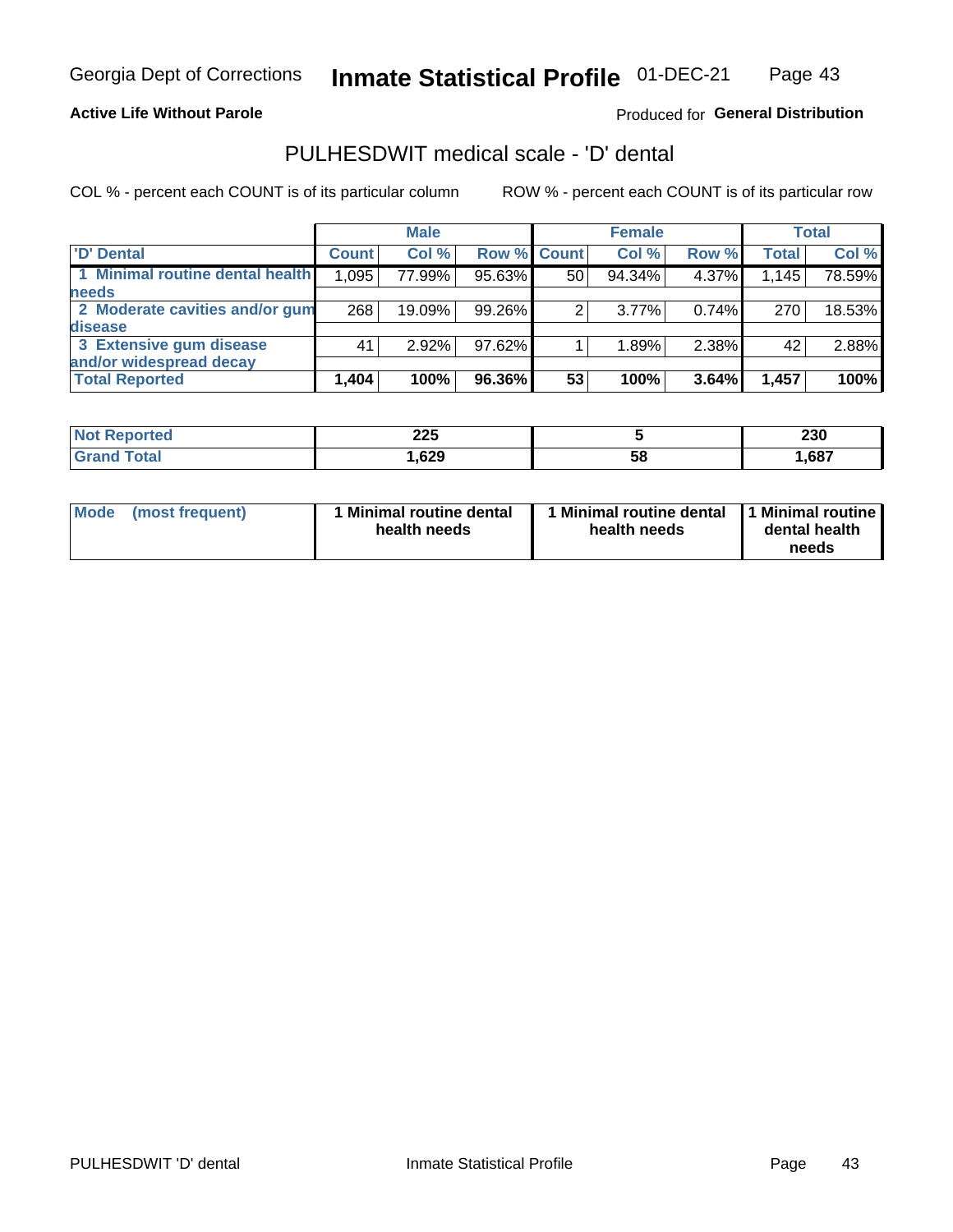Georgia Dept of Corrections **Inmate Statistical Profile** 01-DEC-21

**Active Life Without Parole**

Produced for **General Distribution**

## PULHESDWIT medical scale - 'D' dental

COL % - percent each COUNT is of its particular column

ROW % - percent each COUNT is of its particular row

| | Male | | | Female | | | Total | |
|---|---|---|---|---|---|---|---|---|
| 'D' Dental | Count | Col % | Row % | Count | Col % | Row % | Total | Col % |
| 1 Minimal routine dental health needs | 1,095 | 77.99% | 95.63% | 50 | 94.34% | 4.37% | 1,145 | 78.59% |
| 2 Moderate cavities and/or gum disease | 268 | 19.09% | 99.26% | 2 | 3.77% | 0.74% | 270 | 18.53% |
| 3 Extensive gum disease and/or widespread decay | 41 | 2.92% | 97.62% | 1 | 1.89% | 2.38% | 42 | 2.88% |
| **Total Reported** | **1,404** | **100%** | **96.36%** | **53** | **100%** | **3.64%** | **1,457** | **100%** |

| | Male | Female | Total |
|---|---|---|---|
| Not Reported | 225 | 5 | 230 |
| Grand Total | 1,629 | 58 | 1,687 |

| | Male | Female | Total |
|---|---|---|---|
| Mode (most frequent) | 1 Minimal routine dental health needs | 1 Minimal routine dental health needs | 1 Minimal routine dental health needs |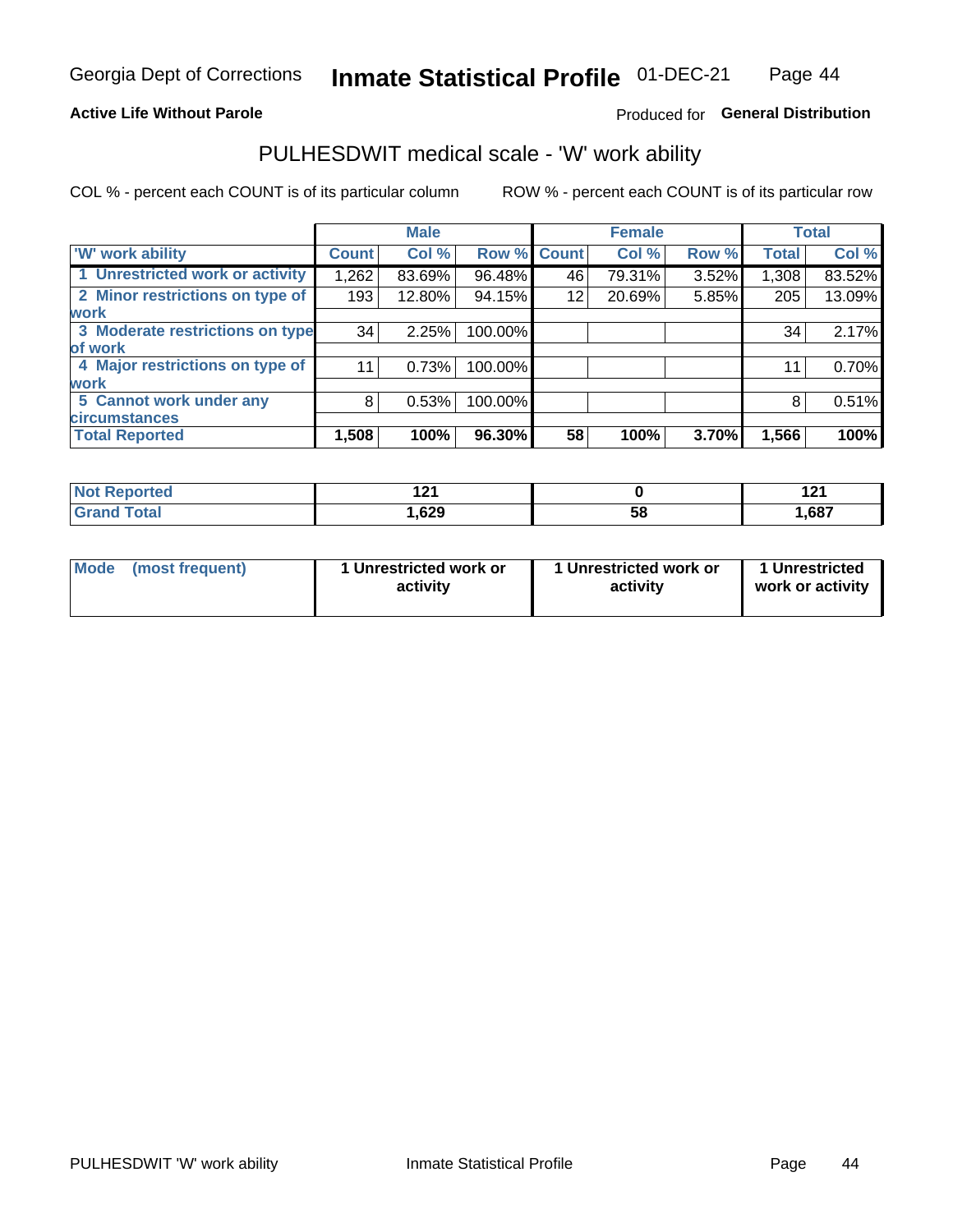Georgia Dept of Corrections **Inmate Statistical Profile** 01-DEC-21

**Active Life Without Parole**

Produced for **General Distribution**

## PULHESDWIT medical scale - 'W' work ability

COL % - percent each COUNT is of its particular column ROW % - percent each COUNT is of its particular row

| | Male | | | Female | | | Total | |
|---|---|---|---|---|---|---|---|---|
| 'W' work ability | Count | Col % | Row % | Count | Col % | Row % | Total | Col % |
| 1 Unrestricted work or activity | 1,262 | 83.69% | 96.48% | 46 | 79.31% | 3.52% | 1,308 | 83.52% |
| 2 Minor restrictions on type of work | 193 | 12.80% | 94.15% | 12 | 20.69% | 5.85% | 205 | 13.09% |
| 3 Moderate restrictions on type of work | 34 | 2.25% | 100.00% | | | | 34 | 2.17% |
| 4 Major restrictions on type of work | 11 | 0.73% | 100.00% | | | | 11 | 0.70% |
| 5 Cannot work under any circumstances | 8 | 0.53% | 100.00% | | | | 8 | 0.51% |
| **Total Reported** | **1,508** | **100%** | **96.30%** | **58** | **100%** | **3.70%** | **1,566** | **100%** |

| | Male | Female | Total |
|---|---|---|---|
| Not Reported | 121 | 0 | 121 |
| Grand Total | 1,629 | 58 | 1,687 |

| | Male | Female | Total |
|---|---|---|---|
| Mode (most frequent) | 1 Unrestricted work or activity | 1 Unrestricted work or activity | 1 Unrestricted work or activity |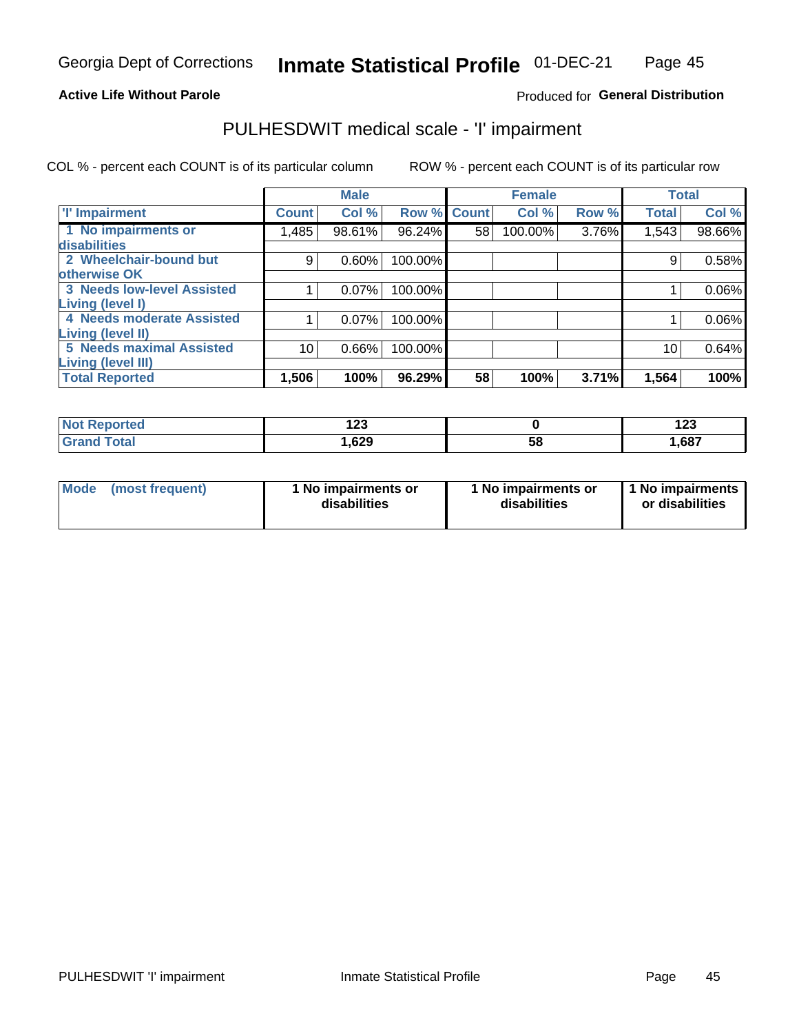Georgia Dept of Corrections **Inmate Statistical Profile** 01-DEC-21

**Active Life Without Parole**

Produced for **General Distribution**

# PULHESDWIT medical scale - 'I' impairment

COL % - percent each COUNT is of its particular column ROW % - percent each COUNT is of its particular row

| | Male | | | Female | | | Total | |
|---|---|---|---|---|---|---|---|---|
| 'I' Impairment | Count | Col % | Row % | Count | Col % | Row % | Total | Col % |
| 1 No impairments or disabilities | 1,485 | 98.61% | 96.24% | 58 | 100.00% | 3.76% | 1,543 | 98.66% |
| 2 Wheelchair-bound but otherwise OK | 9 | 0.60% | 100.00% | | | | 9 | 0.58% |
| 3 Needs low-level Assisted Living (level I) | 1 | 0.07% | 100.00% | | | | 1 | 0.06% |
| 4 Needs moderate Assisted Living (level II) | 1 | 0.07% | 100.00% | | | | 1 | 0.06% |
| 5 Needs maximal Assisted Living (level III) | 10 | 0.66% | 100.00% | | | | 10 | 0.64% |
| **Total Reported** | **1,506** | **100%** | **96.29%** | **58** | **100%** | **3.71%** | **1,564** | **100%** |

| | Male | Female | Total |
|---|---|---|---|
| Not Reported | 123 | 0 | 123 |
| Grand Total | 1,629 | 58 | 1,687 |

| | Male | Female | Total |
|---|---|---|---|
| Mode (most frequent) | 1 No impairments or disabilities | 1 No impairments or disabilities | 1 No impairments or disabilities |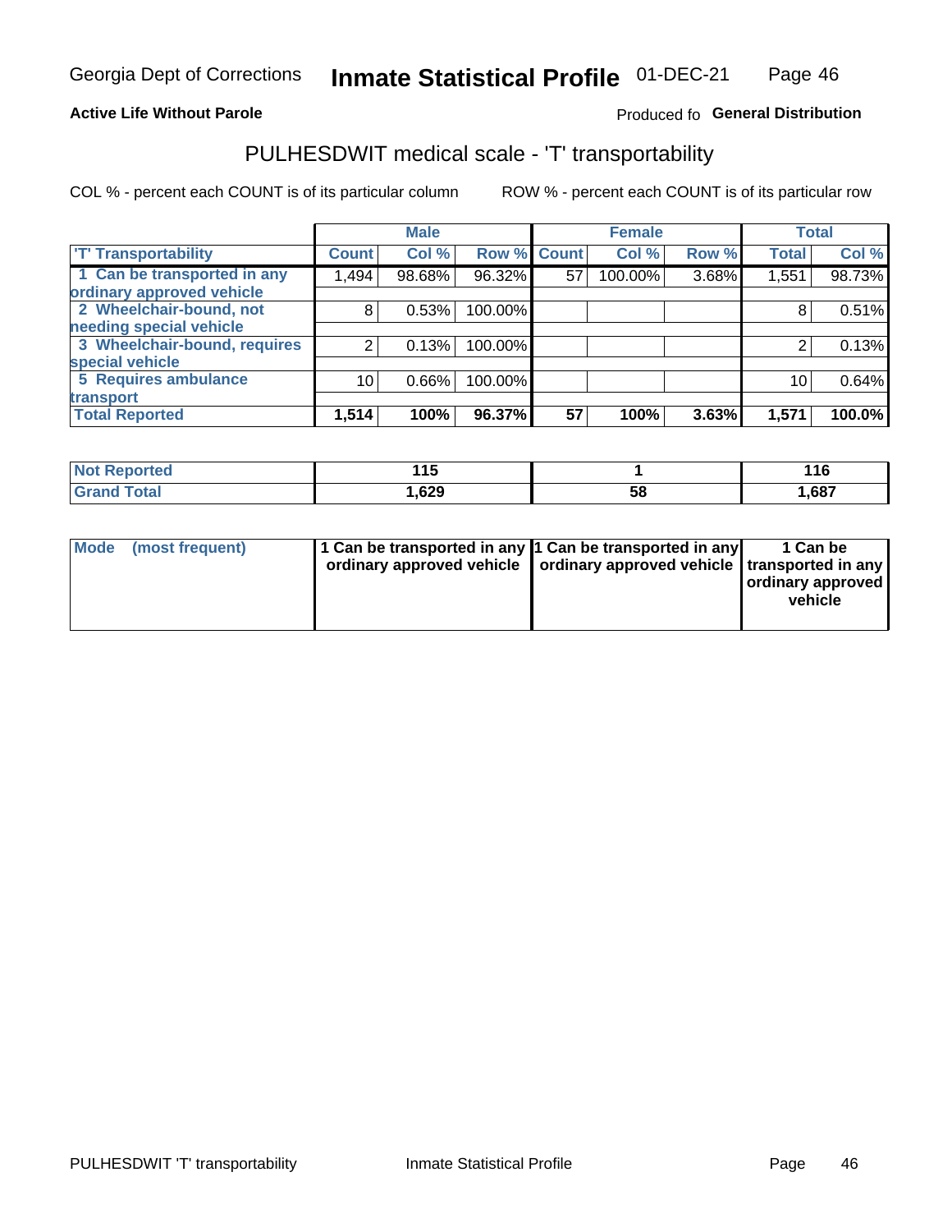Georgia Dept of Corrections **Inmate Statistical Profile** 01-DEC-21

**Active Life Without Parole**

Produced fo **General Distribution**

## PULHESDWIT medical scale - 'T' transportability

COL % - percent each COUNT is of its particular column ROW % - percent each COUNT is of its particular row

| | Male | | | Female | | | Total | |
|---|---|---|---|---|---|---|---|---|
| 'T' Transportability | Count | Col % | Row % | Count | Col % | Row % | Total | Col % |
| 1 Can be transported in any ordinary approved vehicle | 1,494 | 98.68% | 96.32% | 57 | 100.00% | 3.68% | 1,551 | 98.73% |
| 2 Wheelchair-bound, not needing special vehicle | 8 | 0.53% | 100.00% | | | | 8 | 0.51% |
| 3 Wheelchair-bound, requires special vehicle | 2 | 0.13% | 100.00% | | | | 2 | 0.13% |
| 5 Requires ambulance transport | 10 | 0.66% | 100.00% | | | | 10 | 0.64% |
| **Total Reported** | **1,514** | **100%** | **96.37%** | **57** | **100%** | **3.63%** | **1,571** | **100.0%** |

| | Male | Female | Total |
|---|---|---|---|
| Not Reported | 115 | 1 | 116 |
| Grand Total | 1,629 | 58 | 1,687 |

| | Male | Female | Total |
|---|---|---|---|
| Mode (most frequent) | 1 Can be transported in any ordinary approved vehicle | 1 Can be transported in any ordinary approved vehicle | 1 Can be transported in any ordinary approved vehicle |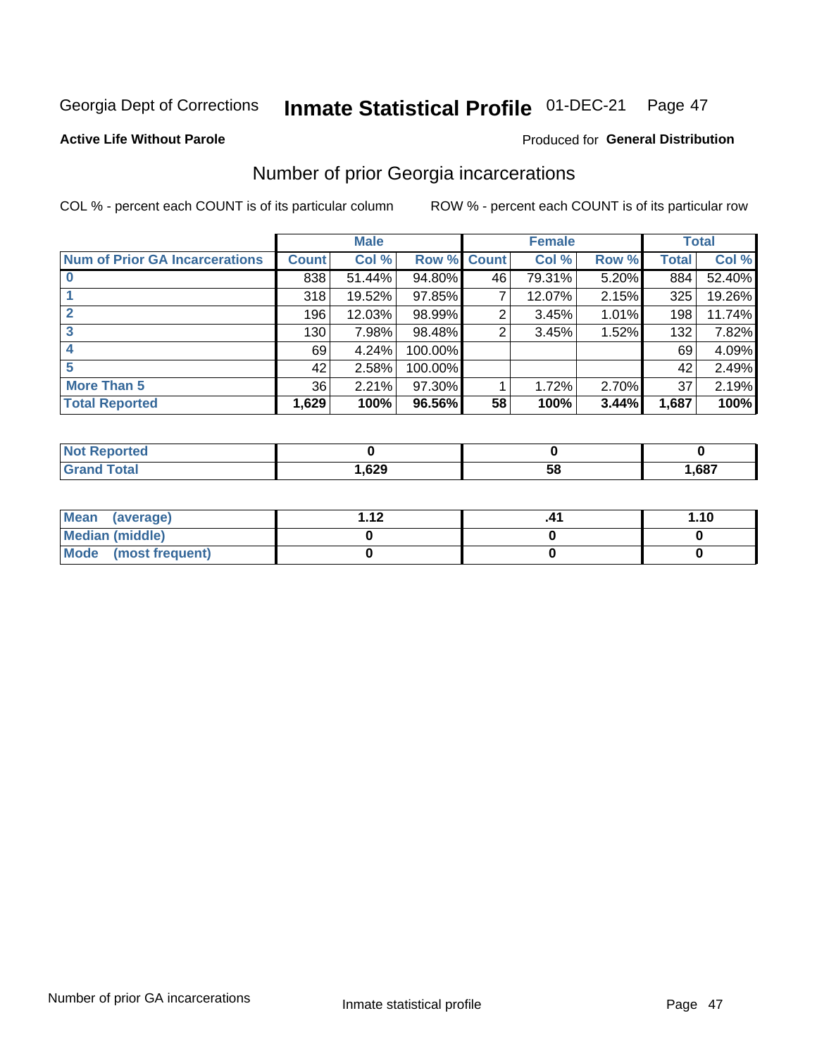Georgia Dept of Corrections **Inmate Statistical Profile** 01-DEC-21

**Active Life Without Parole**

Produced for **General Distribution**

## Number of prior Georgia incarcerations

COL % - percent each COUNT is of its particular column ROW % - percent each COUNT is of its particular row

| | Male | | | Female | | | Total | |
|---|---|---|---|---|---|---|---|---|
| **Num of Prior GA Incarcerations** | **Count** | **Col %** | **Row %** | **Count** | **Col %** | **Row %** | **Total** | **Col %** |
| **0** | 838 | 51.44% | 94.80% | 46 | 79.31% | 5.20% | 884 | 52.40% |
| **1** | 318 | 19.52% | 97.85% | 7 | 12.07% | 2.15% | 325 | 19.26% |
| **2** | 196 | 12.03% | 98.99% | 2 | 3.45% | 1.01% | 198 | 11.74% |
| **3** | 130 | 7.98% | 98.48% | 2 | 3.45% | 1.52% | 132 | 7.82% |
| **4** | 69 | 4.24% | 100.00% | | | | 69 | 4.09% |
| **5** | 42 | 2.58% | 100.00% | | | | 42 | 2.49% |
| **More Than 5** | 36 | 2.21% | 97.30% | 1 | 1.72% | 2.70% | 37 | 2.19% |
| **Total Reported** | **1,629** | **100%** | **96.56%** | **58** | **100%** | **3.44%** | **1,687** | **100%** |

| | Male | Female | Total |
|---|---|---|---|
| **Not Reported** | **0** | **0** | **0** |
| **Grand Total** | **1,629** | **58** | **1,687** |

| | Male | Female | Total |
|---|---|---|---|
| **Mean (average)** | **1.12** | **.41** | **1.10** |
| **Median (middle)** | **0** | **0** | **0** |
| **Mode (most frequent)** | **0** | **0** | **0** |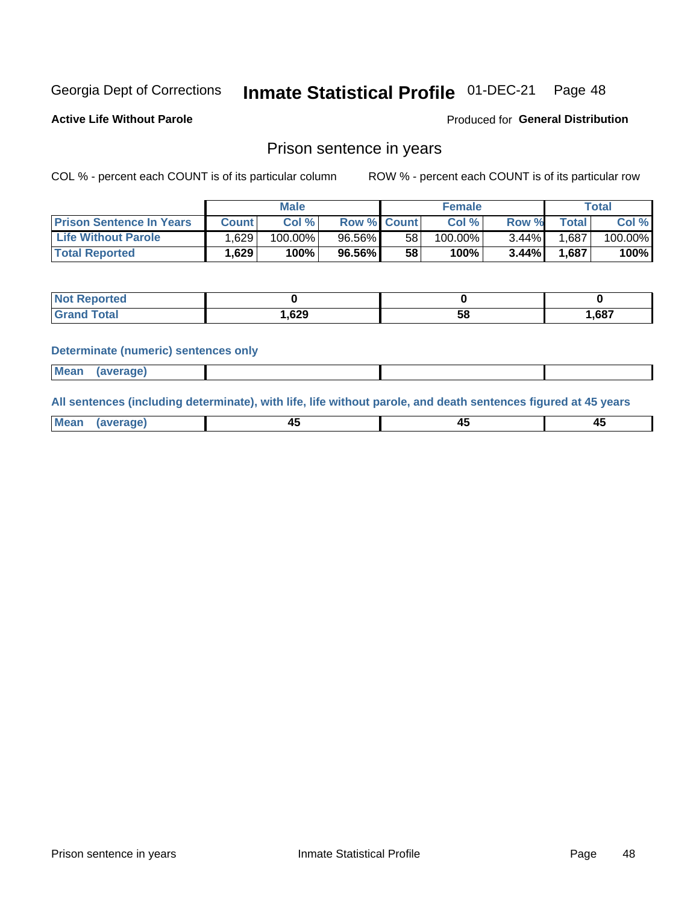Georgia Dept of Corrections **Inmate Statistical Profile** 01-DEC-21 Page 48

**Active Life Without Parole**

Produced for **General Distribution**

## Prison sentence in years

COL % - percent each COUNT is of its particular column ROW % - percent each COUNT is of its particular row

| | Male | | | Female | | | Total | |
|---|---|---|---|---|---|---|---|---|
| **Prison Sentence In Years** | **Count** | **Col %** | **Row %** | **Count** | **Col %** | **Row %** | **Total** | **Col %** |
| **Life Without Parole** | 1,629 | 100.00% | 96.56% | 58 | 100.00% | 3.44% | 1,687 | 100.00% |
| **Total Reported** | **1,629** | **100%** | **96.56%** | **58** | **100%** | **3.44%** | **1,687** | **100%** |

| | Male | Female | Total |
|---|---|---|---|
| **Not Reported** | **0** | **0** | **0** |
| **Grand Total** | **1,629** | **58** | **1,687** |

**Determinate (numeric) sentences only**

| | Male | Female | Total |
|---|---|---|---|
| **Mean (average)** | | | |

**All sentences (including determinate), with life, life without parole, and death sentences figured at 45 years**

| | Male | Female | Total |
|---|---|---|---|
| **Mean (average)** | **45** | **45** | **45** |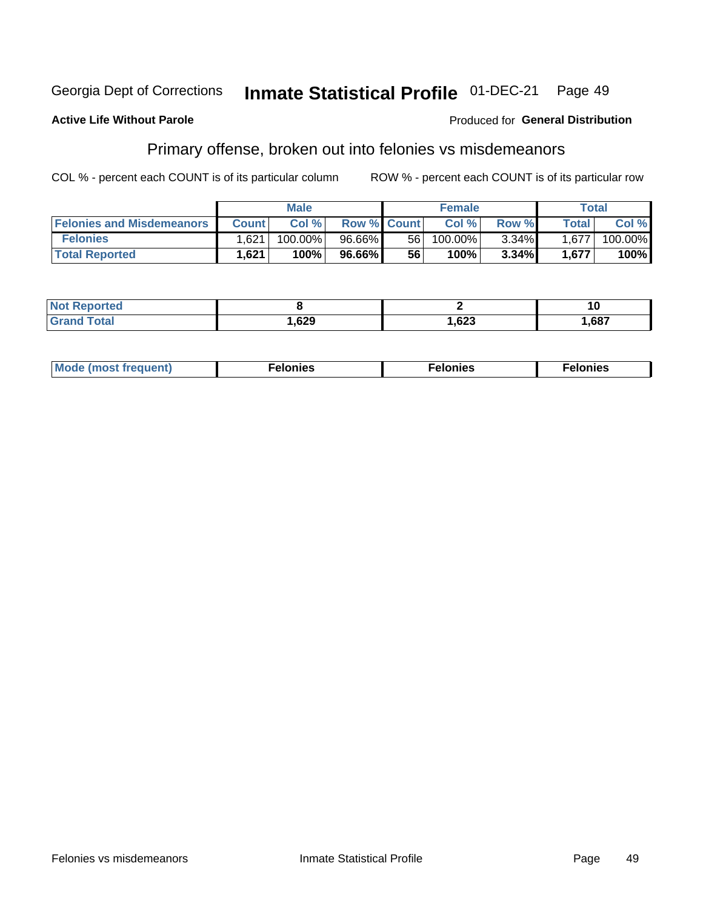Georgia Dept of Corrections **Inmate Statistical Profile** 01-DEC-21

**Active Life Without Parole**

Produced for **General Distribution**

## Primary offense, broken out into felonies vs misdemeanors

COL % - percent each COUNT is of its particular column

ROW % - percent each COUNT is of its particular row

| | Male | | | Female | | | Total | |
|---|---|---|---|---|---|---|---|---|
| **Felonies and Misdemeanors** | **Count** | **Col %** | **Row %** | **Count** | **Col %** | **Row %** | **Total** | **Col %** |
| **Felonies** | 1,621 | 100.00% | 96.66% | 56 | 100.00% | 3.34% | 1,677 | 100.00% |
| **Total Reported** | **1,621** | **100%** | **96.66%** | **56** | **100%** | **3.34%** | **1,677** | **100%** |

| | Male | Female | Total |
|---|---|---|---|
| **Not Reported** | **8** | **2** | **10** |
| **Grand Total** | **1,629** | **1,623** | **1,687** |

| | Male | Female | Total |
|---|---|---|---|
| **Mode (most frequent)** | **Felonies** | **Felonies** | **Felonies** |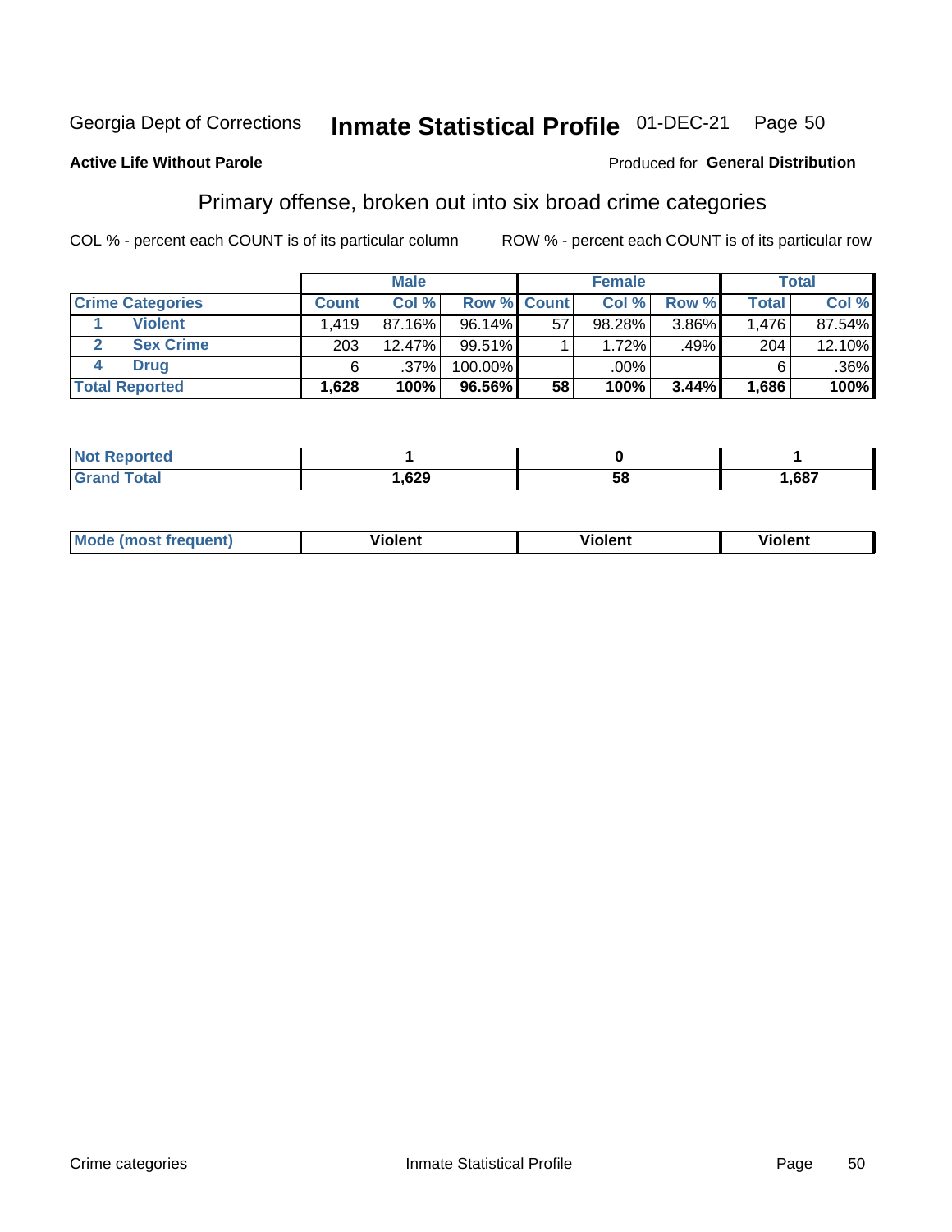Georgia Dept of Corrections **Inmate Statistical Profile** 01-DEC-21

**Active Life Without Parole**

Produced for **General Distribution**

## Primary offense, broken out into six broad crime categories

COL % - percent each COUNT is of its particular column

ROW % - percent each COUNT is of its particular row

| | | Male | | | Female | | | Total | |
|---|---|---|---|---|---|---|---|---|---|
| **Crime Categories** | | **Count** | **Col %** | **Row %** | **Count** | **Col %** | **Row %** | **Total** | **Col %** |
| 1 | **Violent** | 1,419 | 87.16% | 96.14% | 57 | 98.28% | 3.86% | 1,476 | 87.54% |
| 2 | **Sex Crime** | 203 | 12.47% | 99.51% | 1 | 1.72% | .49% | 204 | 12.10% |
| 4 | **Drug** | 6 | .37% | 100.00% | | .00% | | 6 | .36% |
| **Total Reported** | | **1,628** | **100%** | **96.56%** | **58** | **100%** | **3.44%** | **1,686** | **100%** |

| | Male | Female | Total |
|---|---|---|---|
| **Not Reported** | **1** | **0** | **1** |
| **Grand Total** | **1,629** | **58** | **1,687** |

| | Male | Female | Total |
|---|---|---|---|
| **Mode (most frequent)** | **Violent** | **Violent** | **Violent** |

Crime categories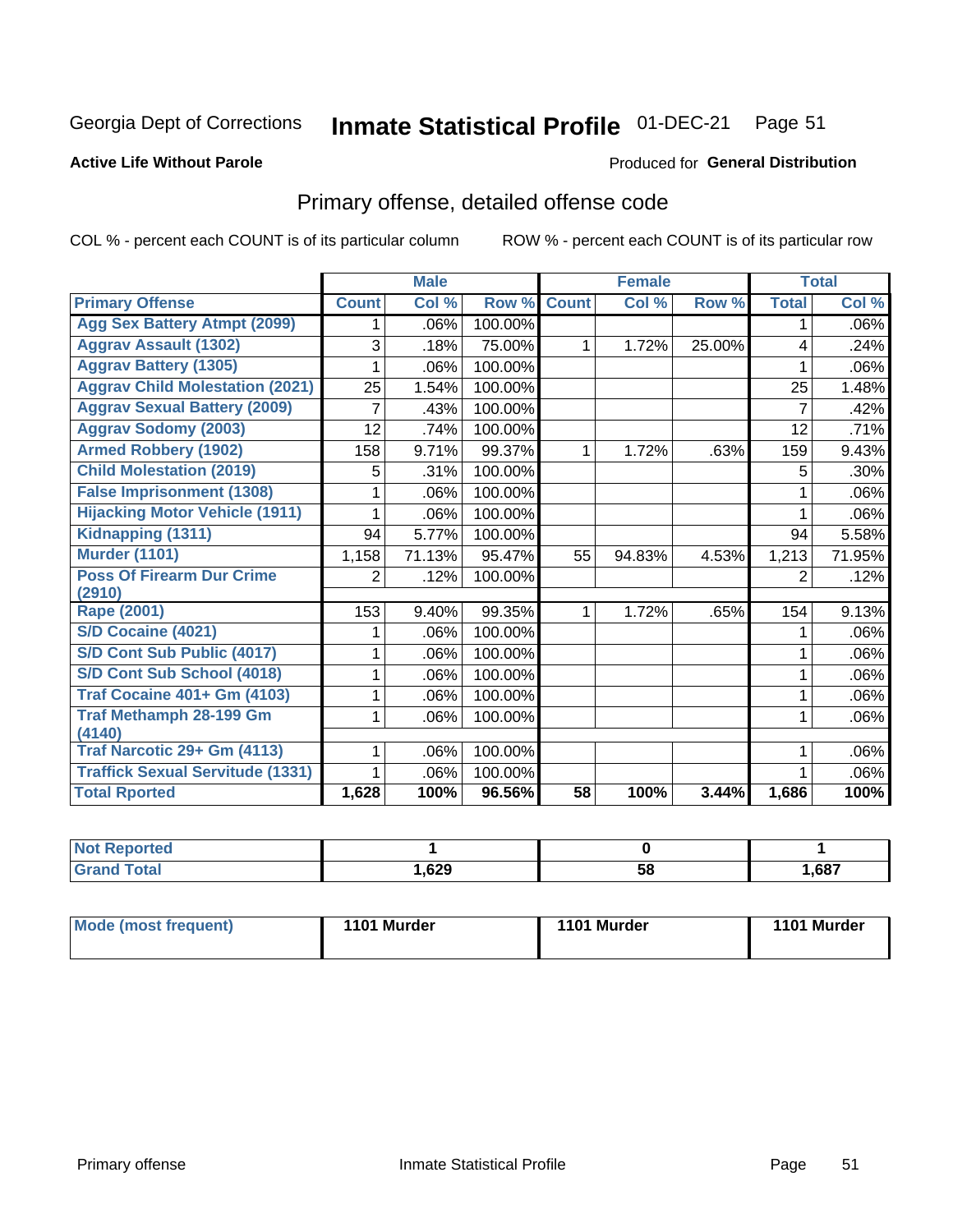Georgia Dept of Corrections **Inmate Statistical Profile** 01-DEC-21

**Active Life Without Parole**

Produced for **General Distribution**

## Primary offense, detailed offense code

COL % - percent each COUNT is of its particular column

ROW % - percent each COUNT is of its particular row

| | Male | | | Female | | | Total | |
|---|---|---|---|---|---|---|---|---|
| **Primary Offense** | **Count** | **Col %** | **Row %** | **Count** | **Col %** | **Row %** | **Total** | **Col %** |
| Agg Sex Battery Atmpt (2099) | 1 | .06% | 100.00% | | | | 1 | .06% |
| Aggrav Assault (1302) | 3 | .18% | 75.00% | 1 | 1.72% | 25.00% | 4 | .24% |
| Aggrav Battery (1305) | 1 | .06% | 100.00% | | | | 1 | .06% |
| Aggrav Child Molestation (2021) | 25 | 1.54% | 100.00% | | | | 25 | 1.48% |
| Aggrav Sexual Battery (2009) | 7 | .43% | 100.00% | | | | 7 | .42% |
| Aggrav Sodomy (2003) | 12 | .74% | 100.00% | | | | 12 | .71% |
| Armed Robbery (1902) | 158 | 9.71% | 99.37% | 1 | 1.72% | .63% | 159 | 9.43% |
| Child Molestation (2019) | 5 | .31% | 100.00% | | | | 5 | .30% |
| False Imprisonment (1308) | 1 | .06% | 100.00% | | | | 1 | .06% |
| Hijacking Motor Vehicle (1911) | 1 | .06% | 100.00% | | | | 1 | .06% |
| Kidnapping (1311) | 94 | 5.77% | 100.00% | | | | 94 | 5.58% |
| Murder (1101) | 1,158 | 71.13% | 95.47% | 55 | 94.83% | 4.53% | 1,213 | 71.95% |
| Poss Of Firearm Dur Crime (2910) | 2 | .12% | 100.00% | | | | 2 | .12% |
| Rape (2001) | 153 | 9.40% | 99.35% | 1 | 1.72% | .65% | 154 | 9.13% |
| S/D Cocaine (4021) | 1 | .06% | 100.00% | | | | 1 | .06% |
| S/D Cont Sub Public (4017) | 1 | .06% | 100.00% | | | | 1 | .06% |
| S/D Cont Sub School (4018) | 1 | .06% | 100.00% | | | | 1 | .06% |
| Traf Cocaine 401+ Gm (4103) | 1 | .06% | 100.00% | | | | 1 | .06% |
| Traf Methamph 28-199 Gm (4140) | 1 | .06% | 100.00% | | | | 1 | .06% |
| Traf Narcotic 29+ Gm (4113) | 1 | .06% | 100.00% | | | | 1 | .06% |
| Traffick Sexual Servitude (1331) | 1 | .06% | 100.00% | | | | 1 | .06% |
| **Total Rported** | **1,628** | **100%** | **96.56%** | **58** | **100%** | **3.44%** | **1,686** | **100%** |

| | Male | Female | Total |
|---|---|---|---|
| Not Reported | **1** | **0** | **1** |
| Grand Total | **1,629** | **58** | **1,687** |

| | Male | Female | Total |
|---|---|---|---|
| Mode (most frequent) | **1101 Murder** | **1101 Murder** | **1101 Murder** |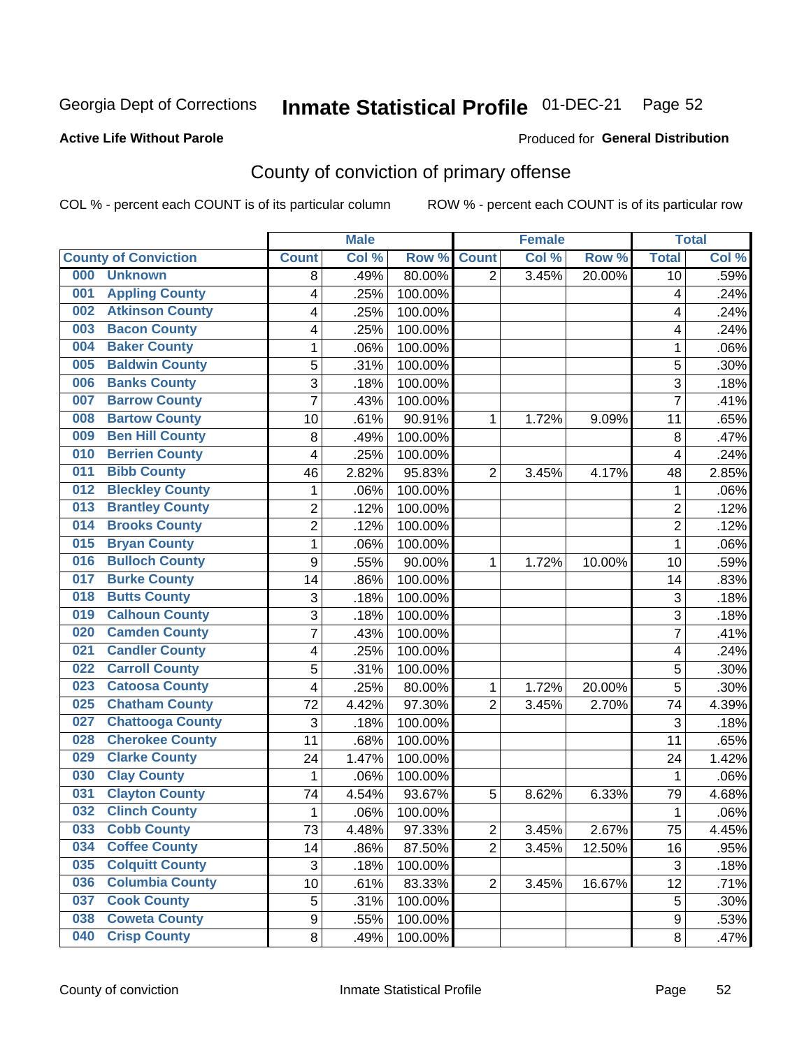Georgia Dept of Corrections **Inmate Statistical Profile** 01-DEC-21 Page 52

**Active Life Without Parole**

Produced for **General Distribution**

## County of conviction of primary offense

COL % - percent each COUNT is of its particular column ROW % - percent each COUNT is of its particular row

| County of Conviction | Male | | | Female | | | Total | |
|---|---|---|---|---|---|---|---|---|
| | Count | Col % | Row % | Count | Col % | Row % | Total | Col % |
| 000 Unknown | 8 | .49% | 80.00% | 2 | 3.45% | 20.00% | 10 | .59% |
| 001 Appling County | 4 | .25% | 100.00% | | | | 4 | .24% |
| 002 Atkinson County | 4 | .25% | 100.00% | | | | 4 | .24% |
| 003 Bacon County | 4 | .25% | 100.00% | | | | 4 | .24% |
| 004 Baker County | 1 | .06% | 100.00% | | | | 1 | .06% |
| 005 Baldwin County | 5 | .31% | 100.00% | | | | 5 | .30% |
| 006 Banks County | 3 | .18% | 100.00% | | | | 3 | .18% |
| 007 Barrow County | 7 | .43% | 100.00% | | | | 7 | .41% |
| 008 Bartow County | 10 | .61% | 90.91% | 1 | 1.72% | 9.09% | 11 | .65% |
| 009 Ben Hill County | 8 | .49% | 100.00% | | | | 8 | .47% |
| 010 Berrien County | 4 | .25% | 100.00% | | | | 4 | .24% |
| 011 Bibb County | 46 | 2.82% | 95.83% | 2 | 3.45% | 4.17% | 48 | 2.85% |
| 012 Bleckley County | 1 | .06% | 100.00% | | | | 1 | .06% |
| 013 Brantley County | 2 | .12% | 100.00% | | | | 2 | .12% |
| 014 Brooks County | 2 | .12% | 100.00% | | | | 2 | .12% |
| 015 Bryan County | 1 | .06% | 100.00% | | | | 1 | .06% |
| 016 Bulloch County | 9 | .55% | 90.00% | 1 | 1.72% | 10.00% | 10 | .59% |
| 017 Burke County | 14 | .86% | 100.00% | | | | 14 | .83% |
| 018 Butts County | 3 | .18% | 100.00% | | | | 3 | .18% |
| 019 Calhoun County | 3 | .18% | 100.00% | | | | 3 | .18% |
| 020 Camden County | 7 | .43% | 100.00% | | | | 7 | .41% |
| 021 Candler County | 4 | .25% | 100.00% | | | | 4 | .24% |
| 022 Carroll County | 5 | .31% | 100.00% | | | | 5 | .30% |
| 023 Catoosa County | 4 | .25% | 80.00% | 1 | 1.72% | 20.00% | 5 | .30% |
| 025 Chatham County | 72 | 4.42% | 97.30% | 2 | 3.45% | 2.70% | 74 | 4.39% |
| 027 Chattooga County | 3 | .18% | 100.00% | | | | 3 | .18% |
| 028 Cherokee County | 11 | .68% | 100.00% | | | | 11 | .65% |
| 029 Clarke County | 24 | 1.47% | 100.00% | | | | 24 | 1.42% |
| 030 Clay County | 1 | .06% | 100.00% | | | | 1 | .06% |
| 031 Clayton County | 74 | 4.54% | 93.67% | 5 | 8.62% | 6.33% | 79 | 4.68% |
| 032 Clinch County | 1 | .06% | 100.00% | | | | 1 | .06% |
| 033 Cobb County | 73 | 4.48% | 97.33% | 2 | 3.45% | 2.67% | 75 | 4.45% |
| 034 Coffee County | 14 | .86% | 87.50% | 2 | 3.45% | 12.50% | 16 | .95% |
| 035 Colquitt County | 3 | .18% | 100.00% | | | | 3 | .18% |
| 036 Columbia County | 10 | .61% | 83.33% | 2 | 3.45% | 16.67% | 12 | .71% |
| 037 Cook County | 5 | .31% | 100.00% | | | | 5 | .30% |
| 038 Coweta County | 9 | .55% | 100.00% | | | | 9 | .53% |
| 040 Crisp County | 8 | .49% | 100.00% | | | | 8 | .47% |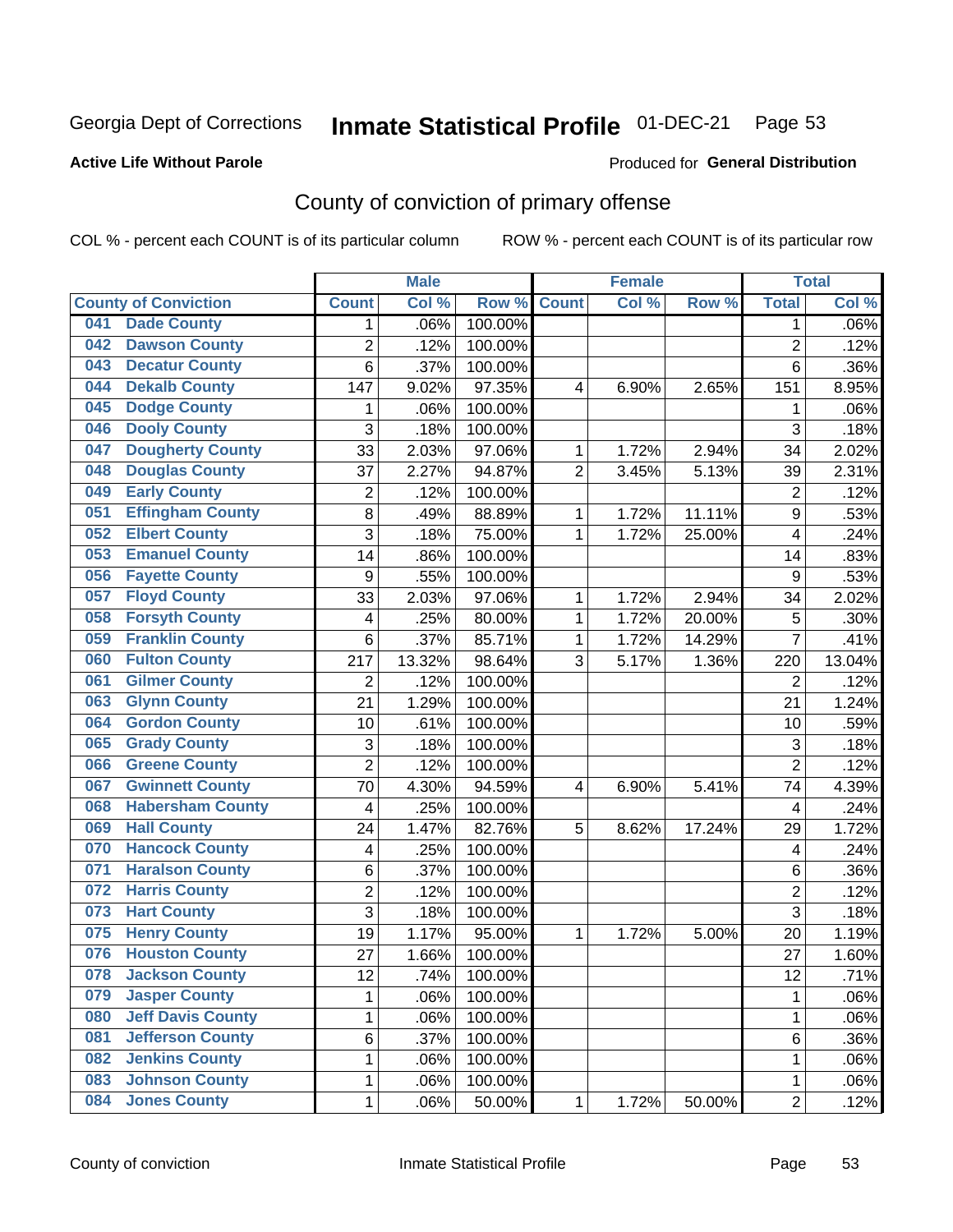Georgia Dept of Corrections **Inmate Statistical Profile** 01-DEC-21 Page 53

**Active Life Without Parole**

Produced for **General Distribution**

# County of conviction of primary offense

COL % - percent each COUNT is of its particular column ROW % - percent each COUNT is of its particular row

| County of Conviction | Male | | | Female | | | Total | |
|---|---|---|---|---|---|---|---|---|
| | Count | Col % | Row % | Count | Col % | Row % | Total | Col % |
| 041 Dade County | 1 | .06% | 100.00% | | | | 1 | .06% |
| 042 Dawson County | 2 | .12% | 100.00% | | | | 2 | .12% |
| 043 Decatur County | 6 | .37% | 100.00% | | | | 6 | .36% |
| 044 Dekalb County | 147 | 9.02% | 97.35% | 4 | 6.90% | 2.65% | 151 | 8.95% |
| 045 Dodge County | 1 | .06% | 100.00% | | | | 1 | .06% |
| 046 Dooly County | 3 | .18% | 100.00% | | | | 3 | .18% |
| 047 Dougherty County | 33 | 2.03% | 97.06% | 1 | 1.72% | 2.94% | 34 | 2.02% |
| 048 Douglas County | 37 | 2.27% | 94.87% | 2 | 3.45% | 5.13% | 39 | 2.31% |
| 049 Early County | 2 | .12% | 100.00% | | | | 2 | .12% |
| 051 Effingham County | 8 | .49% | 88.89% | 1 | 1.72% | 11.11% | 9 | .53% |
| 052 Elbert County | 3 | .18% | 75.00% | 1 | 1.72% | 25.00% | 4 | .24% |
| 053 Emanuel County | 14 | .86% | 100.00% | | | | 14 | .83% |
| 056 Fayette County | 9 | .55% | 100.00% | | | | 9 | .53% |
| 057 Floyd County | 33 | 2.03% | 97.06% | 1 | 1.72% | 2.94% | 34 | 2.02% |
| 058 Forsyth County | 4 | .25% | 80.00% | 1 | 1.72% | 20.00% | 5 | .30% |
| 059 Franklin County | 6 | .37% | 85.71% | 1 | 1.72% | 14.29% | 7 | .41% |
| 060 Fulton County | 217 | 13.32% | 98.64% | 3 | 5.17% | 1.36% | 220 | 13.04% |
| 061 Gilmer County | 2 | .12% | 100.00% | | | | 2 | .12% |
| 063 Glynn County | 21 | 1.29% | 100.00% | | | | 21 | 1.24% |
| 064 Gordon County | 10 | .61% | 100.00% | | | | 10 | .59% |
| 065 Grady County | 3 | .18% | 100.00% | | | | 3 | .18% |
| 066 Greene County | 2 | .12% | 100.00% | | | | 2 | .12% |
| 067 Gwinnett County | 70 | 4.30% | 94.59% | 4 | 6.90% | 5.41% | 74 | 4.39% |
| 068 Habersham County | 4 | .25% | 100.00% | | | | 4 | .24% |
| 069 Hall County | 24 | 1.47% | 82.76% | 5 | 8.62% | 17.24% | 29 | 1.72% |
| 070 Hancock County | 4 | .25% | 100.00% | | | | 4 | .24% |
| 071 Haralson County | 6 | .37% | 100.00% | | | | 6 | .36% |
| 072 Harris County | 2 | .12% | 100.00% | | | | 2 | .12% |
| 073 Hart County | 3 | .18% | 100.00% | | | | 3 | .18% |
| 075 Henry County | 19 | 1.17% | 95.00% | 1 | 1.72% | 5.00% | 20 | 1.19% |
| 076 Houston County | 27 | 1.66% | 100.00% | | | | 27 | 1.60% |
| 078 Jackson County | 12 | .74% | 100.00% | | | | 12 | .71% |
| 079 Jasper County | 1 | .06% | 100.00% | | | | 1 | .06% |
| 080 Jeff Davis County | 1 | .06% | 100.00% | | | | 1 | .06% |
| 081 Jefferson County | 6 | .37% | 100.00% | | | | 6 | .36% |
| 082 Jenkins County | 1 | .06% | 100.00% | | | | 1 | .06% |
| 083 Johnson County | 1 | .06% | 100.00% | | | | 1 | .06% |
| 084 Jones County | 1 | .06% | 50.00% | 1 | 1.72% | 50.00% | 2 | .12% |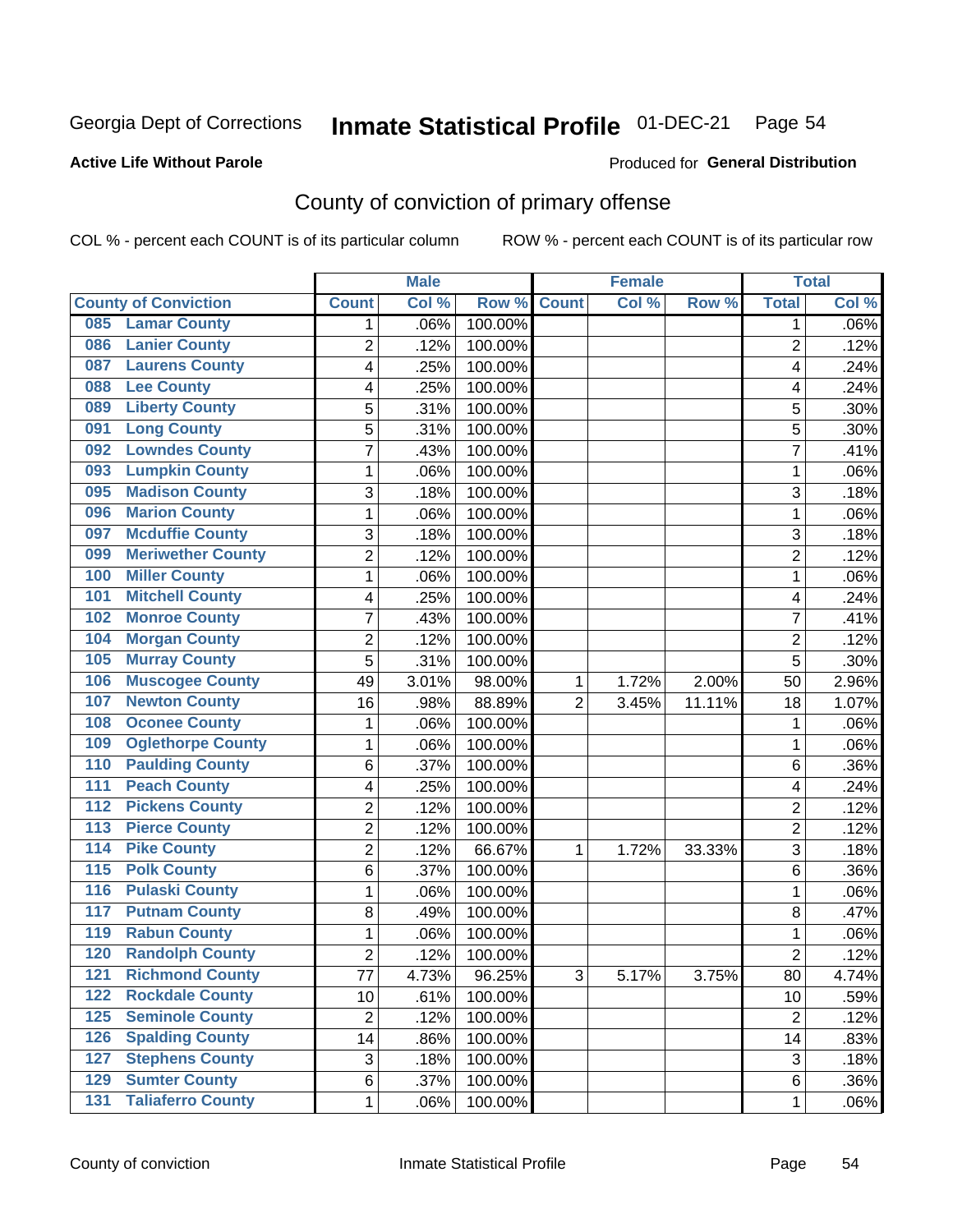Georgia Dept of Corrections

# Inmate Statistical Profile 01-DEC-21

**Active Life Without Parole**

Produced for **General Distribution**

## County of conviction of primary offense

COL % - percent each COUNT is of its particular column

ROW % - percent each COUNT is of its particular row

| County of Conviction | Male | | | Female | | | Total | |
|---|---|---|---|---|---|---|---|---|
| | Count | Col % | Row % | Count | Col % | Row % | Total | Col % |
| 085 Lamar County | 1 | .06% | 100.00% | | | | 1 | .06% |
| 086 Lanier County | 2 | .12% | 100.00% | | | | 2 | .12% |
| 087 Laurens County | 4 | .25% | 100.00% | | | | 4 | .24% |
| 088 Lee County | 4 | .25% | 100.00% | | | | 4 | .24% |
| 089 Liberty County | 5 | .31% | 100.00% | | | | 5 | .30% |
| 091 Long County | 5 | .31% | 100.00% | | | | 5 | .30% |
| 092 Lowndes County | 7 | .43% | 100.00% | | | | 7 | .41% |
| 093 Lumpkin County | 1 | .06% | 100.00% | | | | 1 | .06% |
| 095 Madison County | 3 | .18% | 100.00% | | | | 3 | .18% |
| 096 Marion County | 1 | .06% | 100.00% | | | | 1 | .06% |
| 097 Mcduffie County | 3 | .18% | 100.00% | | | | 3 | .18% |
| 099 Meriwether County | 2 | .12% | 100.00% | | | | 2 | .12% |
| 100 Miller County | 1 | .06% | 100.00% | | | | 1 | .06% |
| 101 Mitchell County | 4 | .25% | 100.00% | | | | 4 | .24% |
| 102 Monroe County | 7 | .43% | 100.00% | | | | 7 | .41% |
| 104 Morgan County | 2 | .12% | 100.00% | | | | 2 | .12% |
| 105 Murray County | 5 | .31% | 100.00% | | | | 5 | .30% |
| 106 Muscogee County | 49 | 3.01% | 98.00% | 1 | 1.72% | 2.00% | 50 | 2.96% |
| 107 Newton County | 16 | .98% | 88.89% | 2 | 3.45% | 11.11% | 18 | 1.07% |
| 108 Oconee County | 1 | .06% | 100.00% | | | | 1 | .06% |
| 109 Oglethorpe County | 1 | .06% | 100.00% | | | | 1 | .06% |
| 110 Paulding County | 6 | .37% | 100.00% | | | | 6 | .36% |
| 111 Peach County | 4 | .25% | 100.00% | | | | 4 | .24% |
| 112 Pickens County | 2 | .12% | 100.00% | | | | 2 | .12% |
| 113 Pierce County | 2 | .12% | 100.00% | | | | 2 | .12% |
| 114 Pike County | 2 | .12% | 66.67% | 1 | 1.72% | 33.33% | 3 | .18% |
| 115 Polk County | 6 | .37% | 100.00% | | | | 6 | .36% |
| 116 Pulaski County | 1 | .06% | 100.00% | | | | 1 | .06% |
| 117 Putnam County | 8 | .49% | 100.00% | | | | 8 | .47% |
| 119 Rabun County | 1 | .06% | 100.00% | | | | 1 | .06% |
| 120 Randolph County | 2 | .12% | 100.00% | | | | 2 | .12% |
| 121 Richmond County | 77 | 4.73% | 96.25% | 3 | 5.17% | 3.75% | 80 | 4.74% |
| 122 Rockdale County | 10 | .61% | 100.00% | | | | 10 | .59% |
| 125 Seminole County | 2 | .12% | 100.00% | | | | 2 | .12% |
| 126 Spalding County | 14 | .86% | 100.00% | | | | 14 | .83% |
| 127 Stephens County | 3 | .18% | 100.00% | | | | 3 | .18% |
| 129 Sumter County | 6 | .37% | 100.00% | | | | 6 | .36% |
| 131 Taliaferro County | 1 | .06% | 100.00% | | | | 1 | .06% |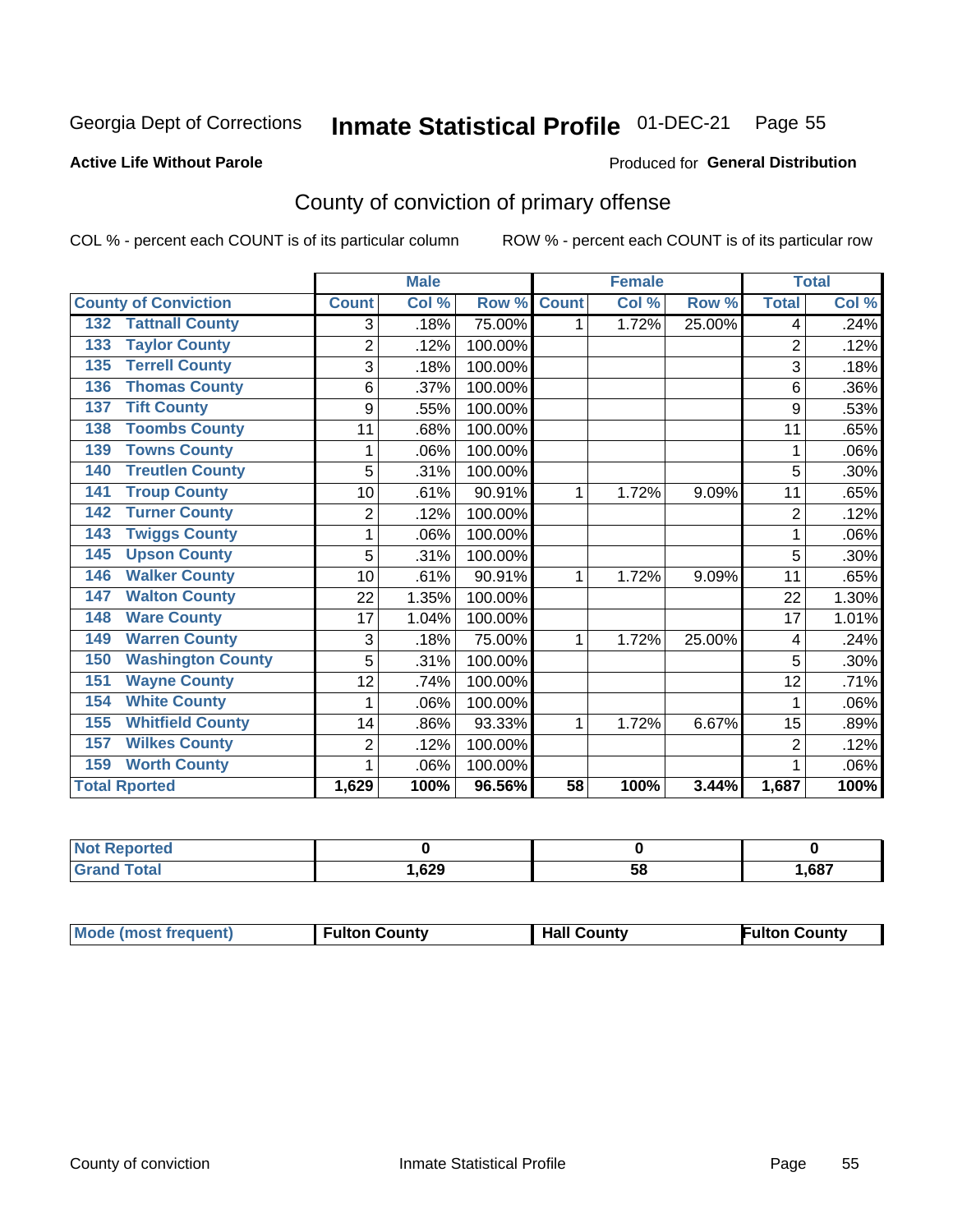Georgia Dept of Corrections **Inmate Statistical Profile** 01-DEC-21

**Active Life Without Parole**

Produced for **General Distribution**

## County of conviction of primary offense

COL % - percent each COUNT is of its particular column    ROW % - percent each COUNT is of its particular row

| County of Conviction | Male | | | Female | | | Total | |
|---|---|---|---|---|---|---|---|---|
| | Count | Col % | Row % | Count | Col % | Row % | Total | Col % |
| 132 Tattnall County | 3 | .18% | 75.00% | 1 | 1.72% | 25.00% | 4 | .24% |
| 133 Taylor County | 2 | .12% | 100.00% | | | | 2 | .12% |
| 135 Terrell County | 3 | .18% | 100.00% | | | | 3 | .18% |
| 136 Thomas County | 6 | .37% | 100.00% | | | | 6 | .36% |
| 137 Tift County | 9 | .55% | 100.00% | | | | 9 | .53% |
| 138 Toombs County | 11 | .68% | 100.00% | | | | 11 | .65% |
| 139 Towns County | 1 | .06% | 100.00% | | | | 1 | .06% |
| 140 Treutlen County | 5 | .31% | 100.00% | | | | 5 | .30% |
| 141 Troup County | 10 | .61% | 90.91% | 1 | 1.72% | 9.09% | 11 | .65% |
| 142 Turner County | 2 | .12% | 100.00% | | | | 2 | .12% |
| 143 Twiggs County | 1 | .06% | 100.00% | | | | 1 | .06% |
| 145 Upson County | 5 | .31% | 100.00% | | | | 5 | .30% |
| 146 Walker County | 10 | .61% | 90.91% | 1 | 1.72% | 9.09% | 11 | .65% |
| 147 Walton County | 22 | 1.35% | 100.00% | | | | 22 | 1.30% |
| 148 Ware County | 17 | 1.04% | 100.00% | | | | 17 | 1.01% |
| 149 Warren County | 3 | .18% | 75.00% | 1 | 1.72% | 25.00% | 4 | .24% |
| 150 Washington County | 5 | .31% | 100.00% | | | | 5 | .30% |
| 151 Wayne County | 12 | .74% | 100.00% | | | | 12 | .71% |
| 154 White County | 1 | .06% | 100.00% | | | | 1 | .06% |
| 155 Whitfield County | 14 | .86% | 93.33% | 1 | 1.72% | 6.67% | 15 | .89% |
| 157 Wilkes County | 2 | .12% | 100.00% | | | | 2 | .12% |
| 159 Worth County | 1 | .06% | 100.00% | | | | 1 | .06% |
| **Total Rported** | **1,629** | **100%** | **96.56%** | **58** | **100%** | **3.44%** | **1,687** | **100%** |

| | Male | Female | Total |
|---|---|---|---|
| Not Reported | **0** | **0** | **0** |
| Grand Total | **1,629** | **58** | **1,687** |

| | Male | Female | Total |
|---|---|---|---|
| Mode (most frequent) | **Fulton County** | **Hall County** | **Fulton County** |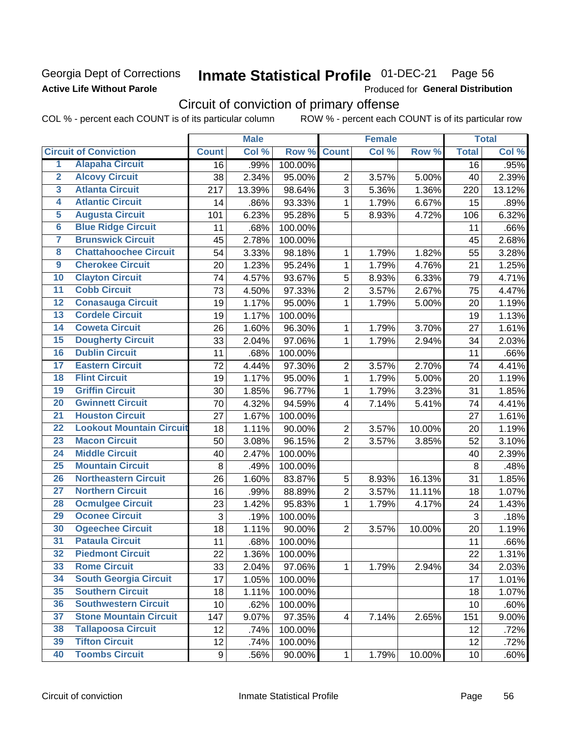Georgia Dept of Corrections
**Active Life Without Parole**

# Inmate Statistical Profile 01-DEC-21

Produced for **General Distribution**

## Circuit of conviction of primary offense

COL % - percent each COUNT is of its particular column ROW % - percent each COUNT is of its particular row

| | Circuit of Conviction | Male | | | Female | | | Total | |
|---|---|---|---|---|---|---|---|---|---|
| | | Count | Col % | Row % | Count | Col % | Row % | Total | Col % |
| 1 | Alapaha Circuit | 16 | .99% | 100.00% | | | | 16 | .95% |
| 2 | Alcovy Circuit | 38 | 2.34% | 95.00% | 2 | 3.57% | 5.00% | 40 | 2.39% |
| 3 | Atlanta Circuit | 217 | 13.39% | 98.64% | 3 | 5.36% | 1.36% | 220 | 13.12% |
| 4 | Atlantic Circuit | 14 | .86% | 93.33% | 1 | 1.79% | 6.67% | 15 | .89% |
| 5 | Augusta Circuit | 101 | 6.23% | 95.28% | 5 | 8.93% | 4.72% | 106 | 6.32% |
| 6 | Blue Ridge Circuit | 11 | .68% | 100.00% | | | | 11 | .66% |
| 7 | Brunswick Circuit | 45 | 2.78% | 100.00% | | | | 45 | 2.68% |
| 8 | Chattahoochee Circuit | 54 | 3.33% | 98.18% | 1 | 1.79% | 1.82% | 55 | 3.28% |
| 9 | Cherokee Circuit | 20 | 1.23% | 95.24% | 1 | 1.79% | 4.76% | 21 | 1.25% |
| 10 | Clayton Circuit | 74 | 4.57% | 93.67% | 5 | 8.93% | 6.33% | 79 | 4.71% |
| 11 | Cobb Circuit | 73 | 4.50% | 97.33% | 2 | 3.57% | 2.67% | 75 | 4.47% |
| 12 | Conasauga Circuit | 19 | 1.17% | 95.00% | 1 | 1.79% | 5.00% | 20 | 1.19% |
| 13 | Cordele Circuit | 19 | 1.17% | 100.00% | | | | 19 | 1.13% |
| 14 | Coweta Circuit | 26 | 1.60% | 96.30% | 1 | 1.79% | 3.70% | 27 | 1.61% |
| 15 | Dougherty Circuit | 33 | 2.04% | 97.06% | 1 | 1.79% | 2.94% | 34 | 2.03% |
| 16 | Dublin Circuit | 11 | .68% | 100.00% | | | | 11 | .66% |
| 17 | Eastern Circuit | 72 | 4.44% | 97.30% | 2 | 3.57% | 2.70% | 74 | 4.41% |
| 18 | Flint Circuit | 19 | 1.17% | 95.00% | 1 | 1.79% | 5.00% | 20 | 1.19% |
| 19 | Griffin Circuit | 30 | 1.85% | 96.77% | 1 | 1.79% | 3.23% | 31 | 1.85% |
| 20 | Gwinnett Circuit | 70 | 4.32% | 94.59% | 4 | 7.14% | 5.41% | 74 | 4.41% |
| 21 | Houston Circuit | 27 | 1.67% | 100.00% | | | | 27 | 1.61% |
| 22 | Lookout Mountain Circuit | 18 | 1.11% | 90.00% | 2 | 3.57% | 10.00% | 20 | 1.19% |
| 23 | Macon Circuit | 50 | 3.08% | 96.15% | 2 | 3.57% | 3.85% | 52 | 3.10% |
| 24 | Middle Circuit | 40 | 2.47% | 100.00% | | | | 40 | 2.39% |
| 25 | Mountain Circuit | 8 | .49% | 100.00% | | | | 8 | .48% |
| 26 | Northeastern Circuit | 26 | 1.60% | 83.87% | 5 | 8.93% | 16.13% | 31 | 1.85% |
| 27 | Northern Circuit | 16 | .99% | 88.89% | 2 | 3.57% | 11.11% | 18 | 1.07% |
| 28 | Ocmulgee Circuit | 23 | 1.42% | 95.83% | 1 | 1.79% | 4.17% | 24 | 1.43% |
| 29 | Oconee Circuit | 3 | .19% | 100.00% | | | | 3 | .18% |
| 30 | Ogeechee Circuit | 18 | 1.11% | 90.00% | 2 | 3.57% | 10.00% | 20 | 1.19% |
| 31 | Pataula Circuit | 11 | .68% | 100.00% | | | | 11 | .66% |
| 32 | Piedmont Circuit | 22 | 1.36% | 100.00% | | | | 22 | 1.31% |
| 33 | Rome Circuit | 33 | 2.04% | 97.06% | 1 | 1.79% | 2.94% | 34 | 2.03% |
| 34 | South Georgia Circuit | 17 | 1.05% | 100.00% | | | | 17 | 1.01% |
| 35 | Southern Circuit | 18 | 1.11% | 100.00% | | | | 18 | 1.07% |
| 36 | Southwestern Circuit | 10 | .62% | 100.00% | | | | 10 | .60% |
| 37 | Stone Mountain Circuit | 147 | 9.07% | 97.35% | 4 | 7.14% | 2.65% | 151 | 9.00% |
| 38 | Tallapoosa Circuit | 12 | .74% | 100.00% | | | | 12 | .72% |
| 39 | Tifton Circuit | 12 | .74% | 100.00% | | | | 12 | .72% |
| 40 | Toombs Circuit | 9 | .56% | 90.00% | 1 | 1.79% | 10.00% | 10 | .60% |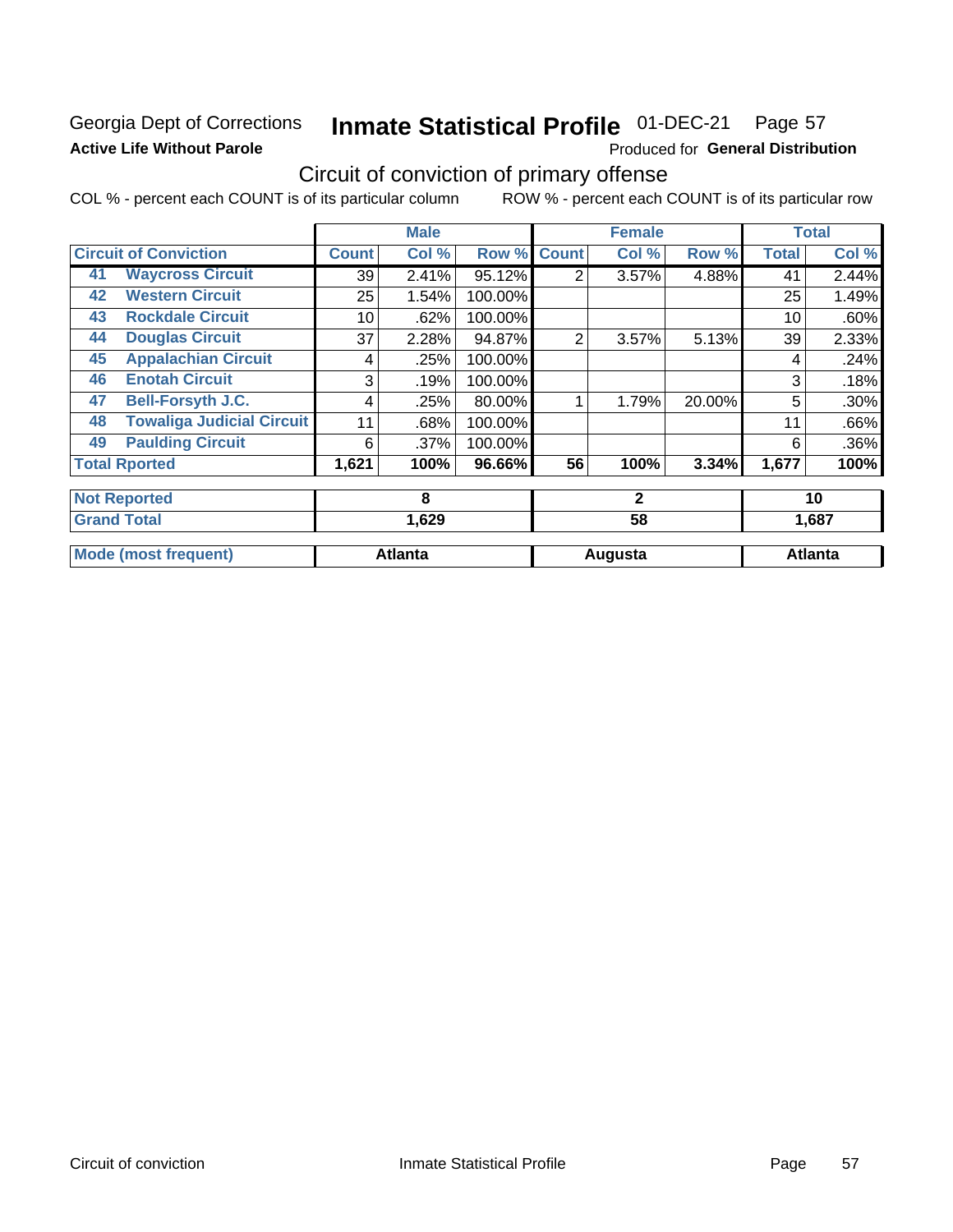Georgia Dept of Corrections
**Active Life Without Parole**

# Inmate Statistical Profile 01-DEC-21 Page 57

Produced for **General Distribution**

## Circuit of conviction of primary offense

COL % - percent each COUNT is of its particular column ROW % - percent each COUNT is of its particular row

| | | Male | | | Female | | | Total | |
|---|---|---|---|---|---|---|---|---|---|
| **Circuit of Conviction** | | **Count** | **Col %** | **Row %** | **Count** | **Col %** | **Row %** | **Total** | **Col %** |
| 41 | **Waycross Circuit** | 39 | 2.41% | 95.12% | 2 | 3.57% | 4.88% | 41 | 2.44% |
| 42 | **Western Circuit** | 25 | 1.54% | 100.00% | | | | 25 | 1.49% |
| 43 | **Rockdale Circuit** | 10 | .62% | 100.00% | | | | 10 | .60% |
| 44 | **Douglas Circuit** | 37 | 2.28% | 94.87% | 2 | 3.57% | 5.13% | 39 | 2.33% |
| 45 | **Appalachian Circuit** | 4 | .25% | 100.00% | | | | 4 | .24% |
| 46 | **Enotah Circuit** | 3 | .19% | 100.00% | | | | 3 | .18% |
| 47 | **Bell-Forsyth J.C.** | 4 | .25% | 80.00% | 1 | 1.79% | 20.00% | 5 | .30% |
| 48 | **Towaliga Judicial Circuit** | 11 | .68% | 100.00% | | | | 11 | .66% |
| 49 | **Paulding Circuit** | 6 | .37% | 100.00% | | | | 6 | .36% |
| **Total Rported** | | **1,621** | **100%** | **96.66%** | **56** | **100%** | **3.34%** | **1,677** | **100%** |
| **Not Reported** | | **8** | | | **2** | | | **10** | |
| **Grand Total** | | **1,629** | | | **58** | | | **1,687** | |
| **Mode (most frequent)** | | **Atlanta** | | | **Augusta** | | | **Atlanta** | |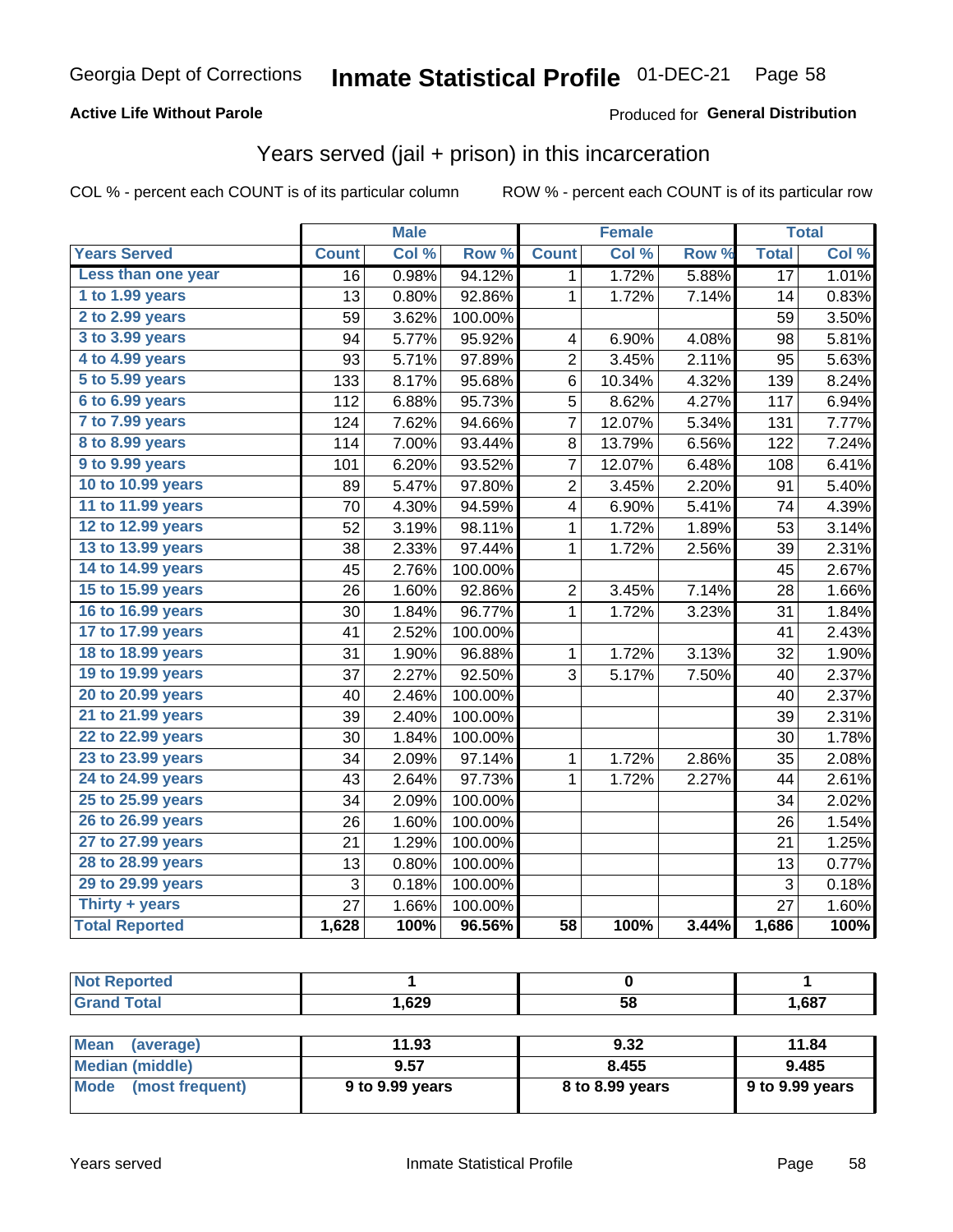Georgia Dept of Corrections **Inmate Statistical Profile** 01-DEC-21

**Active Life Without Parole**

Produced for **General Distribution**

## Years served (jail + prison) in this incarceration

COL % - percent each COUNT is of its particular column

ROW % - percent each COUNT is of its particular row

| | Male | | | Female | | | Total | |
|---|---|---|---|---|---|---|---|---|
| Years Served | Count | Col % | Row % | Count | Col % | Row % | Total | Col % |
| Less than one year | 16 | 0.98% | 94.12% | 1 | 1.72% | 5.88% | 17 | 1.01% |
| 1 to 1.99 years | 13 | 0.80% | 92.86% | 1 | 1.72% | 7.14% | 14 | 0.83% |
| 2 to 2.99 years | 59 | 3.62% | 100.00% | | | | 59 | 3.50% |
| 3 to 3.99 years | 94 | 5.77% | 95.92% | 4 | 6.90% | 4.08% | 98 | 5.81% |
| 4 to 4.99 years | 93 | 5.71% | 97.89% | 2 | 3.45% | 2.11% | 95 | 5.63% |
| 5 to 5.99 years | 133 | 8.17% | 95.68% | 6 | 10.34% | 4.32% | 139 | 8.24% |
| 6 to 6.99 years | 112 | 6.88% | 95.73% | 5 | 8.62% | 4.27% | 117 | 6.94% |
| 7 to 7.99 years | 124 | 7.62% | 94.66% | 7 | 12.07% | 5.34% | 131 | 7.77% |
| 8 to 8.99 years | 114 | 7.00% | 93.44% | 8 | 13.79% | 6.56% | 122 | 7.24% |
| 9 to 9.99 years | 101 | 6.20% | 93.52% | 7 | 12.07% | 6.48% | 108 | 6.41% |
| 10 to 10.99 years | 89 | 5.47% | 97.80% | 2 | 3.45% | 2.20% | 91 | 5.40% |
| 11 to 11.99 years | 70 | 4.30% | 94.59% | 4 | 6.90% | 5.41% | 74 | 4.39% |
| 12 to 12.99 years | 52 | 3.19% | 98.11% | 1 | 1.72% | 1.89% | 53 | 3.14% |
| 13 to 13.99 years | 38 | 2.33% | 97.44% | 1 | 1.72% | 2.56% | 39 | 2.31% |
| 14 to 14.99 years | 45 | 2.76% | 100.00% | | | | 45 | 2.67% |
| 15 to 15.99 years | 26 | 1.60% | 92.86% | 2 | 3.45% | 7.14% | 28 | 1.66% |
| 16 to 16.99 years | 30 | 1.84% | 96.77% | 1 | 1.72% | 3.23% | 31 | 1.84% |
| 17 to 17.99 years | 41 | 2.52% | 100.00% | | | | 41 | 2.43% |
| 18 to 18.99 years | 31 | 1.90% | 96.88% | 1 | 1.72% | 3.13% | 32 | 1.90% |
| 19 to 19.99 years | 37 | 2.27% | 92.50% | 3 | 5.17% | 7.50% | 40 | 2.37% |
| 20 to 20.99 years | 40 | 2.46% | 100.00% | | | | 40 | 2.37% |
| 21 to 21.99 years | 39 | 2.40% | 100.00% | | | | 39 | 2.31% |
| 22 to 22.99 years | 30 | 1.84% | 100.00% | | | | 30 | 1.78% |
| 23 to 23.99 years | 34 | 2.09% | 97.14% | 1 | 1.72% | 2.86% | 35 | 2.08% |
| 24 to 24.99 years | 43 | 2.64% | 97.73% | 1 | 1.72% | 2.27% | 44 | 2.61% |
| 25 to 25.99 years | 34 | 2.09% | 100.00% | | | | 34 | 2.02% |
| 26 to 26.99 years | 26 | 1.60% | 100.00% | | | | 26 | 1.54% |
| 27 to 27.99 years | 21 | 1.29% | 100.00% | | | | 21 | 1.25% |
| 28 to 28.99 years | 13 | 0.80% | 100.00% | | | | 13 | 0.77% |
| 29 to 29.99 years | 3 | 0.18% | 100.00% | | | | 3 | 0.18% |
| Thirty + years | 27 | 1.66% | 100.00% | | | | 27 | 1.60% |
| **Total Reported** | **1,628** | **100%** | **96.56%** | **58** | **100%** | **3.44%** | **1,686** | **100%** |

| | Male | Female | Total |
|---|---|---|---|
| Not Reported | 1 | 0 | 1 |
| Grand Total | 1,629 | 58 | 1,687 |

| | Male | Female | Total |
|---|---|---|---|
| Mean (average) | 11.93 | 9.32 | 11.84 |
| Median (middle) | 9.57 | 8.455 | 9.485 |
| Mode (most frequent) | 9 to 9.99 years | 8 to 8.99 years | 9 to 9.99 years |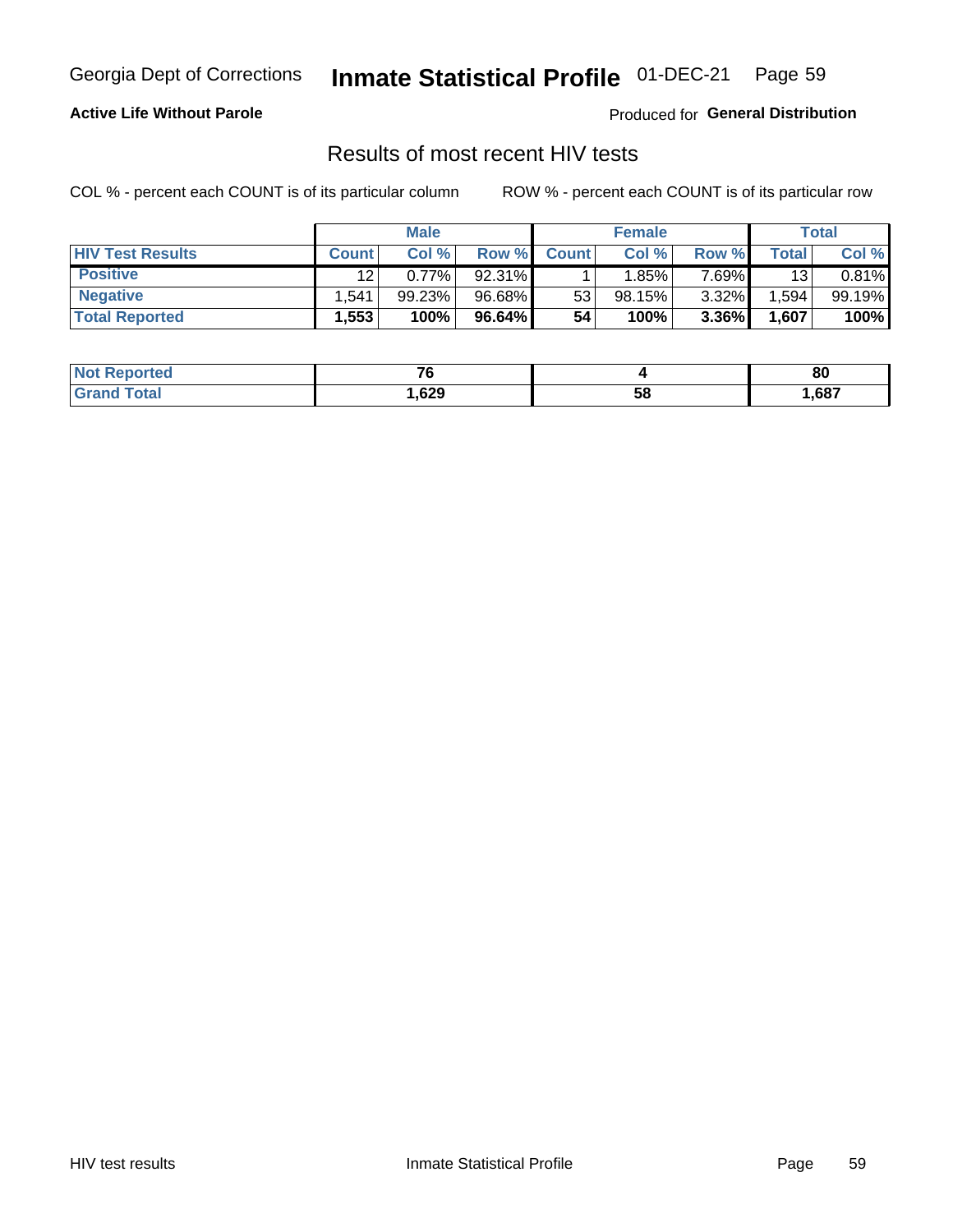Georgia Dept of Corrections **Inmate Statistical Profile** 01-DEC-21

**Active Life Without Parole**

Produced for **General Distribution**

## Results of most recent HIV tests

COL % - percent each COUNT is of its particular column

ROW % - percent each COUNT is of its particular row

| | Male | | | Female | | | Total | |
|---|---|---|---|---|---|---|---|---|
| HIV Test Results | Count | Col % | Row % | Count | Col % | Row % | Total | Col % |
| Positive | 12 | 0.77% | 92.31% | 1 | 1.85% | 7.69% | 13 | 0.81% |
| Negative | 1,541 | 99.23% | 96.68% | 53 | 98.15% | 3.32% | 1,594 | 99.19% |
| **Total Reported** | **1,553** | **100%** | **96.64%** | **54** | **100%** | **3.36%** | **1,607** | **100%** |

| | Male | Female | Total |
|---|---|---|---|
| Not Reported | **76** | **4** | **80** |
| Grand Total | **1,629** | **58** | **1,687** |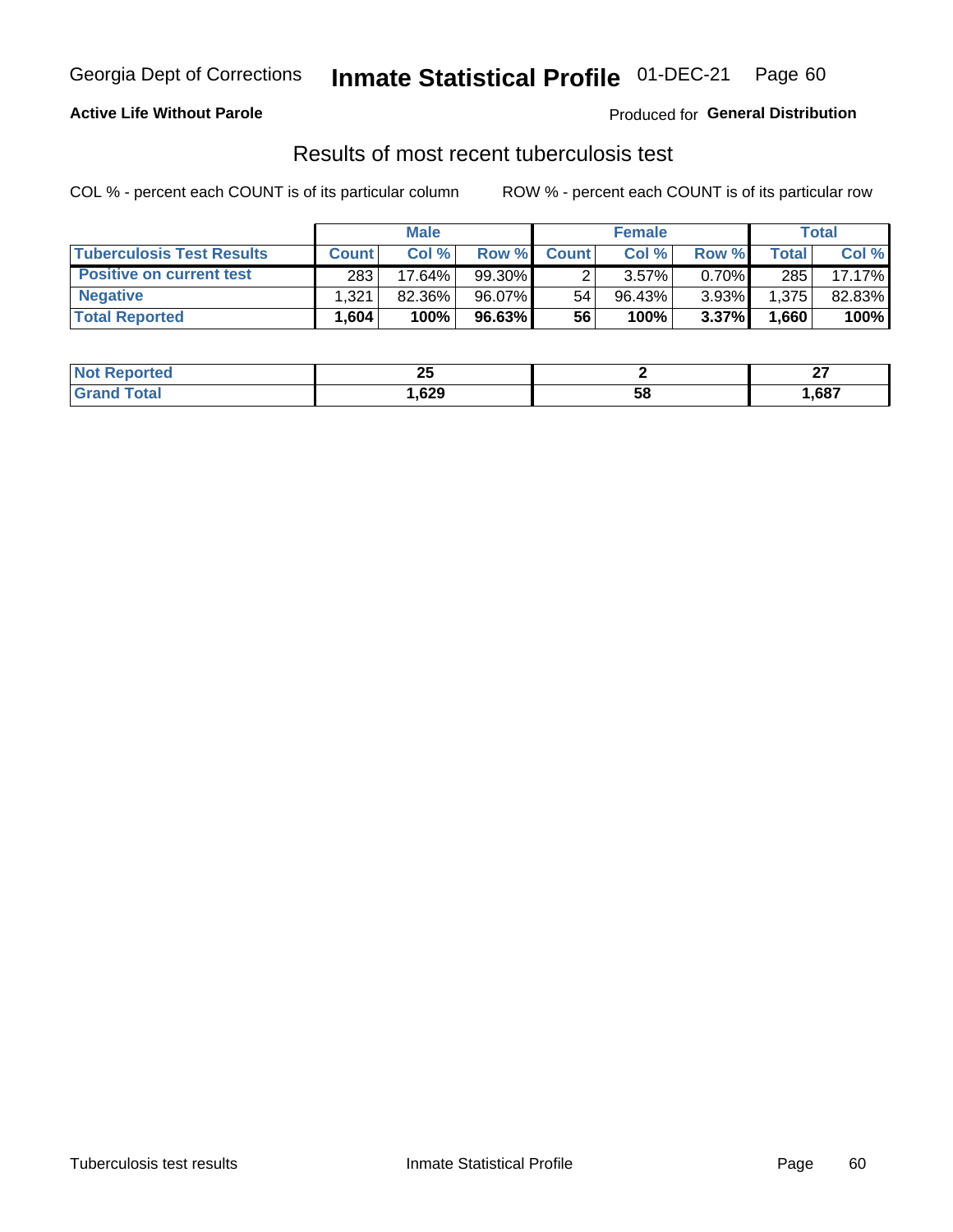Georgia Dept of Corrections **Inmate Statistical Profile** 01-DEC-21

**Active Life Without Parole**

Produced for **General Distribution**

## Results of most recent tuberculosis test

COL % - percent each COUNT is of its particular column

ROW % - percent each COUNT is of its particular row

| | Male | | | Female | | | Total | |
|---|---|---|---|---|---|---|---|---|
| **Tuberculosis Test Results** | **Count** | **Col %** | **Row %** | **Count** | **Col %** | **Row %** | **Total** | **Col %** |
| **Positive on current test** | 283 | 17.64% | 99.30% | 2 | 3.57% | 0.70% | 285 | 17.17% |
| **Negative** | 1,321 | 82.36% | 96.07% | 54 | 96.43% | 3.93% | 1,375 | 82.83% |
| **Total Reported** | **1,604** | **100%** | **96.63%** | **56** | **100%** | **3.37%** | **1,660** | **100%** |

| | Male | Female | Total |
|---|---|---|---|
| **Not Reported** | **25** | **2** | **27** |
| **Grand Total** | **1,629** | **58** | **1,687** |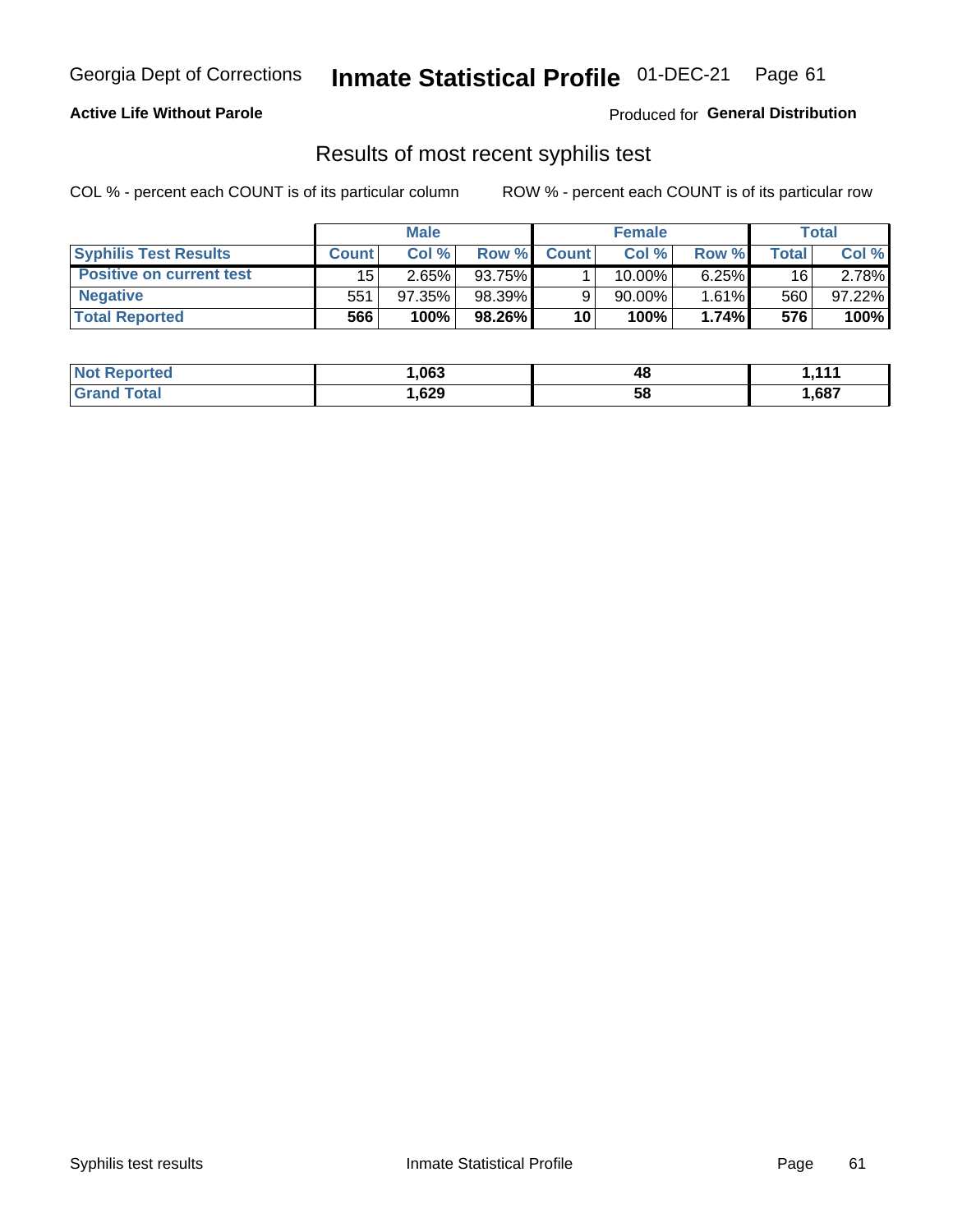Georgia Dept of Corrections **Inmate Statistical Profile** 01-DEC-21

**Active Life Without Parole**

Produced for **General Distribution**

## Results of most recent syphilis test

COL % - percent each COUNT is of its particular column ROW % - percent each COUNT is of its particular row

| | Male | | | Female | | | Total | |
|---|---|---|---|---|---|---|---|---|
| **Syphilis Test Results** | **Count** | **Col %** | **Row %** | **Count** | **Col %** | **Row %** | **Total** | **Col %** |
| **Positive on current test** | 15 | 2.65% | 93.75% | 1 | 10.00% | 6.25% | 16 | 2.78% |
| **Negative** | 551 | 97.35% | 98.39% | 9 | 90.00% | 1.61% | 560 | 97.22% |
| **Total Reported** | **566** | **100%** | **98.26%** | **10** | **100%** | **1.74%** | **576** | **100%** |

| | Male | Female | Total |
|---|---|---|---|
| **Not Reported** | **1,063** | **48** | **1,111** |
| **Grand Total** | **1,629** | **58** | **1,687** |

Syphilis test results Inmate Statistical Profile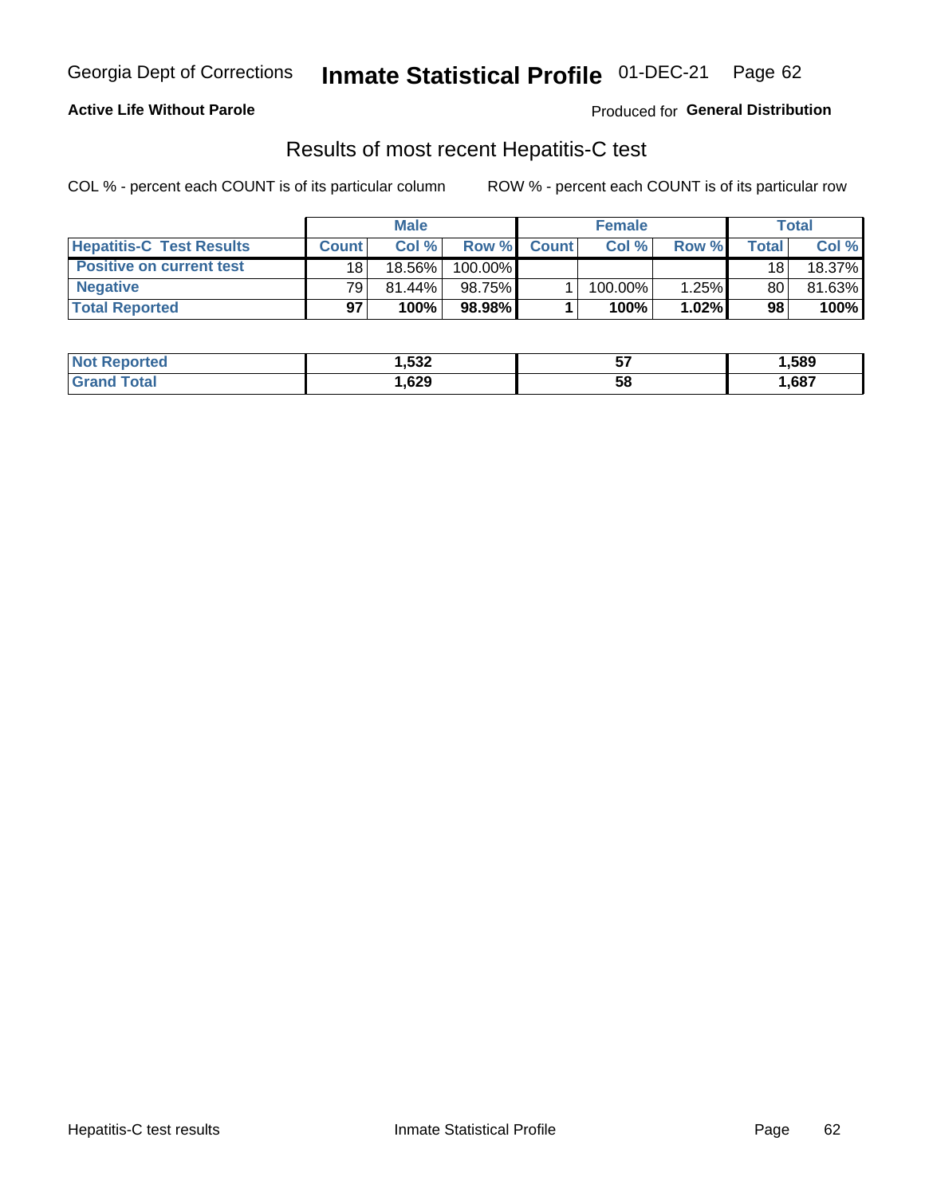Georgia Dept of Corrections **Inmate Statistical Profile** 01-DEC-21

**Active Life Without Parole**

Produced for **General Distribution**

## Results of most recent Hepatitis-C test

COL % - percent each COUNT is of its particular column ROW % - percent each COUNT is of its particular row

| | Male | | | Female | | | Total | |
|---|---|---|---|---|---|---|---|---|
| **Hepatitis-C Test Results** | **Count** | **Col %** | **Row %** | **Count** | **Col %** | **Row %** | **Total** | **Col %** |
| **Positive on current test** | 18 | 18.56% | 100.00% | | | | 18 | 18.37% |
| **Negative** | 79 | 81.44% | 98.75% | 1 | 100.00% | 1.25% | 80 | 81.63% |
| **Total Reported** | **97** | **100%** | **98.98%** | **1** | **100%** | **1.02%** | **98** | **100%** |

| | Male | Female | Total |
|---|---|---|---|
| **Not Reported** | **1,532** | **57** | **1,589** |
| **Grand Total** | **1,629** | **58** | **1,687** |

Hepatitis-C test results